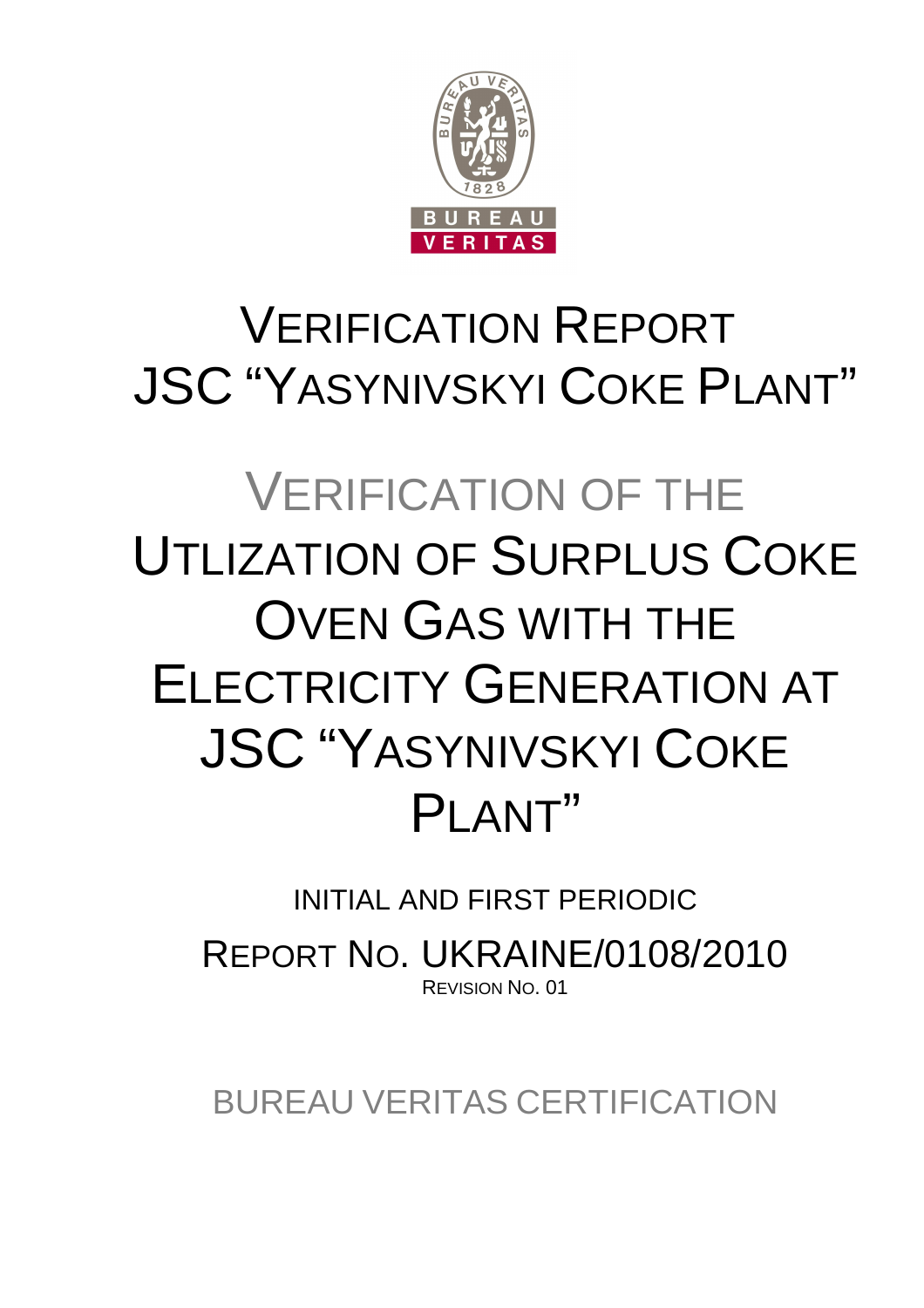# VERIFICATION REPORT JSC "YASYNIVSKYI COKE PLANT"

# VERIFICATION OF THE UTLIZATION OF SURPLUS COKE OVEN GAS WITH THE ELECTRICITY GENERATION AT JSC "YASYNIVSKYI COKE PLANT"

INITIAL AND FIRST PERIODIC

REPORT NO. UKRAINE/0108/2010

REVISION NO. 01

BUREAU VERITAS CERTIFICATION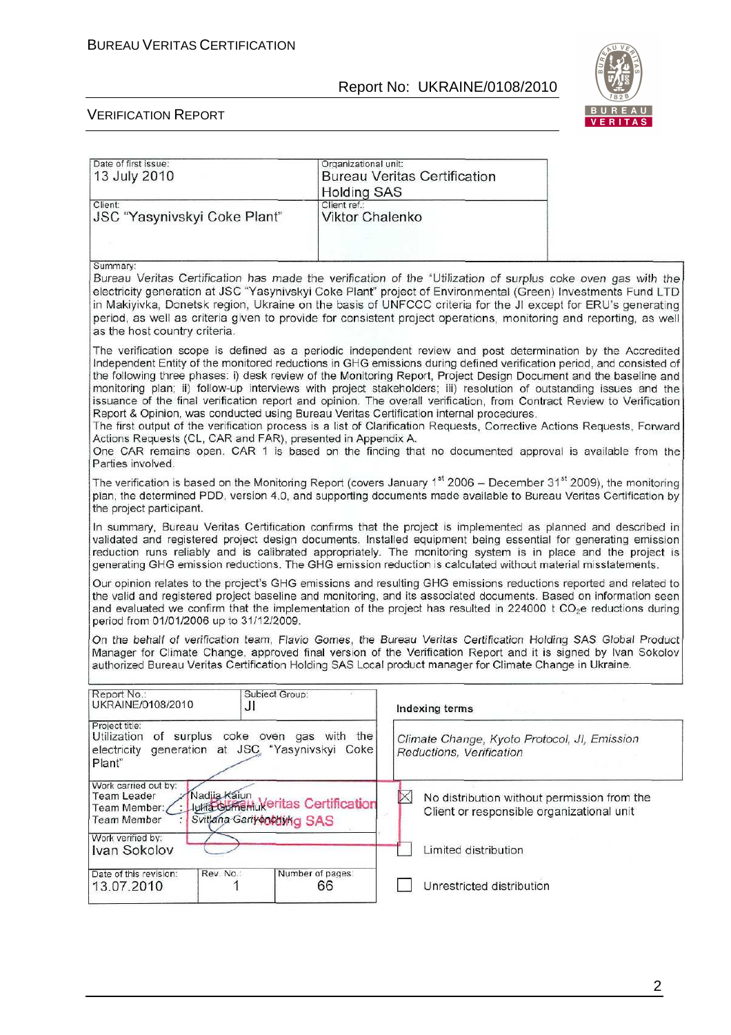| Date of first issue: 13 July 2010 | Organizational unit: Bureau Veritas Certification Holding SAS |
|---|---|
| Client: JSC "Yasynivskyi Coke Plant" | Client ref.: Viktor Chalenko |

Summary:

Bureau Veritas Certification has made the verification of the "Utilization of surplus coke oven gas with the electricity generation at JSC "Yasynivskyi Coke Plant" project of Environmental (Green) Investments Fund LTD in Makiyivka, Donetsk region, Ukraine on the basis of UNFCCC criteria for the JI except for ERU's generating period, as well as criteria given to provide for consistent project operations, monitoring and reporting, as well as the host country criteria.

The verification scope is defined as a periodic independent review and post determination by the Accredited Independent Entity of the monitored reductions in GHG emissions during defined verification period, and consisted of the following three phases: i) desk review of the Monitoring Report, Project Design Document and the baseline and monitoring plan; ii) follow-up interviews with project stakeholders; iii) resolution of outstanding issues and the issuance of the final verification report and opinion. The overall verification, from Contract Review to Verification Report & Opinion, was conducted using Bureau Veritas Certification internal procedures.

The first output of the verification process is a list of Clarification Requests, Corrective Actions Requests, Forward Actions Requests (CL, CAR and FAR), presented in Appendix A.

One CAR remains open. CAR 1 is based on the finding that no documented approval is available from the Parties involved.

The verification is based on the Monitoring Report (covers January 1st 2006 – December 31st 2009), the monitoring plan, the determined PDD, version 4.0, and supporting documents made available to Bureau Veritas Certification by the project participant.

In summary, Bureau Veritas Certification confirms that the project is implemented as planned and described in validated and registered project design documents. Installed equipment being essential for generating emission reduction runs reliably and is calibrated appropriately. The monitoring system is in place and the project is generating GHG emission reductions. The GHG emission reduction is calculated without material misstatements.

Our opinion relates to the project's GHG emissions and resulting GHG emissions reductions reported and related to the valid and registered project baseline and monitoring, and its associated documents. Based on information seen and evaluated we confirm that the implementation of the project has resulted in 224000 t $CO_2e$ reductions during period from 01/01/2006 up to 31/12/2009.

*On the behalf of verification team, Flavio Gomes, the Bureau Veritas Certification Holding SAS Global Product Manager for Climate Change, approved final version of the Verification Report and it is signed by Ivan Sokolov authorized Bureau Veritas Certification Holding SAS Local product manager for Climate Change in Ukraine.*

| Report No.: UKRAINE/0108/2010 | Subject Group: JI | | Indexing terms |
|---|---|---|---|
| Project title: Utilization of surplus coke oven gas with the electricity generation at JSC "Yasynivskyi Coke Plant" | | | *Climate Change, Kyoto Protocol, JI, Emission Reductions, Verification* |
| Work carried out by: Team Leader: Nadiia Kaiun; Team Member: Iuliia Gumeniuk; Team Member: Svitlana Gariyenchyk | | | ☒ No distribution without permission from the Client or responsible organizational unit |
| Work verified by: Ivan Sokolov | | | ☐ Limited distribution |
| Date of this revision: 13.07.2010 | Rev. No.: 1 | Number of pages: 66 | ☐ Unrestricted distribution |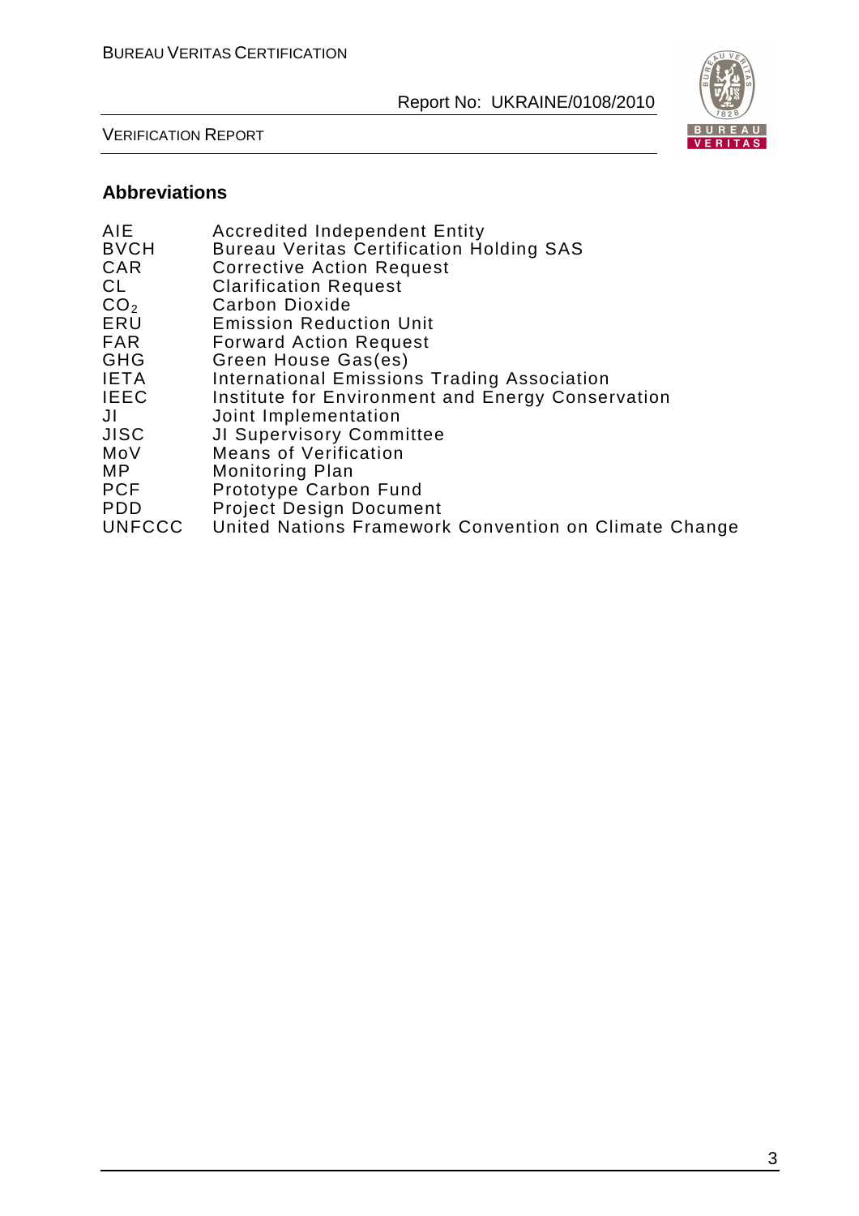## Abbreviations

| | |
|---|---|
| AIE | Accredited Independent Entity |
| BVCH | Bureau Veritas Certification Holding SAS |
| CAR | Corrective Action Request |
| CL | Clarification Request |
| $CO_2$ | Carbon Dioxide |
| ERU | Emission Reduction Unit |
| FAR | Forward Action Request |
| GHG | Green House Gas(es) |
| IETA | International Emissions Trading Association |
| IEEC | Institute for Environment and Energy Conservation |
| JI | Joint Implementation |
| JISC | JI Supervisory Committee |
| MoV | Means of Verification |
| MP | Monitoring Plan |
| PCF | Prototype Carbon Fund |
| PDD | Project Design Document |
| UNFCCC | United Nations Framework Convention on Climate Change |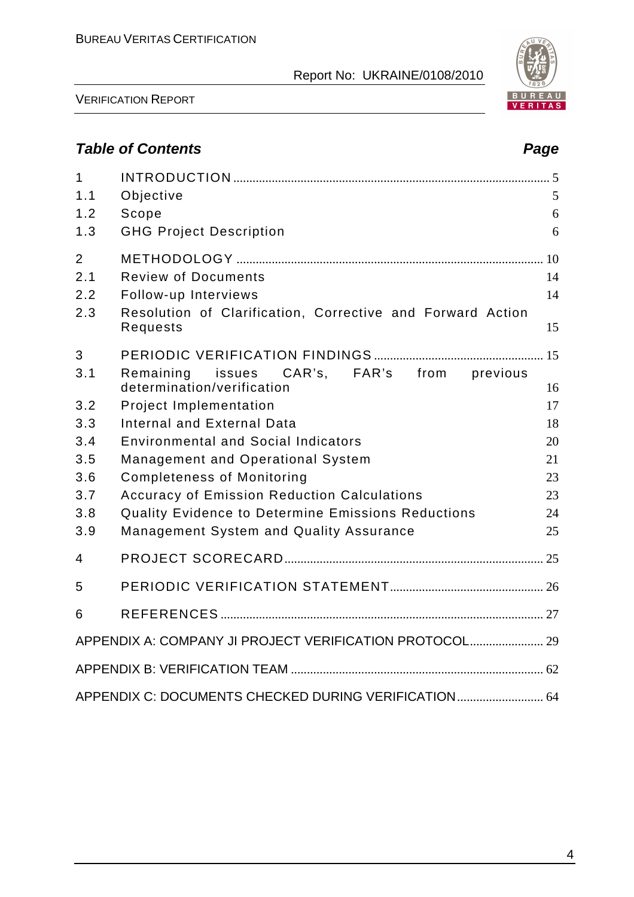## Table of Contents

| | | Page |
|---|---|---|
| 1 | INTRODUCTION | 5 |
| 1.1 | Objective | 5 |
| 1.2 | Scope | 6 |
| 1.3 | GHG Project Description | 6 |
| 2 | METHODOLOGY | 10 |
| 2.1 | Review of Documents | 14 |
| 2.2 | Follow-up Interviews | 14 |
| 2.3 | Resolution of Clarification, Corrective and Forward Action Requests | 15 |
| 3 | PERIODIC VERIFICATION FINDINGS | 15 |
| 3.1 | Remaining issues CAR's, FAR's from previous determination/verification | 16 |
| 3.2 | Project Implementation | 17 |
| 3.3 | Internal and External Data | 18 |
| 3.4 | Environmental and Social Indicators | 20 |
| 3.5 | Management and Operational System | 21 |
| 3.6 | Completeness of Monitoring | 23 |
| 3.7 | Accuracy of Emission Reduction Calculations | 23 |
| 3.8 | Quality Evidence to Determine Emissions Reductions | 24 |
| 3.9 | Management System and Quality Assurance | 25 |
| 4 | PROJECT SCORECARD | 25 |
| 5 | PERIODIC VERIFICATION STATEMENT | 26 |
| 6 | REFERENCES | 27 |

APPENDIX A: COMPANY JI PROJECT VERIFICATION PROTOCOL ....................... 29

APPENDIX B: VERIFICATION TEAM ....................... 62

APPENDIX C: DOCUMENTS CHECKED DURING VERIFICATION ....................... 64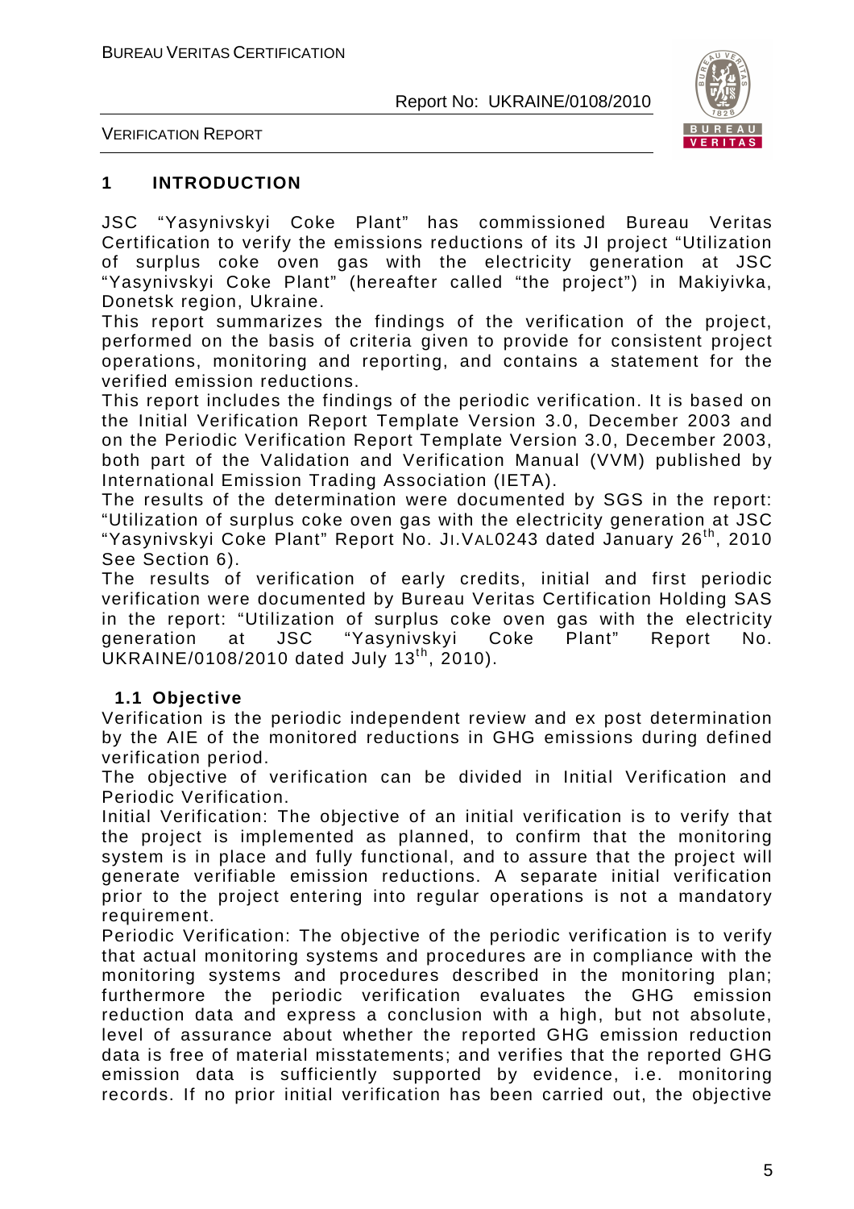## 1 INTRODUCTION

JSC "Yasynivskyi Coke Plant" has commissioned Bureau Veritas Certification to verify the emissions reductions of its JI project "Utilization of surplus coke oven gas with the electricity generation at JSC "Yasynivskyi Coke Plant" (hereafter called "the project") in Makiyivka, Donetsk region, Ukraine.

This report summarizes the findings of the verification of the project, performed on the basis of criteria given to provide for consistent project operations, monitoring and reporting, and contains a statement for the verified emission reductions.

This report includes the findings of the periodic verification. It is based on the Initial Verification Report Template Version 3.0, December 2003 and on the Periodic Verification Report Template Version 3.0, December 2003, both part of the Validation and Verification Manual (VVM) published by International Emission Trading Association (IETA).

The results of the determination were documented by SGS in the report: "Utilization of surplus coke oven gas with the electricity generation at JSC "Yasynivskyi Coke Plant" Report No. JI.VAL0243 dated January 26th, 2010 See Section 6).

The results of verification of early credits, initial and first periodic verification were documented by Bureau Veritas Certification Holding SAS in the report: "Utilization of surplus coke oven gas with the electricity generation at JSC "Yasynivskyi Coke Plant" Report No. UKRAINE/0108/2010 dated July 13th, 2010).

### 1.1 Objective

Verification is the periodic independent review and ex post determination by the AIE of the monitored reductions in GHG emissions during defined verification period.

The objective of verification can be divided in Initial Verification and Periodic Verification.

Initial Verification: The objective of an initial verification is to verify that the project is implemented as planned, to confirm that the monitoring system is in place and fully functional, and to assure that the project will generate verifiable emission reductions. A separate initial verification prior to the project entering into regular operations is not a mandatory requirement.

Periodic Verification: The objective of the periodic verification is to verify that actual monitoring systems and procedures are in compliance with the monitoring systems and procedures described in the monitoring plan; furthermore the periodic verification evaluates the GHG emission reduction data and express a conclusion with a high, but not absolute, level of assurance about whether the reported GHG emission reduction data is free of material misstatements; and verifies that the reported GHG emission data is sufficiently supported by evidence, i.e. monitoring records. If no prior initial verification has been carried out, the objective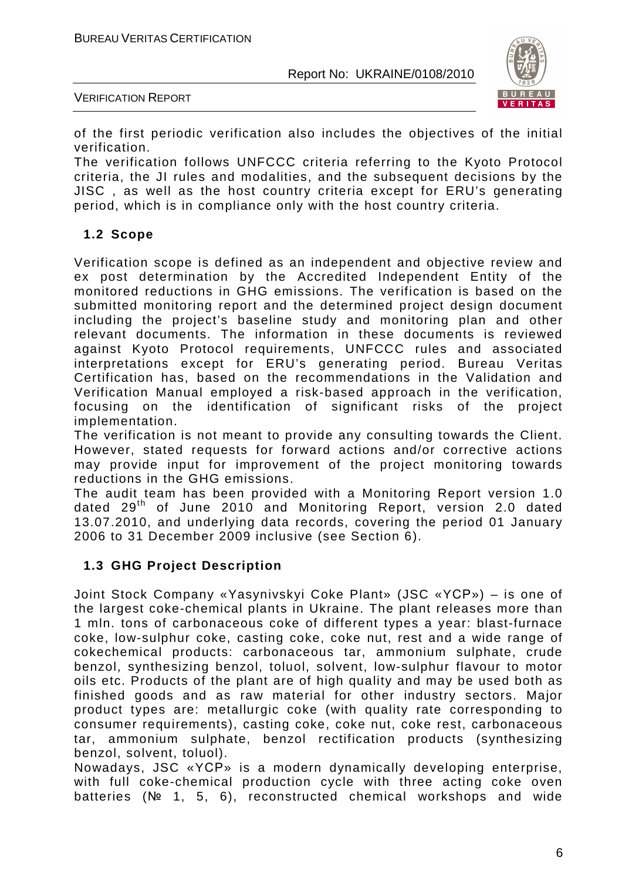of the first periodic verification also includes the objectives of the initial verification.

The verification follows UNFCCC criteria referring to the Kyoto Protocol criteria, the JI rules and modalities, and the subsequent decisions by the JISC , as well as the host country criteria except for ERU's generating period, which is in compliance only with the host country criteria.

## 1.2 Scope

Verification scope is defined as an independent and objective review and ex post determination by the Accredited Independent Entity of the monitored reductions in GHG emissions. The verification is based on the submitted monitoring report and the determined project design document including the project's baseline study and monitoring plan and other relevant documents. The information in these documents is reviewed against Kyoto Protocol requirements, UNFCCC rules and associated interpretations except for ERU's generating period. Bureau Veritas Certification has, based on the recommendations in the Validation and Verification Manual employed a risk-based approach in the verification, focusing on the identification of significant risks of the project implementation.

The verification is not meant to provide any consulting towards the Client. However, stated requests for forward actions and/or corrective actions may provide input for improvement of the project monitoring towards reductions in the GHG emissions.

The audit team has been provided with a Monitoring Report version 1.0 dated 29th of June 2010 and Monitoring Report, version 2.0 dated 13.07.2010, and underlying data records, covering the period 01 January 2006 to 31 December 2009 inclusive (see Section 6).

## 1.3 GHG Project Description

Joint Stock Company «Yasynivskyi Coke Plant» (JSC «YCP») – is one of the largest coke-chemical plants in Ukraine. The plant releases more than 1 mln. tons of carbonaceous coke of different types a year: blast-furnace coke, low-sulphur coke, casting coke, coke nut, rest and a wide range of cokechemical products: carbonaceous tar, ammonium sulphate, crude benzol, synthesizing benzol, toluol, solvent, low-sulphur flavour to motor oils etc. Products of the plant are of high quality and may be used both as finished goods and as raw material for other industry sectors. Major product types are: metallurgic coke (with quality rate corresponding to consumer requirements), casting coke, coke nut, coke rest, carbonaceous tar, ammonium sulphate, benzol rectification products (synthesizing benzol, solvent, toluol).

Nowadays, JSC «YCP» is a modern dynamically developing enterprise, with full coke-chemical production cycle with three acting coke oven batteries (№ 1, 5, 6), reconstructed chemical workshops and wide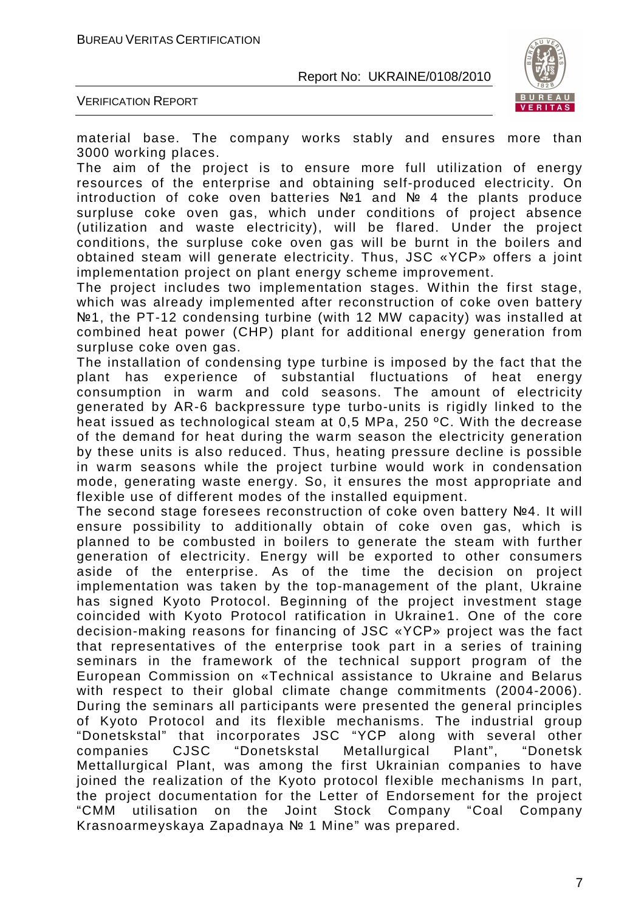material base. The company works stably and ensures more than 3000 working places.

The aim of the project is to ensure more full utilization of energy resources of the enterprise and obtaining self-produced electricity. On introduction of coke oven batteries №1 and № 4 the plants produce surpluse coke oven gas, which under conditions of project absence (utilization and waste electricity), will be flared. Under the project conditions, the surpluse coke oven gas will be burnt in the boilers and obtained steam will generate electricity. Thus, JSC «YCP» offers a joint implementation project on plant energy scheme improvement.

The project includes two implementation stages. Within the first stage, which was already implemented after reconstruction of coke oven battery №1, the PT-12 condensing turbine (with 12 MW capacity) was installed at combined heat power (CHP) plant for additional energy generation from surplus coke oven gas.

The installation of condensing type turbine is imposed by the fact that the plant has experience of substantial fluctuations of heat energy consumption in warm and cold seasons. The amount of electricity generated by AR-6 backpressure type turbo-units is rigidly linked to the heat issued as technological steam at 0,5 MPa, 250 ºC. With the decrease of the demand for heat during the warm season the electricity generation by these units is also reduced. Thus, heating pressure decline is possible in warm seasons while the project turbine would work in condensation mode, generating waste energy. So, it ensures the most appropriate and flexible use of different modes of the installed equipment.

The second stage foresees reconstruction of coke oven battery №4. It will ensure possibility to additionally obtain of coke oven gas, which is planned to be combusted in boilers to generate the steam with further generation of electricity. Energy will be exported to other consumers aside of the enterprise. As of the time the decision on project implementation was taken by the top-management of the plant, Ukraine has signed Kyoto Protocol. Beginning of the project investment stage coincided with Kyoto Protocol ratification in Ukraine1. One of the core decision-making reasons for financing of JSC «YCP» project was the fact that representatives of the enterprise took part in a series of training seminars in the framework of the technical support program of the European Commission on «Technical assistance to Ukraine and Belarus with respect to their global climate change commitments (2004-2006). During the seminars all participants were presented the general principles of Kyoto Protocol and its flexible mechanisms. The industrial group "Donetskstal" that incorporates JSC "YCP along with several other companies CJSC "Donetskstal Metallurgical Plant", "Donetsk Mettallurgical Plant, was among the first Ukrainian companies to have joined the realization of the Kyoto protocol flexible mechanisms In part, the project documentation for the Letter of Endorsement for the project "CMM utilisation on the Joint Stock Company "Coal Company Krasnoarmeyskaya Zapadnaya № 1 Mine" was prepared.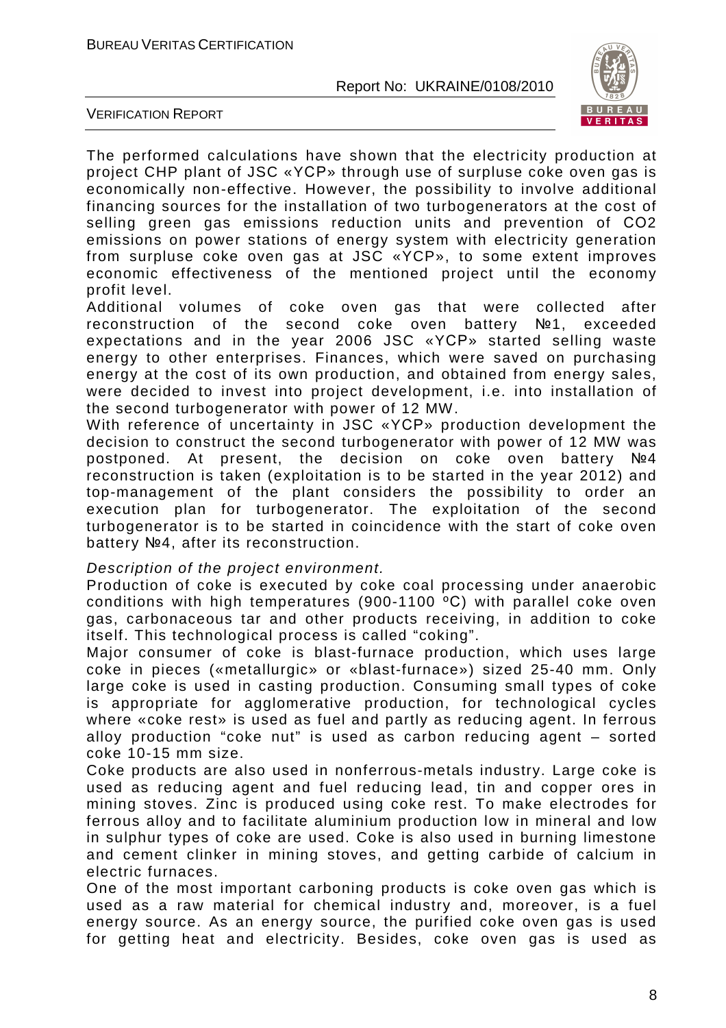The performed calculations have shown that the electricity production at project CHP plant of JSC «YCP» through use of surpluse coke oven gas is economically non-effective. However, the possibility to involve additional financing sources for the installation of two turbogenerators at the cost of selling green gas emissions reduction units and prevention of CO2 emissions on power stations of energy system with electricity generation from surpluse coke oven gas at JSC «YCP», to some extent improves economic effectiveness of the mentioned project until the economy profit level.

Additional volumes of coke oven gas that were collected after reconstruction of the second coke oven battery №1, exceeded expectations and in the year 2006 JSC «YCP» started selling waste energy to other enterprises. Finances, which were saved on purchasing energy at the cost of its own production, and obtained from energy sales, were decided to invest into project development, i.e. into installation of the second turbogenerator with power of 12 MW.

With reference of uncertainty in JSC «YCP» production development the decision to construct the second turbogenerator with power of 12 MW was postponed. At present, the decision on coke oven battery №4 reconstruction is taken (exploitation is to be started in the year 2012) and top-management of the plant considers the possibility to order an execution plan for turbogenerator. The exploitation of the second turbogenerator is to be started in coincidence with the start of coke oven battery №4, after its reconstruction.

*Description of the project environment.*

Production of coke is executed by coke coal processing under anaerobic conditions with high temperatures (900-1100 ºC) with parallel coke oven gas, carbonaceous tar and other products receiving, in addition to coke itself. This technological process is called "coking".

Major consumer of coke is blast-furnace production, which uses large coke in pieces («metallurgic» or «blast-furnace») sized 25-40 mm. Only large coke is used in casting production. Consuming small types of coke is appropriate for agglomerative production, for technological cycles where «coke rest» is used as fuel and partly as reducing agent. In ferrous alloy production "coke nut" is used as carbon reducing agent – sorted coke 10-15 mm size.

Coke products are also used in nonferrous-metals industry. Large coke is used as reducing agent and fuel reducing lead, tin and copper ores in mining stoves. Zinc is produced using coke rest. To make electrodes for ferrous alloy and to facilitate aluminium production low in mineral and low in sulphur types of coke are used. Coke is also used in burning limestone and cement clinker in mining stoves, and getting carbide of calcium in electric furnaces.

One of the most important carboning products is coke oven gas which is used as a raw material for chemical industry and, moreover, is a fuel energy source. As an energy source, the purified coke oven gas is used for getting heat and electricity. Besides, coke oven gas is used as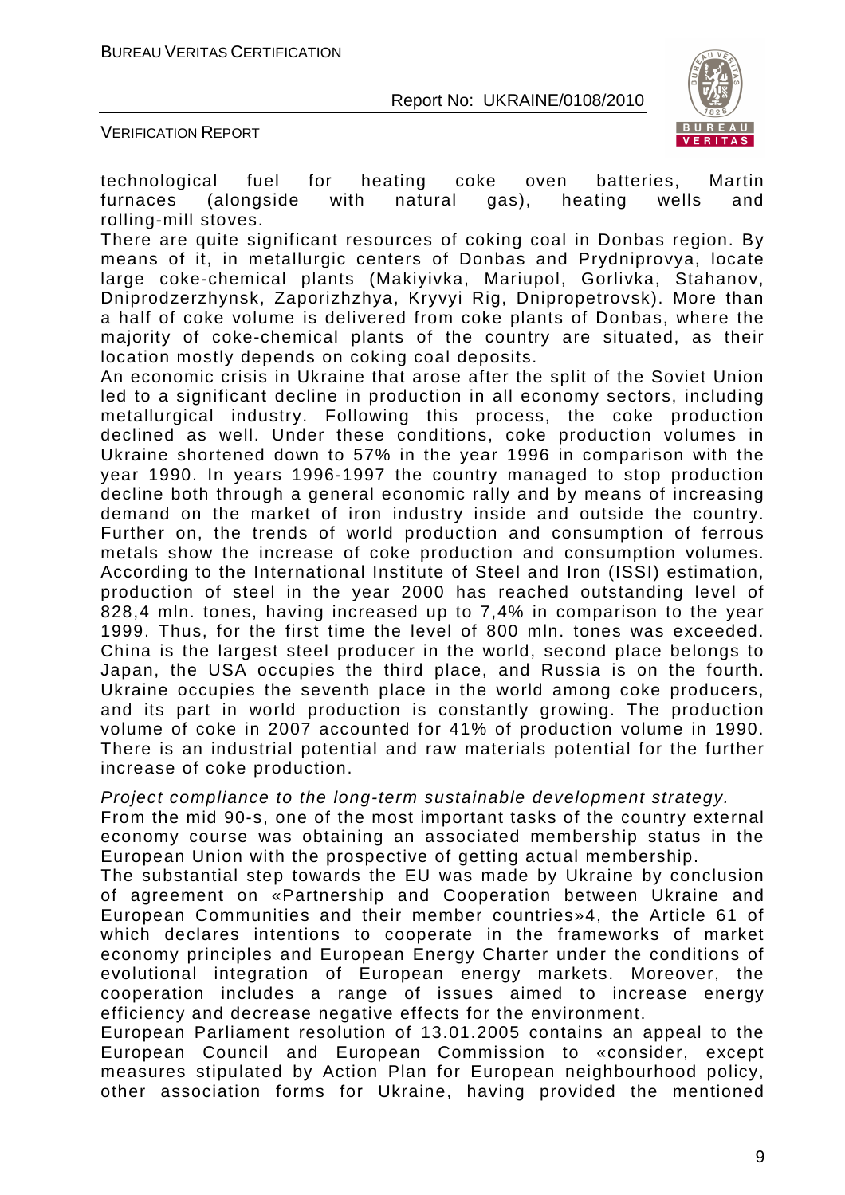technological fuel for heating coke oven batteries, Martin furnaces (alongside with natural gas), heating wells and rolling-mill stoves.

There are quite significant resources of coking coal in Donbas region. By means of it, in metallurgic centers of Donbas and Prydniprovya, locate large coke-chemical plants (Makiyivka, Mariupol, Gorlivka, Stahanov, Dniprodzerzhynsk, Zaporizhzhya, Kryvyi Rig, Dnipropetrovsk). More than a half of coke volume is delivered from coke plants of Donbas, where the majority of coke-chemical plants of the country are situated, as their location mostly depends on coking coal deposits.

An economic crisis in Ukraine that arose after the split of the Soviet Union led to a significant decline in production in all economy sectors, including metallurgical industry. Following this process, the coke production declined as well. Under these conditions, coke production volumes in Ukraine shortened down to 57% in the year 1996 in comparison with the year 1990. In years 1996-1997 the country managed to stop production decline both through a general economic rally and by means of increasing demand on the market of iron industry inside and outside the country. Further on, the trends of world production and consumption of ferrous metals show the increase of coke production and consumption volumes. According to the International Institute of Steel and Iron (ISSI) estimation, production of steel in the year 2000 has reached outstanding level of 828,4 mln. tones, having increased up to 7,4% in comparison to the year 1999. Thus, for the first time the level of 800 mln. tones was exceeded. China is the largest steel producer in the world, second place belongs to Japan, the USA occupies the third place, and Russia is on the fourth. Ukraine occupies the seventh place in the world among coke producers, and its part in world production is constantly growing. The production volume of coke in 2007 accounted for 41% of production volume in 1990. There is an industrial potential and raw materials potential for the further increase of coke production.

*Project compliance to the long-term sustainable development strategy.*

From the mid 90-s, one of the most important tasks of the country external economy course was obtaining an associated membership status in the European Union with the prospective of getting actual membership.

The substantial step towards the EU was made by Ukraine by conclusion of agreement on «Partnership and Cooperation between Ukraine and European Communities and their member countries»4, the Article 61 of which declares intentions to cooperate in the frameworks of market economy principles and European Energy Charter under the conditions of evolutional integration of European energy markets. Moreover, the cooperation includes a range of issues aimed to increase energy efficiency and decrease negative effects for the environment.

European Parliament resolution of 13.01.2005 contains an appeal to the European Council and European Commission to «consider, except measures stipulated by Action Plan for European neighbourhood policy, other association forms for Ukraine, having provided the mentioned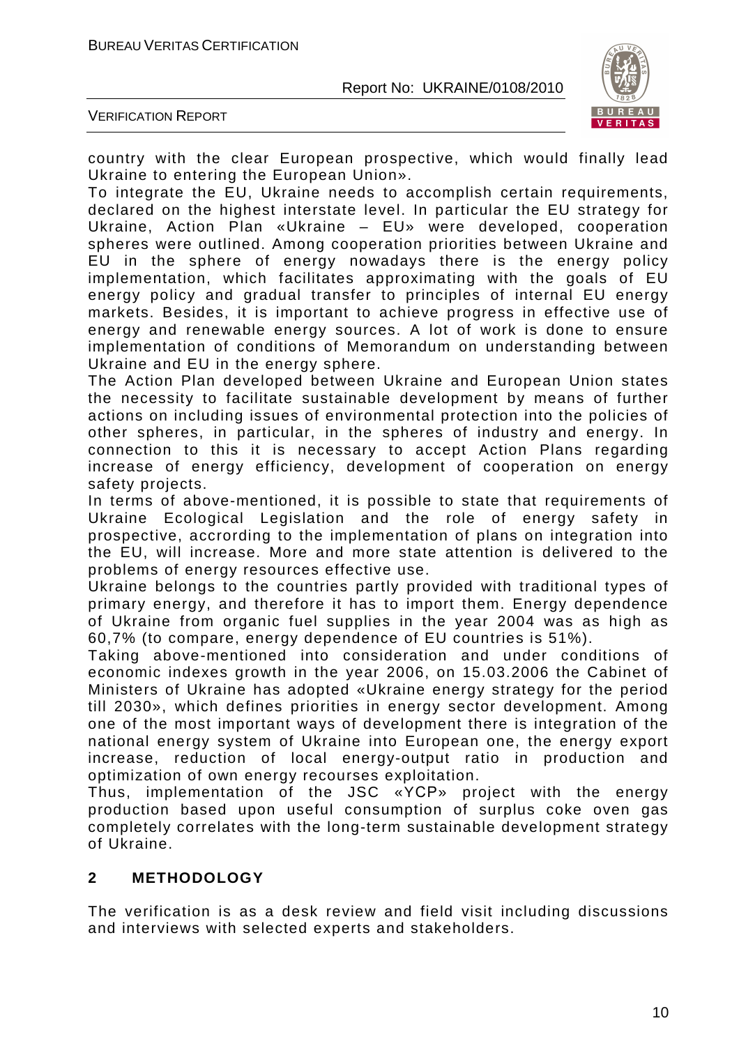country with the clear European prospective, which would finally lead Ukraine to entering the European Union».

To integrate the EU, Ukraine needs to accomplish certain requirements, declared on the highest interstate level. In particular the EU strategy for Ukraine, Action Plan «Ukraine – EU» were developed, cooperation spheres were outlined. Among cooperation priorities between Ukraine and EU in the sphere of energy nowadays there is the energy policy implementation, which facilitates approximating with the goals of EU energy policy and gradual transfer to principles of internal EU energy markets. Besides, it is important to achieve progress in effective use of energy and renewable energy sources. A lot of work is done to ensure implementation of conditions of Memorandum on understanding between Ukraine and EU in the energy sphere.

The Action Plan developed between Ukraine and European Union states the necessity to facilitate sustainable development by means of further actions on including issues of environmental protection into the policies of other spheres, in particular, in the spheres of industry and energy. In connection to this it is necessary to accept Action Plans regarding increase of energy efficiency, development of cooperation on energy safety projects.

In terms of above-mentioned, it is possible to state that requirements of Ukraine Ecological Legislation and the role of energy safety in prospective, accrording to the implementation of plans on integration into the EU, will increase. More and more state attention is delivered to the problems of energy resources effective use.

Ukraine belongs to the countries partly provided with traditional types of primary energy, and therefore it has to import them. Energy dependence of Ukraine from organic fuel supplies in the year 2004 was as high as 60,7% (to compare, energy dependence of EU countries is 51%).

Taking above-mentioned into consideration and under conditions of economic indexes growth in the year 2006, on 15.03.2006 the Cabinet of Ministers of Ukraine has adopted «Ukraine energy strategy for the period till 2030», which defines priorities in energy sector development. Among one of the most important ways of development there is integration of the national energy system of Ukraine into European one, the energy export increase, reduction of local energy-output ratio in production and optimization of own energy recourses exploitation.

Thus, implementation of the JSC «YCP» project with the energy production based upon useful consumption of surplus coke oven gas completely correlates with the long-term sustainable development strategy of Ukraine.

## 2 METHODOLOGY

The verification is as a desk review and field visit including discussions and interviews with selected experts and stakeholders.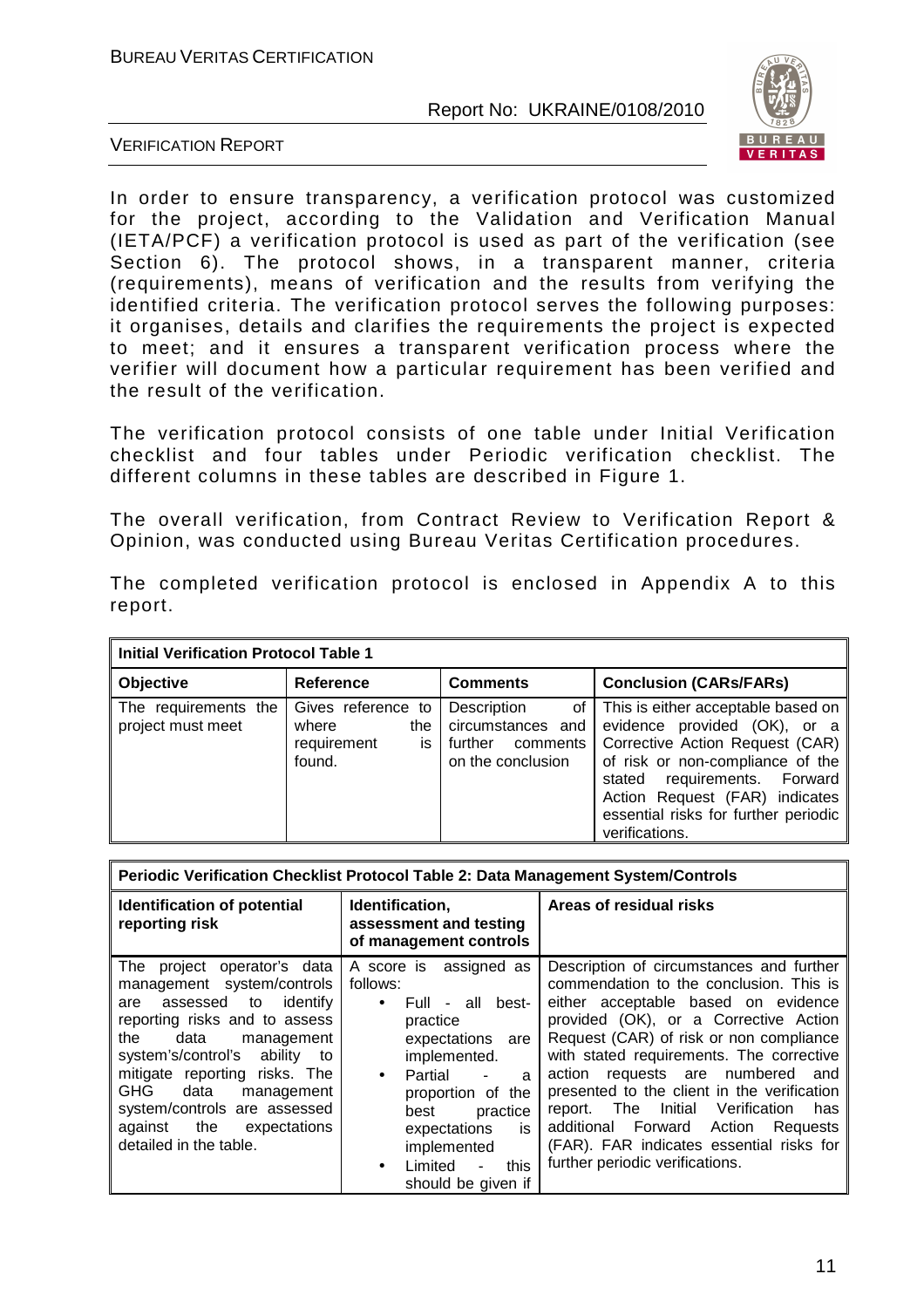In order to ensure transparency, a verification protocol was customized for the project, according to the Validation and Verification Manual (IETA/PCF) a verification protocol is used as part of the verification (see Section 6). The protocol shows, in a transparent manner, criteria (requirements), means of verification and the results from verifying the identified criteria. The verification protocol serves the following purposes: it organises, details and clarifies the requirements the project is expected to meet; and it ensures a transparent verification process where the verifier will document how a particular requirement has been verified and the result of the verification.

The verification protocol consists of one table under Initial Verification checklist and four tables under Periodic verification checklist. The different columns in these tables are described in Figure 1.

The overall verification, from Contract Review to Verification Report & Opinion, was conducted using Bureau Veritas Certification procedures.

The completed verification protocol is enclosed in Appendix A to this report.

| **Initial Verification Protocol Table 1** | | | |
|---|---|---|---|
| **Objective** | **Reference** | **Comments** | **Conclusion (CARs/FARs)** |
| The requirements the project must meet | Gives reference to where the requirement is found. | Description of circumstances and further comments on the conclusion | This is either acceptable based on evidence provided (OK), or a Corrective Action Request (CAR) of risk or non-compliance of the stated requirements. Forward Action Request (FAR) indicates essential risks for further periodic verifications. |

| **Periodic Verification Checklist Protocol Table 2: Data Management System/Controls** | | |
|---|---|---|
| **Identification of potential reporting risk** | **Identification, assessment and testing of management controls** | **Areas of residual risks** |
| The project operator's data management system/controls are assessed to identify reporting risks and to assess the data management system's/control's ability to mitigate reporting risks. The GHG data management system/controls are assessed against the expectations detailed in the table. | A score is assigned as follows:<br>• Full - all best-practice expectations are implemented.<br>• Partial - a proportion of the best practice expectations is implemented<br>• Limited - this should be given if | Description of circumstances and further commendation to the conclusion. This is either acceptable based on evidence provided (OK), or a Corrective Action Request (CAR) of risk or non compliance with stated requirements. The corrective action requests are numbered and presented to the client in the verification report. The Initial Verification has additional Forward Action Requests (FAR). FAR indicates essential risks for further periodic verifications. |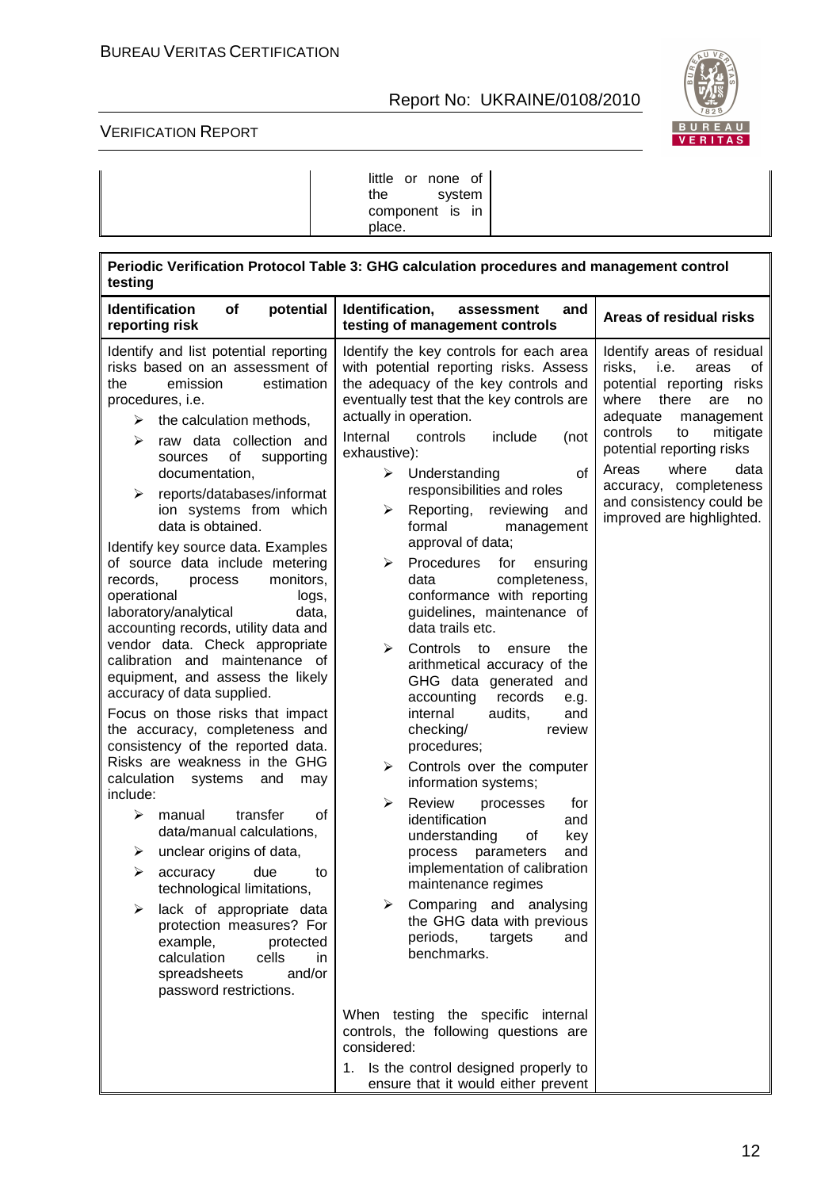| | little or none of the system component is in place. | |
|---|---|---|

| **Periodic Verification Protocol Table 3: GHG calculation procedures and management control testing** | | |
|---|---|---|
| **Identification of potential reporting risk** | **Identification, assessment and testing of management controls** | **Areas of residual risks** |
| Identify and list potential reporting risks based on an assessment of the emission estimation procedures, i.e.<br>➢ the calculation methods,<br>➢ raw data collection and sources of supporting documentation,<br>➢ reports/databases/information systems from which data is obtained.<br>Identify key source data. Examples of source data include metering records, process monitors, operational logs, laboratory/analytical data, accounting records, utility data and vendor data. Check appropriate calibration and maintenance of equipment, and assess the likely accuracy of data supplied.<br>Focus on those risks that impact the accuracy, completeness and consistency of the reported data. Risks are weakness in the GHG calculation systems and may include:<br>➢ manual transfer of data/manual calculations,<br>➢ unclear origins of data,<br>➢ accuracy due to technological limitations,<br>➢ lack of appropriate data protection measures? For example, protected calculation cells in spreadsheets and/or password restrictions. | Identify the key controls for each area with potential reporting risks. Assess the adequacy of the key controls and eventually test that the key controls are actually in operation.<br>Internal controls include (not exhaustive):<br>➢ Understanding of responsibilities and roles<br>➢ Reporting, reviewing and formal management approval of data;<br>➢ Procedures for ensuring data completeness, conformance with reporting guidelines, maintenance of data trails etc.<br>➢ Controls to ensure the arithmetical accuracy of the GHG data generated and accounting records e.g. internal audits, and checking/ review procedures;<br>➢ Controls over the computer information systems;<br>➢ Review processes for identification and understanding of key process parameters and implementation of calibration maintenance regimes<br>➢ Comparing and analysing the GHG data with previous periods, targets and benchmarks.<br><br>When testing the specific internal controls, the following questions are considered:<br>1. Is the control designed properly to ensure that it would either prevent | Identify areas of residual risks, i.e. areas of potential reporting risks where there are no adequate management controls to mitigate potential reporting risks<br>Areas where data accuracy, completeness and consistency could be improved are highlighted. |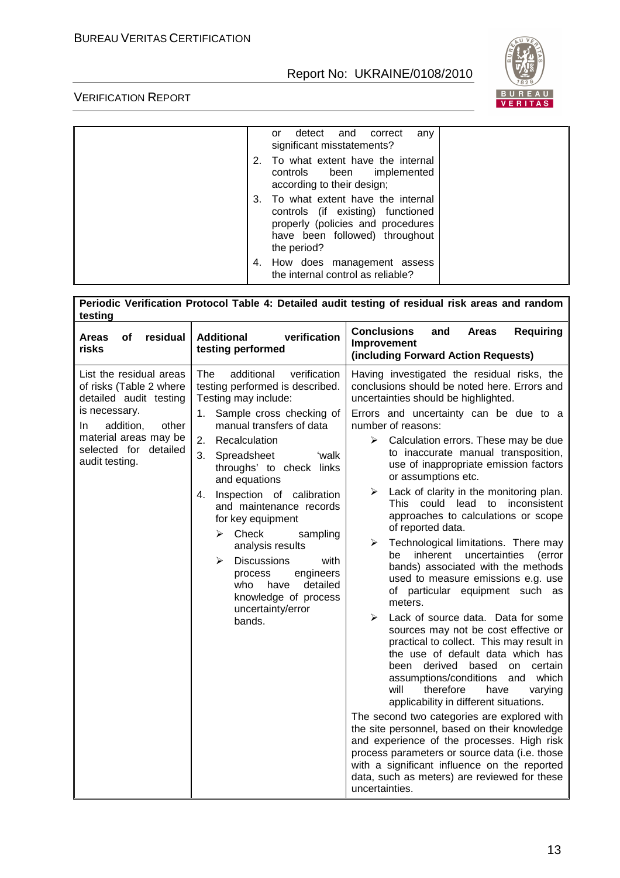| | or detect and correct any significant misstatements?<br>2. To what extent have the internal controls been implemented according to their design;<br>3. To what extent have the internal controls (if existing) functioned properly (policies and procedures have been followed) throughout the period?<br>4. How does management assess the internal control as reliable? | |
|---|---|---|

**Periodic Verification Protocol Table 4: Detailed audit testing of residual risk areas and random testing**

| Areas of residual risks | Additional verification testing performed | Conclusions and Areas Requiring Improvement (including Forward Action Requests) |
|---|---|---|
| List the residual areas of risks (Table 2 where detailed audit testing is necessary.<br><br>In addition, other material areas may be selected for detailed audit testing. | The additional verification testing performed is described. Testing may include:<br>1. Sample cross checking of manual transfers of data<br>2. Recalculation<br>3. Spreadsheet 'walk throughs' to check links and equations<br>4. Inspection of calibration and maintenance records for key equipment<br>➢ Check sampling analysis results<br>➢ Discussions with process engineers who have detailed knowledge of process uncertainty/error bands. | Having investigated the residual risks, the conclusions should be noted here. Errors and uncertainties should be highlighted.<br><br>Errors and uncertainty can be due to a number of reasons:<br>➢ Calculation errors. These may be due to inaccurate manual transposition, use of inappropriate emission factors or assumptions etc.<br>➢ Lack of clarity in the monitoring plan. This could lead to inconsistent approaches to calculations or scope of reported data.<br>➢ Technological limitations. There may be inherent uncertainties (error bands) associated with the methods used to measure emissions e.g. use of particular equipment such as meters.<br>➢ Lack of source data. Data for some sources may not be cost effective or practical to collect. This may result in the use of default data which has been derived based on certain assumptions/conditions and which will therefore have varying applicability in different situations.<br><br>The second two categories are explored with the site personnel, based on their knowledge and experience of the processes. High risk process parameters or source data (i.e. those with a significant influence on the reported data, such as meters) are reviewed for these uncertainties. |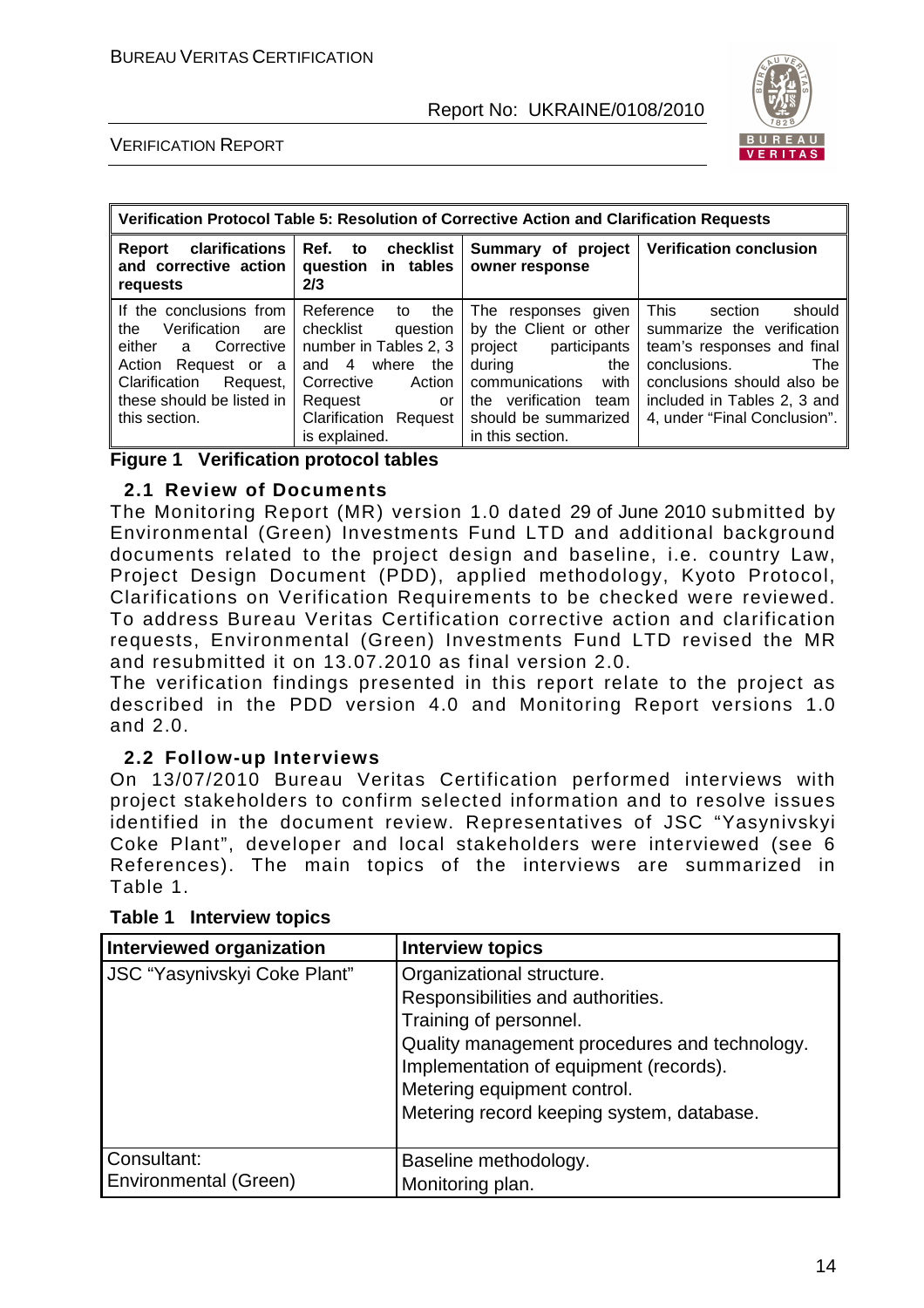| Verification Protocol Table 5: Resolution of Corrective Action and Clarification Requests | | | |
|---|---|---|---|
| **Report clarifications and corrective action requests** | **Ref. to checklist question in tables 2/3** | **Summary of project owner response** | **Verification conclusion** |
| If the conclusions from the Verification are either a Corrective Action Request or a Clarification Request, these should be listed in this section. | Reference to the checklist question number in Tables 2, 3 and 4 where the Corrective Action Request or Clarification Request is explained. | The responses given by the Client or other project participants during the communications with the verification team should be summarized in this section. | This section should summarize the verification team's responses and final conclusions. The conclusions should also be included in Tables 2, 3 and 4, under "Final Conclusion". |

**Figure 1 Verification protocol tables**

## 2.1 Review of Documents

The Monitoring Report (MR) version 1.0 dated 29 of June 2010 submitted by Environmental (Green) Investments Fund LTD and additional background documents related to the project design and baseline, i.e. country Law, Project Design Document (PDD), applied methodology, Kyoto Protocol, Clarifications on Verification Requirements to be checked were reviewed. To address Bureau Veritas Certification corrective action and clarification requests, Environmental (Green) Investments Fund LTD revised the MR and resubmitted it on 13.07.2010 as final version 2.0.

The verification findings presented in this report relate to the project as described in the PDD version 4.0 and Monitoring Report versions 1.0 and 2.0.

## 2.2 Follow-up Interviews

On 13/07/2010 Bureau Veritas Certification performed interviews with project stakeholders to confirm selected information and to resolve issues identified in the document review. Representatives of JSC "Yasynivskyi Coke Plant", developer and local stakeholders were interviewed (see 6 References). The main topics of the interviews are summarized in Table 1.

**Table 1 Interview topics**

| Interviewed organization | Interview topics |
|---|---|
| JSC "Yasynivskyi Coke Plant" | Organizational structure.<br>Responsibilities and authorities.<br>Training of personnel.<br>Quality management procedures and technology.<br>Implementation of equipment (records).<br>Metering equipment control.<br>Metering record keeping system, database. |
| Consultant:<br>Environmental (Green) | Baseline methodology.<br>Monitoring plan. |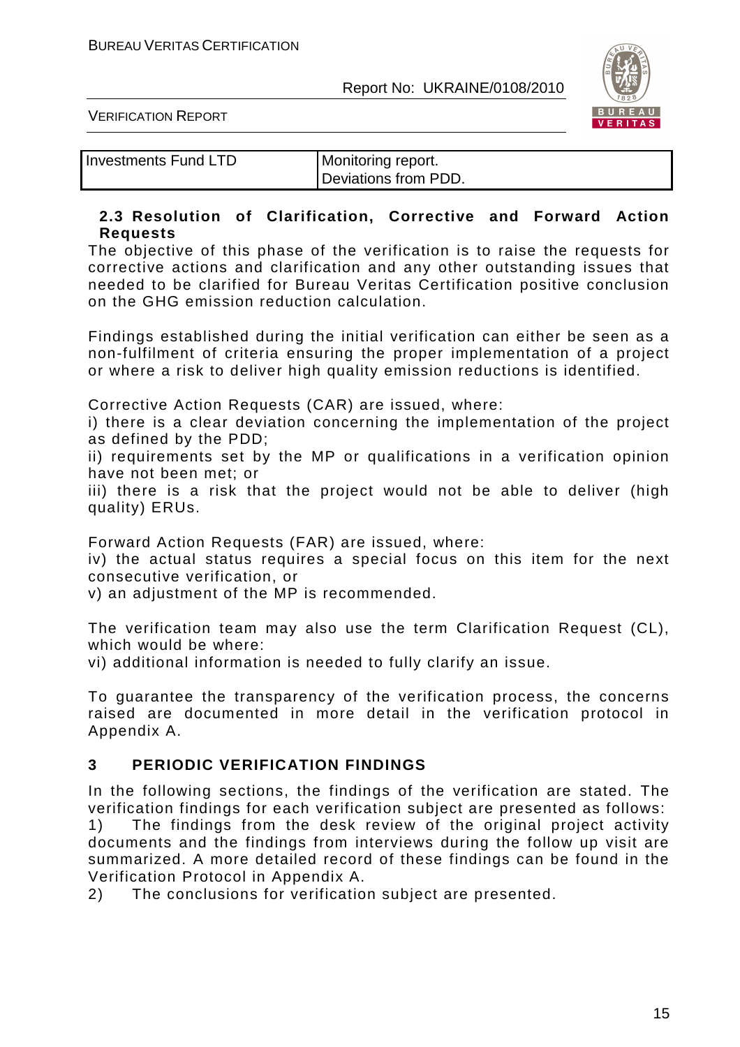| Investments Fund LTD | Monitoring report.<br>Deviations from PDD. |
|---|---|

### 2.3 Resolution of Clarification, Corrective and Forward Action Requests

The objective of this phase of the verification is to raise the requests for corrective actions and clarification and any other outstanding issues that needed to be clarified for Bureau Veritas Certification positive conclusion on the GHG emission reduction calculation.

Findings established during the initial verification can either be seen as a non-fulfilment of criteria ensuring the proper implementation of a project or where a risk to deliver high quality emission reductions is identified.

Corrective Action Requests (CAR) are issued, where:

i) there is a clear deviation concerning the implementation of the project as defined by the PDD;

ii) requirements set by the MP or qualifications in a verification opinion have not been met; or

iii) there is a risk that the project would not be able to deliver (high quality) ERUs.

Forward Action Requests (FAR) are issued, where:

iv) the actual status requires a special focus on this item for the next consecutive verification, or

v) an adjustment of the MP is recommended.

The verification team may also use the term Clarification Request (CL), which would be where:

vi) additional information is needed to fully clarify an issue.

To guarantee the transparency of the verification process, the concerns raised are documented in more detail in the verification protocol in Appendix A.

## 3 PERIODIC VERIFICATION FINDINGS

In the following sections, the findings of the verification are stated. The verification findings for each verification subject are presented as follows:

1) The findings from the desk review of the original project activity documents and the findings from interviews during the follow up visit are summarized. A more detailed record of these findings can be found in the Verification Protocol in Appendix A.

2) The conclusions for verification subject are presented.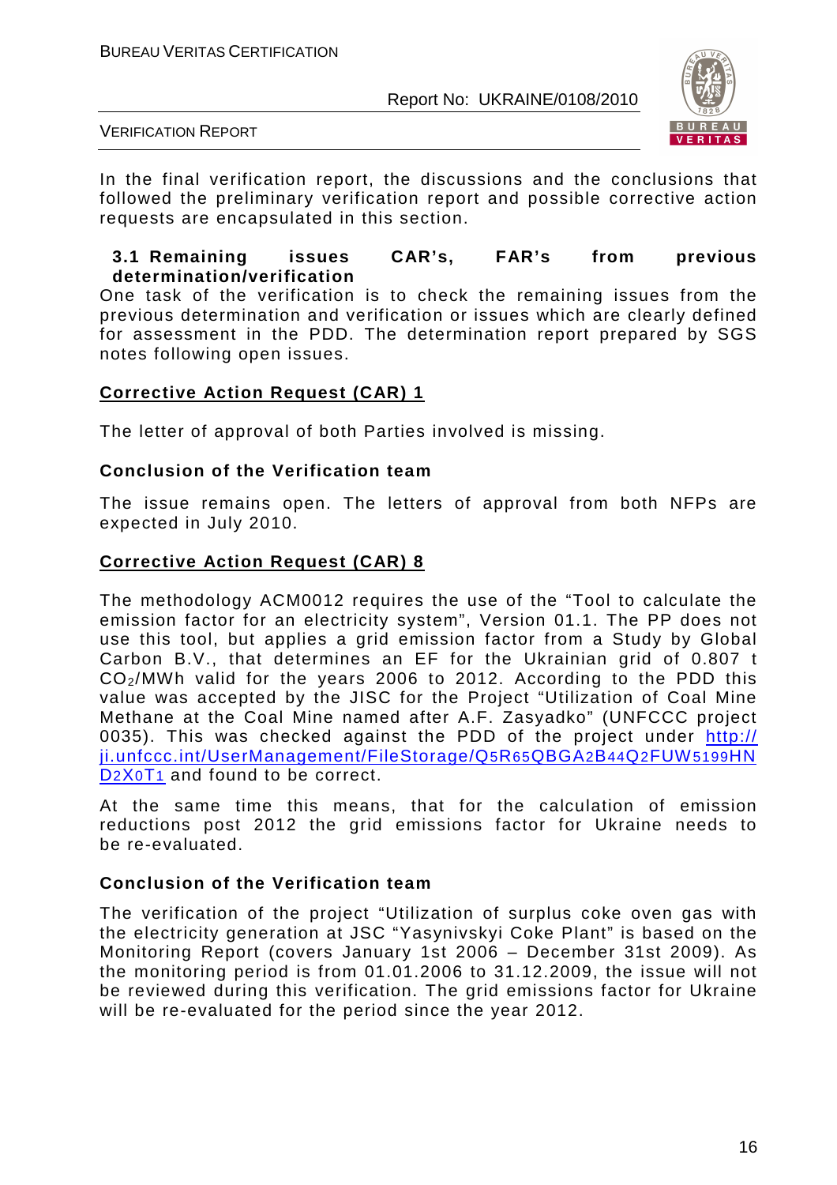In the final verification report, the discussions and the conclusions that followed the preliminary verification report and possible corrective action requests are encapsulated in this section.

### 3.1 Remaining issues CAR's, FAR's from previous determination/verification

One task of the verification is to check the remaining issues from the previous determination and verification or issues which are clearly defined for assessment in the PDD. The determination report prepared by SGS notes following open issues.

**Corrective Action Request (CAR) 1**

The letter of approval of both Parties involved is missing.

**Conclusion of the Verification team**

The issue remains open. The letters of approval from both NFPs are expected in July 2010.

**Corrective Action Request (CAR) 8**

The methodology ACM0012 requires the use of the "Tool to calculate the emission factor for an electricity system", Version 01.1. The PP does not use this tool, but applies a grid emission factor from a Study by Global Carbon B.V., that determines an EF for the Ukrainian grid of 0.807 t $CO_2$/MWh valid for the years 2006 to 2012. According to the PDD this value was accepted by the JISC for the Project "Utilization of Coal Mine Methane at the Coal Mine named after A.F. Zasyadko" (UNFCCC project 0035). This was checked against the PDD of the project under http://ji.unfccc.int/UserManagement/FileStorage/Q5R65QBGA2B44Q2FUW5199HND2X0T1 and found to be correct.

At the same time this means, that for the calculation of emission reductions post 2012 the grid emissions factor for Ukraine needs to be re-evaluated.

**Conclusion of the Verification team**

The verification of the project "Utilization of surplus coke oven gas with the electricity generation at JSC "Yasynivskyi Coke Plant" is based on the Monitoring Report (covers January 1st 2006 – December 31st 2009). As the monitoring period is from 01.01.2006 to 31.12.2009, the issue will not be reviewed during this verification. The grid emissions factor for Ukraine will be re-evaluated for the period since the year 2012.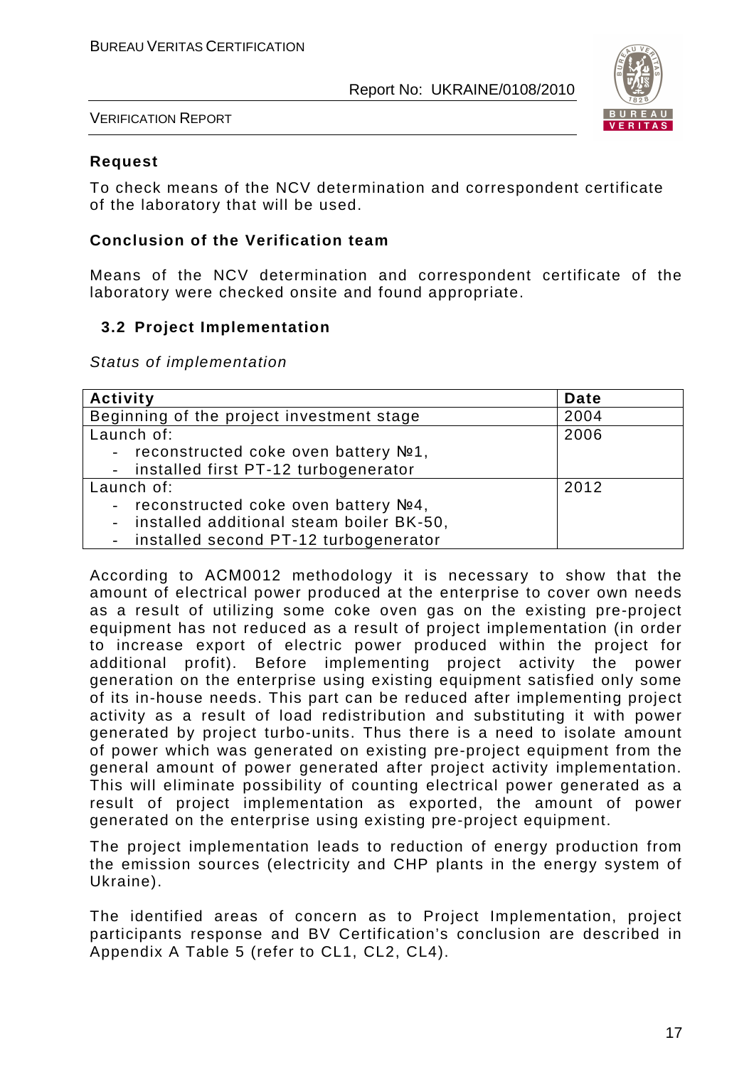**Request**

To check means of the NCV determination and correspondent certificate of the laboratory that will be used.

**Conclusion of the Verification team**

Means of the NCV determination and correspondent certificate of the laboratory were checked onsite and found appropriate.

## 3.2 Project Implementation

*Status of implementation*

| Activity | Date |
|---|---|
| Beginning of the project investment stage | 2004 |
| Launch of:<br>- reconstructed coke oven battery №1,<br>- installed first PT-12 turbogenerator | 2006 |
| Launch of:<br>- reconstructed coke oven battery №4,<br>- installed additional steam boiler BK-50,<br>- installed second PT-12 turbogenerator | 2012 |

According to ACM0012 methodology it is necessary to show that the amount of electrical power produced at the enterprise to cover own needs as a result of utilizing some coke oven gas on the existing pre-project equipment has not reduced as a result of project implementation (in order to increase export of electric power produced within the project for additional profit). Before implementing project activity the power generation on the enterprise using existing equipment satisfied only some of its in-house needs. This part can be reduced after implementing project activity as a result of load redistribution and substituting it with power generated by project turbo-units. Thus there is a need to isolate amount of power which was generated on existing pre-project equipment from the general amount of power generated after project activity implementation. This will eliminate possibility of counting electrical power generated as a result of project implementation as exported, the amount of power generated on the enterprise using existing pre-project equipment.

The project implementation leads to reduction of energy production from the emission sources (electricity and CHP plants in the energy system of Ukraine).

The identified areas of concern as to Project Implementation, project participants response and BV Certification's conclusion are described in Appendix A Table 5 (refer to CL1, CL2, CL4).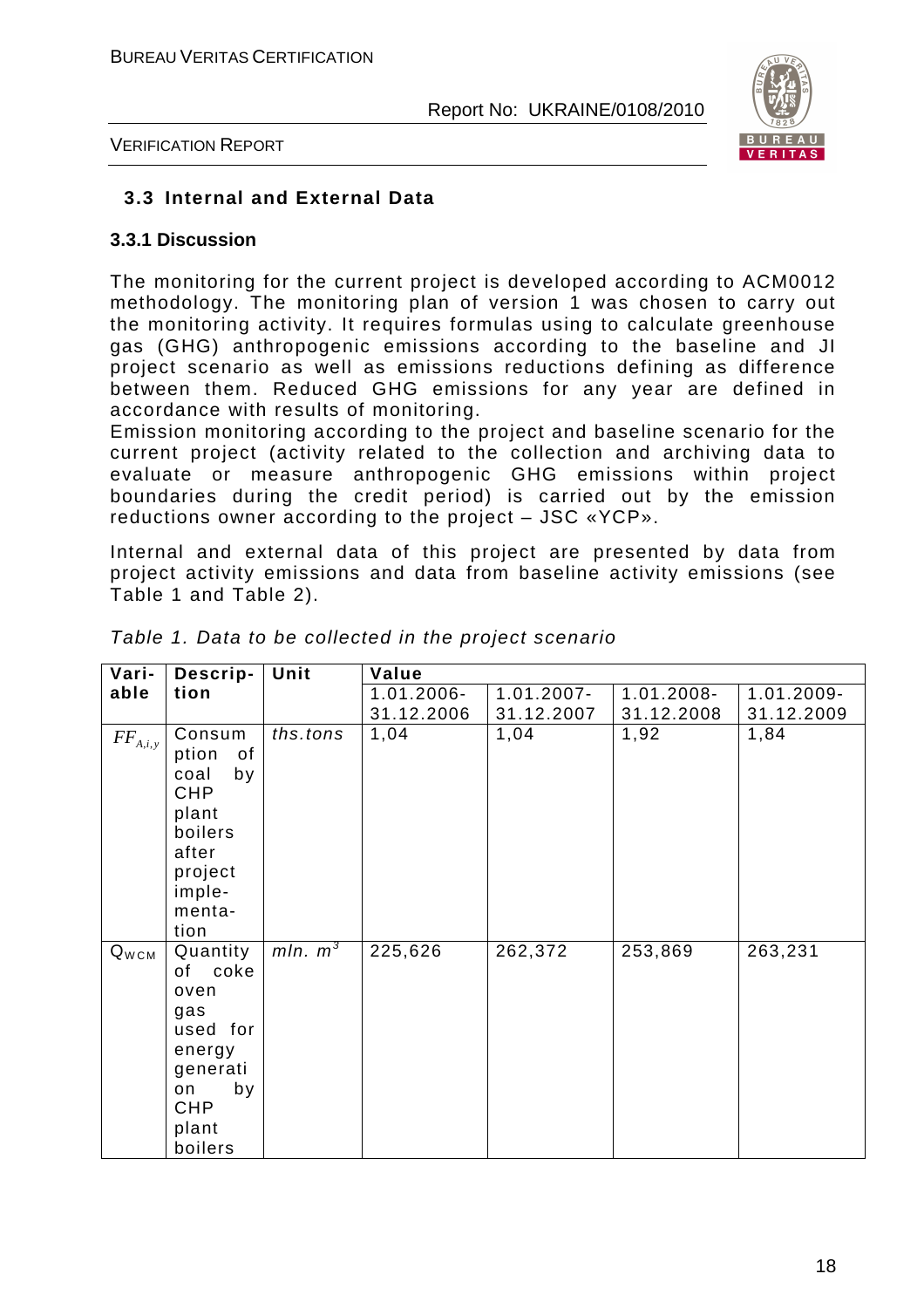### 3.3 Internal and External Data

#### 3.3.1 Discussion

The monitoring for the current project is developed according to ACM0012 methodology. The monitoring plan of version 1 was chosen to carry out the monitoring activity. It requires formulas using to calculate greenhouse gas (GHG) anthropogenic emissions according to the baseline and JI project scenario as well as emissions reductions defining as difference between them. Reduced GHG emissions for any year are defined in accordance with results of monitoring.

Emission monitoring according to the project and baseline scenario for the current project (activity related to the collection and archiving data to evaluate or measure anthropogenic GHG emissions within project boundaries during the credit period) is carried out by the emission reductions owner according to the project – JSC «YCP».

Internal and external data of this project are presented by data from project activity emissions and data from baseline activity emissions (see Table 1 and Table 2).

*Table 1. Data to be collected in the project scenario*

| Variable | Description | Unit | Value | | | |
|---|---|---|---|---|---|---|
| | | | 1.01.2006-31.12.2006 | 1.01.2007-31.12.2007 | 1.01.2008-31.12.2008 | 1.01.2009-31.12.2009 |
| $FF_{A,i,y}$ | Consumption of coal by CHP plant boilers after project implementation | *ths.tons* | 1,04 | 1,04 | 1,92 | 1,84 |
| $Q_{WCM}$ | Quantity of coke oven gas used for energy generation by CHP plant boilers | *mln. $m^3$* | 225,626 | 262,372 | 253,869 | 263,231 |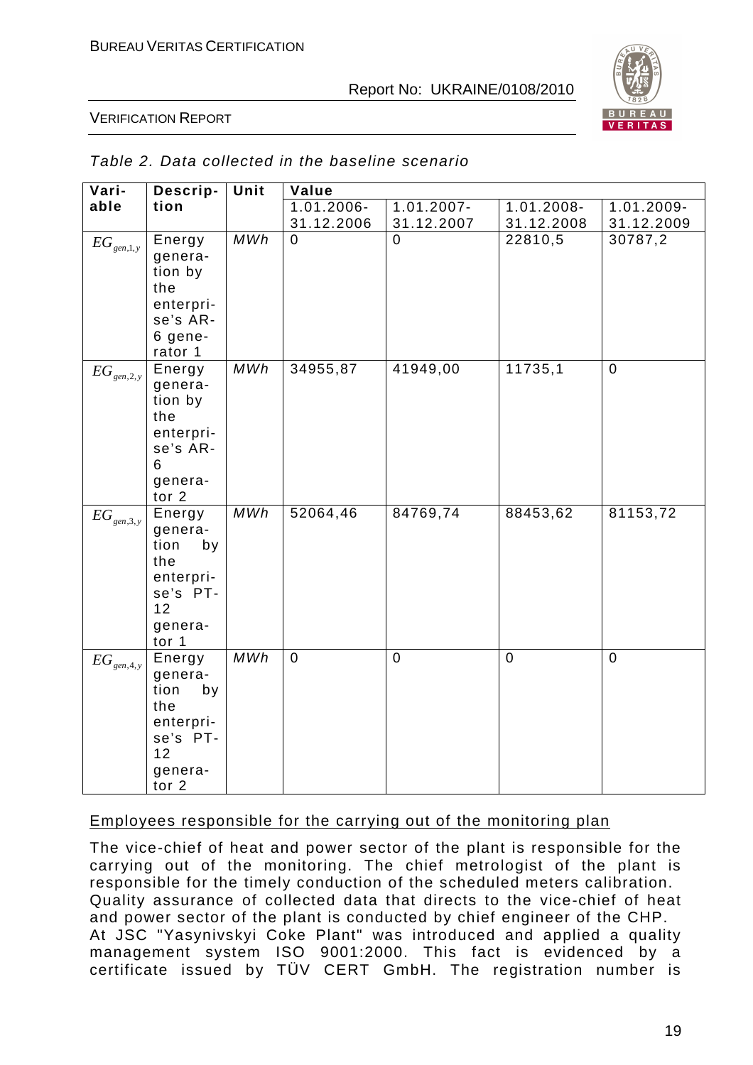*Table 2. Data collected in the baseline scenario*

| Variable | Description | Unit | Value | | | |
|---|---|---|---|---|---|---|
| | | | 1.01.2006-31.12.2006 | 1.01.2007-31.12.2007 | 1.01.2008-31.12.2008 | 1.01.2009-31.12.2009 |
| $EG_{gen,1,y}$ | Energy generation by the enterprise's AR-6 generator 1 | MWh | 0 | 0 | 22810,5 | 30787,2 |
| $EG_{gen,2,y}$ | Energy generation by the enterprise's AR-6 generator 2 | MWh | 34955,87 | 41949,00 | 11735,1 | 0 |
| $EG_{gen,3,y}$ | Energy generation by the enterprise's PT-12 generator 1 | MWh | 52064,46 | 84769,74 | 88453,62 | 81153,72 |
| $EG_{gen,4,y}$ | Energy generation by the enterprise's PT-12 generator 2 | MWh | 0 | 0 | 0 | 0 |

Employees responsible for the carrying out of the monitoring plan

The vice-chief of heat and power sector of the plant is responsible for the carrying out of the monitoring. The chief metrologist of the plant is responsible for the timely conduction of the scheduled meters calibration. Quality assurance of collected data that directs to the vice-chief of heat and power sector of the plant is conducted by chief engineer of the CHP. At JSC "Yasynivskyi Coke Plant" was introduced and applied a quality management system ISO 9001:2000. This fact is evidenced by a certificate issued by TÜV CERT GmbH. The registration number is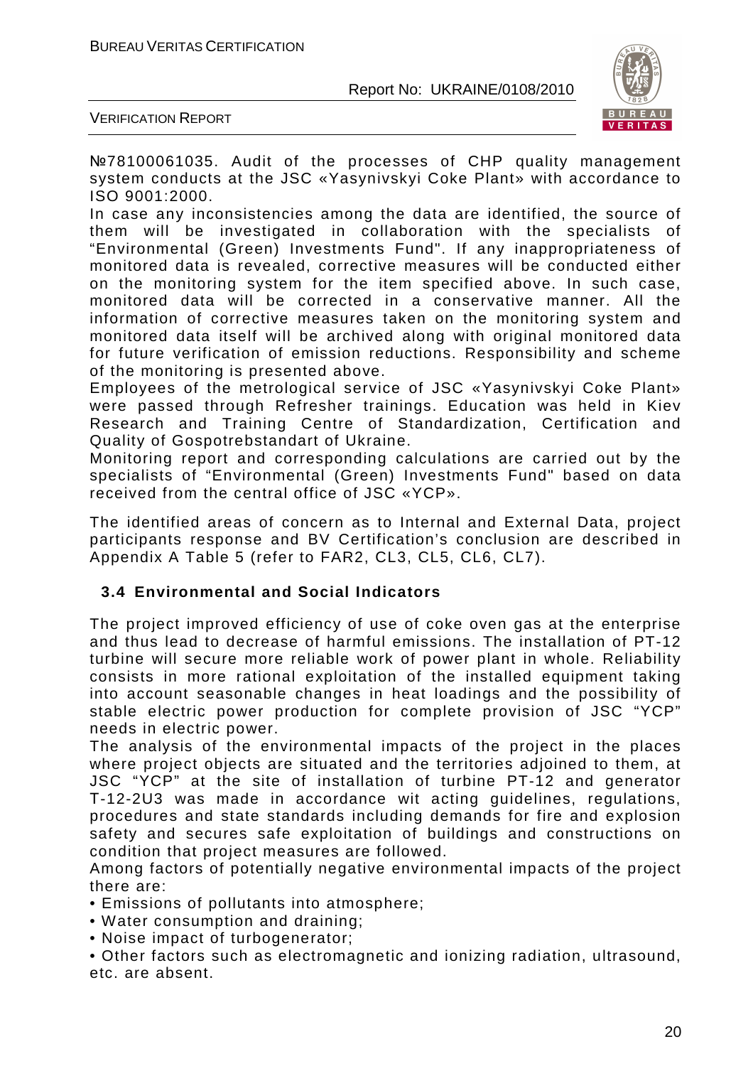№78100061035. Audit of the processes of CHP quality management system conducts at the JSC «Yasynivskyi Coke Plant» with accordance to ISO 9001:2000.

In case any inconsistencies among the data are identified, the source of them will be investigated in collaboration with the specialists of "Environmental (Green) Investments Fund". If any inappropriateness of monitored data is revealed, corrective measures will be conducted either on the monitoring system for the item specified above. In such case, monitored data will be corrected in a conservative manner. All the information of corrective measures taken on the monitoring system and monitored data itself will be archived along with original monitored data for future verification of emission reductions. Responsibility and scheme of the monitoring is presented above.

Employees of the metrological service of JSC «Yasynivskyi Coke Plant» were passed through Refresher trainings. Education was held in Kiev Research and Training Centre of Standardization, Certification and Quality of Gospotrebstandart of Ukraine.

Monitoring report and corresponding calculations are carried out by the specialists of "Environmental (Green) Investments Fund" based on data received from the central office of JSC «YCP».

The identified areas of concern as to Internal and External Data, project participants response and BV Certification's conclusion are described in Appendix A Table 5 (refer to FAR2, CL3, CL5, CL6, CL7).

### 3.4 Environmental and Social Indicators

The project improved efficiency of use of coke oven gas at the enterprise and thus lead to decrease of harmful emissions. The installation of PT-12 turbine will secure more reliable work of power plant in whole. Reliability consists in more rational exploitation of the installed equipment taking into account seasonable changes in heat loadings and the possibility of stable electric power production for complete provision of JSC "YCP" needs in electric power.

The analysis of the environmental impacts of the project in the places where project objects are situated and the territories adjoined to them, at JSC "YCP" at the site of installation of turbine PT-12 and generator T-12-2U3 was made in accordance wit acting guidelines, regulations, procedures and state standards including demands for fire and explosion safety and secures safe exploitation of buildings and constructions on condition that project measures are followed.

Among factors of potentially negative environmental impacts of the project there are:

- Emissions of pollutants into atmosphere;
- Water consumption and draining;
- Noise impact of turbogenerator;
- Other factors such as electromagnetic and ionizing radiation, ultrasound, etc. are absent.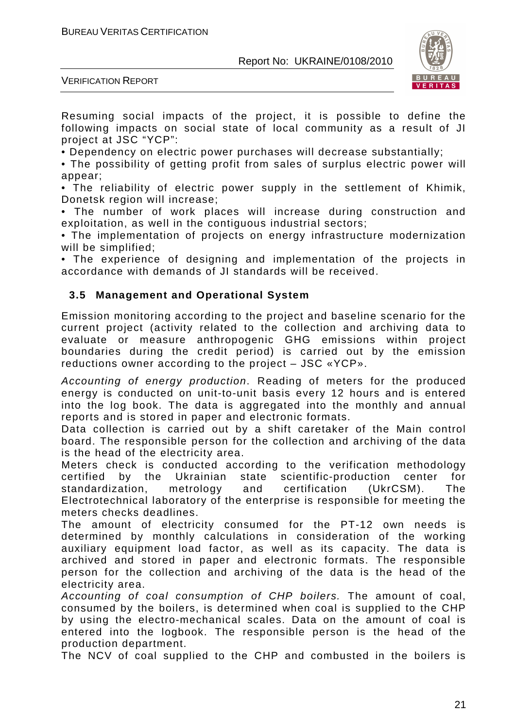Resuming social impacts of the project, it is possible to define the following impacts on social state of local community as a result of JI project at JSC "YCP":

- Dependency on electric power purchases will decrease substantially;
- The possibility of getting profit from sales of surplus electric power will appear;
- The reliability of electric power supply in the settlement of Khimik, Donetsk region will increase;
- The number of work places will increase during construction and exploitation, as well in the contiguous industrial sectors;
- The implementation of projects on energy infrastructure modernization will be simplified;
- The experience of designing and implementation of the projects in accordance with demands of JI standards will be received.

### 3.5 Management and Operational System

Emission monitoring according to the project and baseline scenario for the current project (activity related to the collection and archiving data to evaluate or measure anthropogenic GHG emissions within project boundaries during the credit period) is carried out by the emission reductions owner according to the project – JSC «YCP».

*Accounting of energy production*. Reading of meters for the produced energy is conducted on unit-to-unit basis every 12 hours and is entered into the log book. The data is aggregated into the monthly and annual reports and is stored in paper and electronic formats.

Data collection is carried out by a shift caretaker of the Main control board. The responsible person for the collection and archiving of the data is the head of the electricity area.

Meters check is conducted according to the verification methodology certified by the Ukrainian state scientific-production center for standardization, metrology and certification (UkrCSM). The Electrotechnical laboratory of the enterprise is responsible for meeting the meters checks deadlines.

The amount of electricity consumed for the PT-12 own needs is determined by monthly calculations in consideration of the working auxiliary equipment load factor, as well as its capacity. The data is archived and stored in paper and electronic formats. The responsible person for the collection and archiving of the data is the head of the electricity area.

*Accounting of coal consumption of CHP boilers.* The amount of coal, consumed by the boilers, is determined when coal is supplied to the CHP by using the electro-mechanical scales. Data on the amount of coal is entered into the logbook. The responsible person is the head of the production department.

The NCV of coal supplied to the CHP and combusted in the boilers is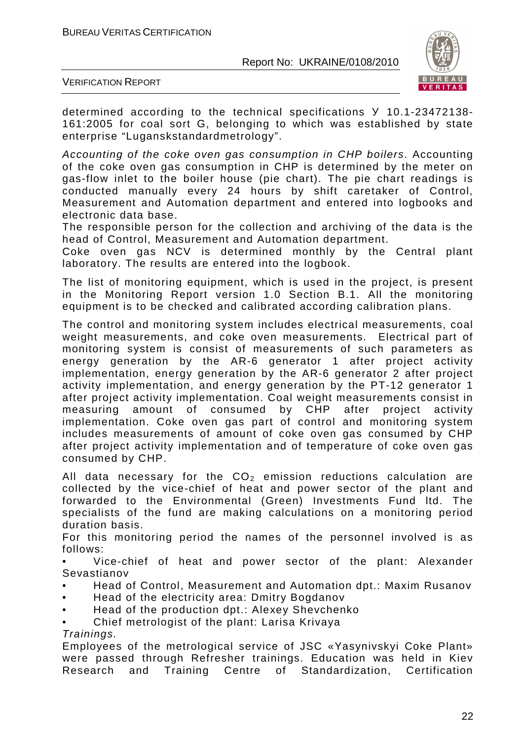determined according to the technical specifications У 10.1-23472138-161:2005 for coal sort G, belonging to which was established by state enterprise "Luganskstandardmetrology".

*Accounting of the coke oven gas consumption in CHP boilers*. Accounting of the coke oven gas consumption in CHP is determined by the meter on gas-flow inlet to the boiler house (pie chart). The pie chart readings is conducted manually every 24 hours by shift caretaker of Control, Measurement and Automation department and entered into logbooks and electronic data base.
The responsible person for the collection and archiving of the data is the head of Control, Measurement and Automation department.
Coke oven gas NCV is determined monthly by the Central plant laboratory. The results are entered into the logbook.

The list of monitoring equipment, which is used in the project, is present in the Monitoring Report version 1.0 Section B.1. All the monitoring equipment is to be checked and calibrated according calibration plans.

The control and monitoring system includes electrical measurements, coal weight measurements, and coke oven measurements. Electrical part of monitoring system is consist of measurements of such parameters as energy generation by the AR-6 generator 1 after project activity implementation, energy generation by the AR-6 generator 2 after project activity implementation, and energy generation by the PT-12 generator 1 after project activity implementation. Coal weight measurements consist in measuring amount of consumed by CHP after project activity implementation. Coke oven gas part of control and monitoring system includes measurements of amount of coke oven gas consumed by CHP after project activity implementation and of temperature of coke oven gas consumed by CHP.

All data necessary for the $CO_2$ emission reductions calculation are collected by the vice-chief of heat and power sector of the plant and forwarded to the Environmental (Green) Investments Fund ltd. The specialists of the fund are making calculations on a monitoring period duration basis.
For this monitoring period the names of the personnel involved is as follows:

- Vice-chief of heat and power sector of the plant: Alexander Sevastianov
- Head of Control, Measurement and Automation dpt.: Maxim Rusanov
- Head of the electricity area: Dmitry Bogdanov
- Head of the production dpt.: Alexey Shevchenko
- Chief metrologist of the plant: Larisa Krivaya

*Trainings.*
Employees of the metrological service of JSC «Yasynivskyi Coke Plant» were passed through Refresher trainings. Education was held in Kiev Research and Training Centre of Standardization, Certification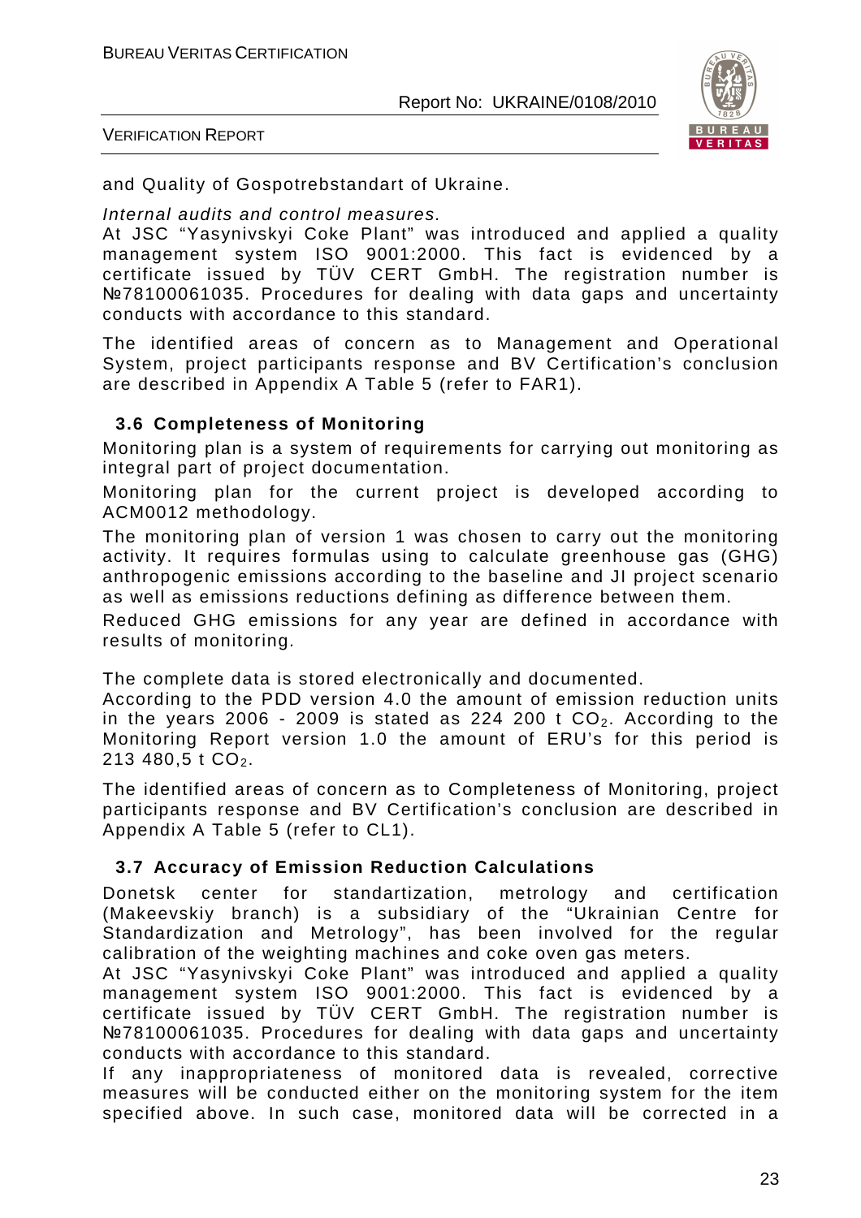and Quality of Gospotrebstandart of Ukraine.

*Internal audits and control measures.*

At JSC "Yasynivskyi Coke Plant" was introduced and applied a quality management system ISO 9001:2000. This fact is evidenced by a certificate issued by TÜV CERT GmbH. The registration number is №78100061035. Procedures for dealing with data gaps and uncertainty conducts with accordance to this standard.

The identified areas of concern as to Management and Operational System, project participants response and BV Certification's conclusion are described in Appendix A Table 5 (refer to FAR1).

### 3.6 Completeness of Monitoring

Monitoring plan is a system of requirements for carrying out monitoring as integral part of project documentation.

Monitoring plan for the current project is developed according to ACM0012 methodology.

The monitoring plan of version 1 was chosen to carry out the monitoring activity. It requires formulas using to calculate greenhouse gas (GHG) anthropogenic emissions according to the baseline and JI project scenario as well as emissions reductions defining as difference between them.

Reduced GHG emissions for any year are defined in accordance with results of monitoring.

The complete data is stored electronically and documented.

According to the PDD version 4.0 the amount of emission reduction units in the years 2006 - 2009 is stated as 224 200 t $CO_2$. According to the Monitoring Report version 1.0 the amount of ERU's for this period is 213 480,5 t $CO_2$.

The identified areas of concern as to Completeness of Monitoring, project participants response and BV Certification's conclusion are described in Appendix A Table 5 (refer to CL1).

### 3.7 Accuracy of Emission Reduction Calculations

Donetsk center for standartization, metrology and certification (Makeevskiy branch) is a subsidiary of the "Ukrainian Centre for Standardization and Metrology", has been involved for the regular calibration of the weighting machines and coke oven gas meters.

At JSC "Yasynivskyi Coke Plant" was introduced and applied a quality management system ISO 9001:2000. This fact is evidenced by a certificate issued by TÜV CERT GmbH. The registration number is №78100061035. Procedures for dealing with data gaps and uncertainty conducts with accordance to this standard.

If any inappropriateness of monitored data is revealed, corrective measures will be conducted either on the monitoring system for the item specified above. In such case, monitored data will be corrected in a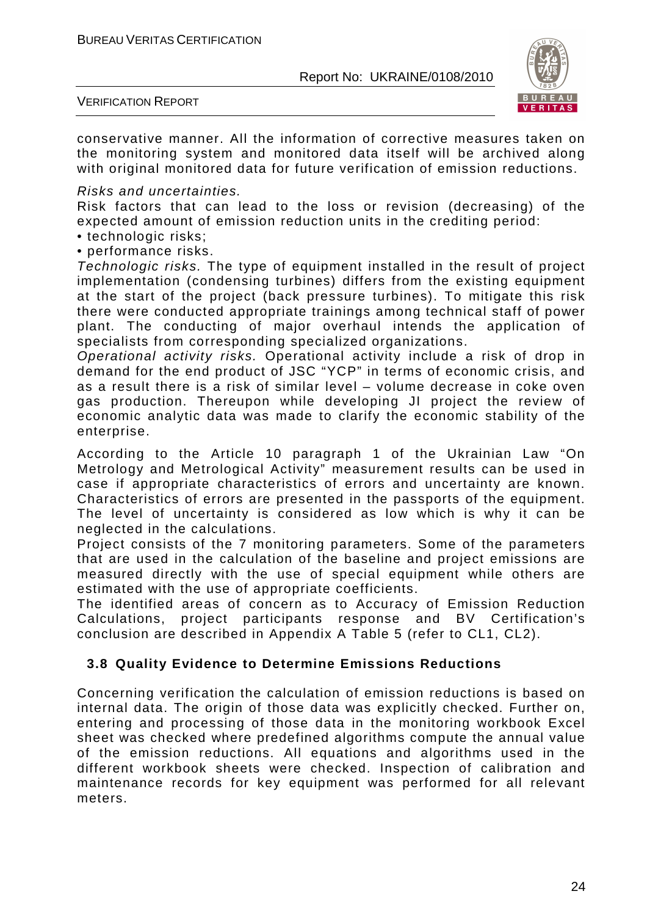conservative manner. All the information of corrective measures taken on the monitoring system and monitored data itself will be archived along with original monitored data for future verification of emission reductions.

*Risks and uncertainties.*

Risk factors that can lead to the loss or revision (decreasing) of the expected amount of emission reduction units in the crediting period:

- technologic risks;
- performance risks.

*Technologic risks.* The type of equipment installed in the result of project implementation (condensing turbines) differs from the existing equipment at the start of the project (back pressure turbines). To mitigate this risk there were conducted appropriate trainings among technical staff of power plant. The conducting of major overhaul intends the application of specialists from corresponding specialized organizations.

*Operational activity risks.* Operational activity include a risk of drop in demand for the end product of JSC "YCP" in terms of economic crisis, and as a result there is a risk of similar level – volume decrease in coke oven gas production. Thereupon while developing JI project the review of economic analytic data was made to clarify the economic stability of the enterprise.

According to the Article 10 paragraph 1 of the Ukrainian Law "On Metrology and Metrological Activity" measurement results can be used in case if appropriate characteristics of errors and uncertainty are known. Characteristics of errors are presented in the passports of the equipment. The level of uncertainty is considered as low which is why it can be neglected in the calculations.

Project consists of the 7 monitoring parameters. Some of the parameters that are used in the calculation of the baseline and project emissions are measured directly with the use of special equipment while others are estimated with the use of appropriate coefficients.

The identified areas of concern as to Accuracy of Emission Reduction Calculations, project participants response and BV Certification's conclusion are described in Appendix A Table 5 (refer to CL1, CL2).

### 3.8 Quality Evidence to Determine Emissions Reductions

Concerning verification the calculation of emission reductions is based on internal data. The origin of those data was explicitly checked. Further on, entering and processing of those data in the monitoring workbook Excel sheet was checked where predefined algorithms compute the annual value of the emission reductions. All equations and algorithms used in the different workbook sheets were checked. Inspection of calibration and maintenance records for key equipment was performed for all relevant meters.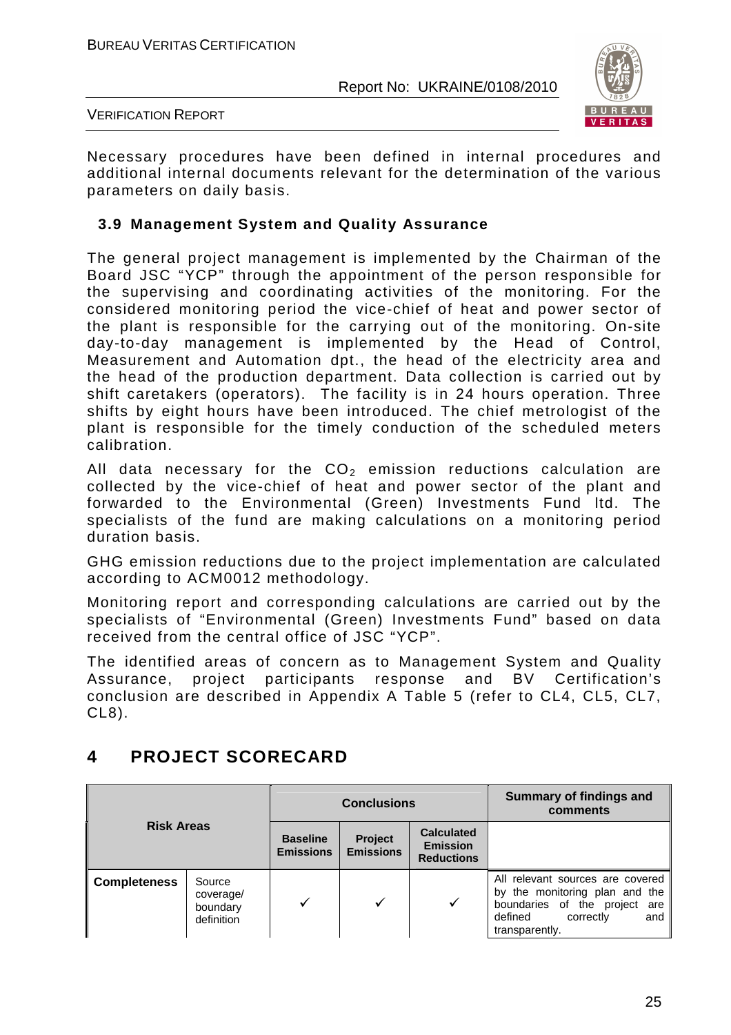Necessary procedures have been defined in internal procedures and additional internal documents relevant for the determination of the various parameters on daily basis.

### 3.9 Management System and Quality Assurance

The general project management is implemented by the Chairman of the Board JSC "YCP" through the appointment of the person responsible for the supervising and coordinating activities of the monitoring. For the considered monitoring period the vice-chief of heat and power sector of the plant is responsible for the carrying out of the monitoring. On-site day-to-day management is implemented by the Head of Control, Measurement and Automation dpt., the head of the electricity area and the head of the production department. Data collection is carried out by shift caretakers (operators). The facility is in 24 hours operation. Three shifts by eight hours have been introduced. The chief metrologist of the plant is responsible for the timely conduction of the scheduled meters calibration.

All data necessary for the $CO_2$ emission reductions calculation are collected by the vice-chief of heat and power sector of the plant and forwarded to the Environmental (Green) Investments Fund ltd. The specialists of the fund are making calculations on a monitoring period duration basis.

GHG emission reductions due to the project implementation are calculated according to ACM0012 methodology.

Monitoring report and corresponding calculations are carried out by the specialists of "Environmental (Green) Investments Fund" based on data received from the central office of JSC "YCP".

The identified areas of concern as to Management System and Quality Assurance, project participants response and BV Certification's conclusion are described in Appendix A Table 5 (refer to CL4, CL5, CL7, CL8).

## 4 PROJECT SCORECARD

| Risk Areas | | Conclusions | | | Summary of findings and comments |
|---|---|---|---|---|---|
| | | Baseline Emissions | Project Emissions | Calculated Emission Reductions | |
| Completeness | Source coverage/ boundary definition | ✓ | ✓ | ✓ | All relevant sources are covered by the monitoring plan and the boundaries of the project are defined correctly and transparently. |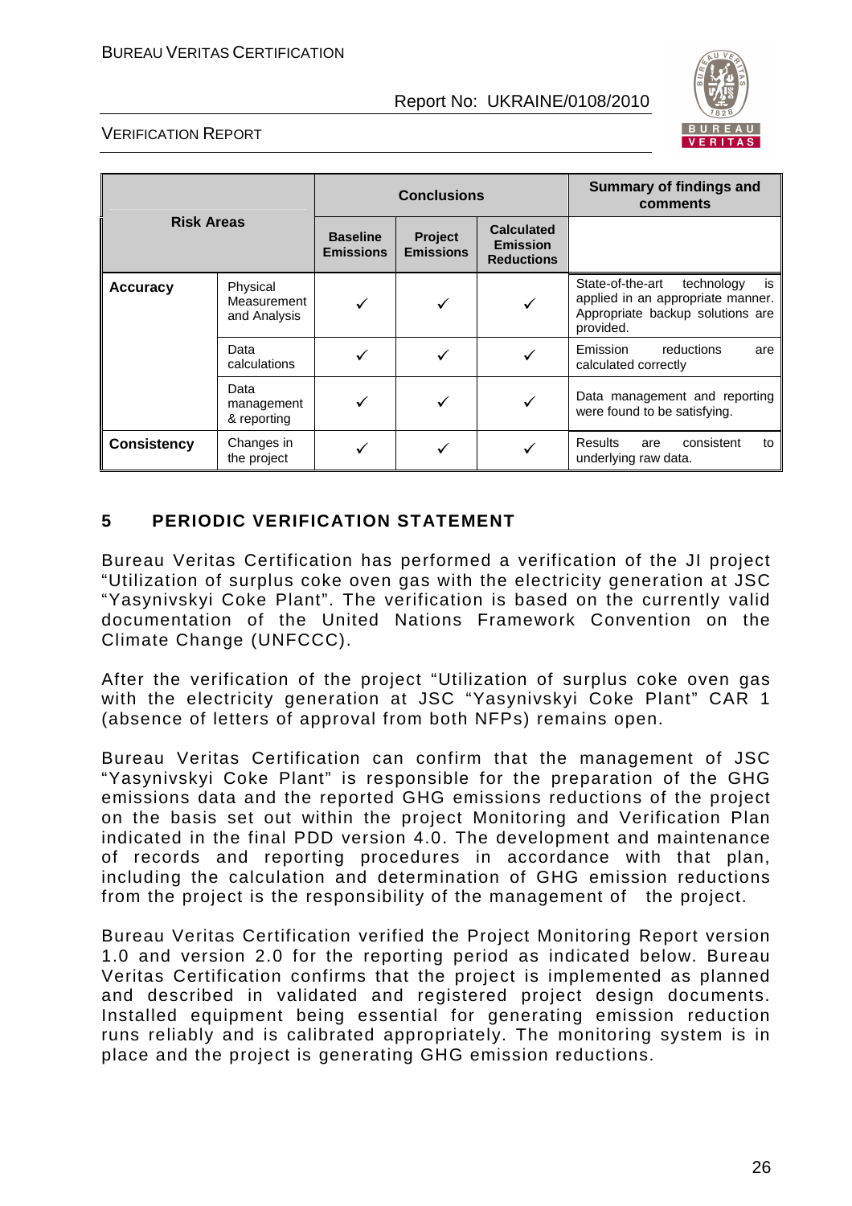| Risk Areas | | Conclusions | | | Summary of findings and comments |
|---|---|---|---|---|---|
| | | Baseline Emissions | Project Emissions | Calculated Emission Reductions | |
| **Accuracy** | Physical Measurement and Analysis | ✓ | ✓ | ✓ | State-of-the-art technology is applied in an appropriate manner. Appropriate backup solutions are provided. |
| | Data calculations | ✓ | ✓ | ✓ | Emission reductions are calculated correctly |
| | Data management & reporting | ✓ | ✓ | ✓ | Data management and reporting were found to be satisfying. |
| **Consistency** | Changes in the project | ✓ | ✓ | ✓ | Results are consistent to underlying raw data. |

## 5 PERIODIC VERIFICATION STATEMENT

Bureau Veritas Certification has performed a verification of the JI project "Utilization of surplus coke oven gas with the electricity generation at JSC "Yasynivskyi Coke Plant". The verification is based on the currently valid documentation of the United Nations Framework Convention on the Climate Change (UNFCCC).

After the verification of the project "Utilization of surplus coke oven gas with the electricity generation at JSC "Yasynivskyi Coke Plant" CAR 1 (absence of letters of approval from both NFPs) remains open.

Bureau Veritas Certification can confirm that the management of JSC "Yasynivskyi Coke Plant" is responsible for the preparation of the GHG emissions data and the reported GHG emissions reductions of the project on the basis set out within the project Monitoring and Verification Plan indicated in the final PDD version 4.0. The development and maintenance of records and reporting procedures in accordance with that plan, including the calculation and determination of GHG emission reductions from the project is the responsibility of the management of the project.

Bureau Veritas Certification verified the Project Monitoring Report version 1.0 and version 2.0 for the reporting period as indicated below. Bureau Veritas Certification confirms that the project is implemented as planned and described in validated and registered project design documents. Installed equipment being essential for generating emission reduction runs reliably and is calibrated appropriately. The monitoring system is in place and the project is generating GHG emission reductions.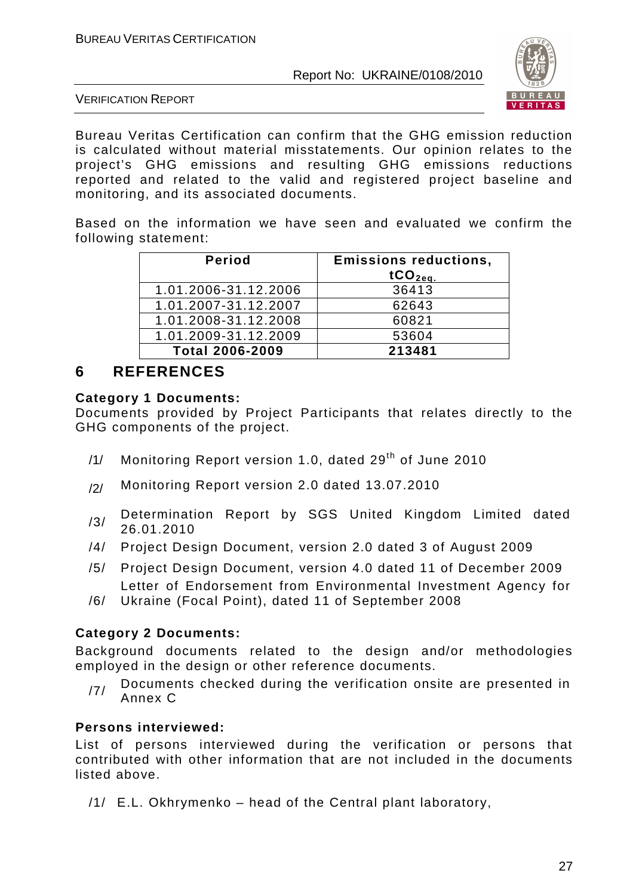Bureau Veritas Certification can confirm that the GHG emission reduction is calculated without material misstatements. Our opinion relates to the project's GHG emissions and resulting GHG emissions reductions reported and related to the valid and registered project baseline and monitoring, and its associated documents.

Based on the information we have seen and evaluated we confirm the following statement:

| Period | Emissions reductions, $tCO_{2eq.}$ |
|---|---|
| 1.01.2006-31.12.2006 | 36413 |
| 1.01.2007-31.12.2007 | 62643 |
| 1.01.2008-31.12.2008 | 60821 |
| 1.01.2009-31.12.2009 | 53604 |
| **Total 2006-2009** | **213481** |

# 6 REFERENCES

**Category 1 Documents:**

Documents provided by Project Participants that relates directly to the GHG components of the project.

/1/ Monitoring Report version 1.0, dated 29th of June 2010

/2/ Monitoring Report version 2.0 dated 13.07.2010

/3/ Determination Report by SGS United Kingdom Limited dated 26.01.2010

/4/ Project Design Document, version 2.0 dated 3 of August 2009

/5/ Project Design Document, version 4.0 dated 11 of December 2009

/6/ Letter of Endorsement from Environmental Investment Agency for Ukraine (Focal Point), dated 11 of September 2008

**Category 2 Documents:**

Background documents related to the design and/or methodologies employed in the design or other reference documents.

/7/ Documents checked during the verification onsite are presented in Annex C

**Persons interviewed:**

List of persons interviewed during the verification or persons that contributed with other information that are not included in the documents listed above.

/1/ E.L. Okhrymenko – head of the Central plant laboratory,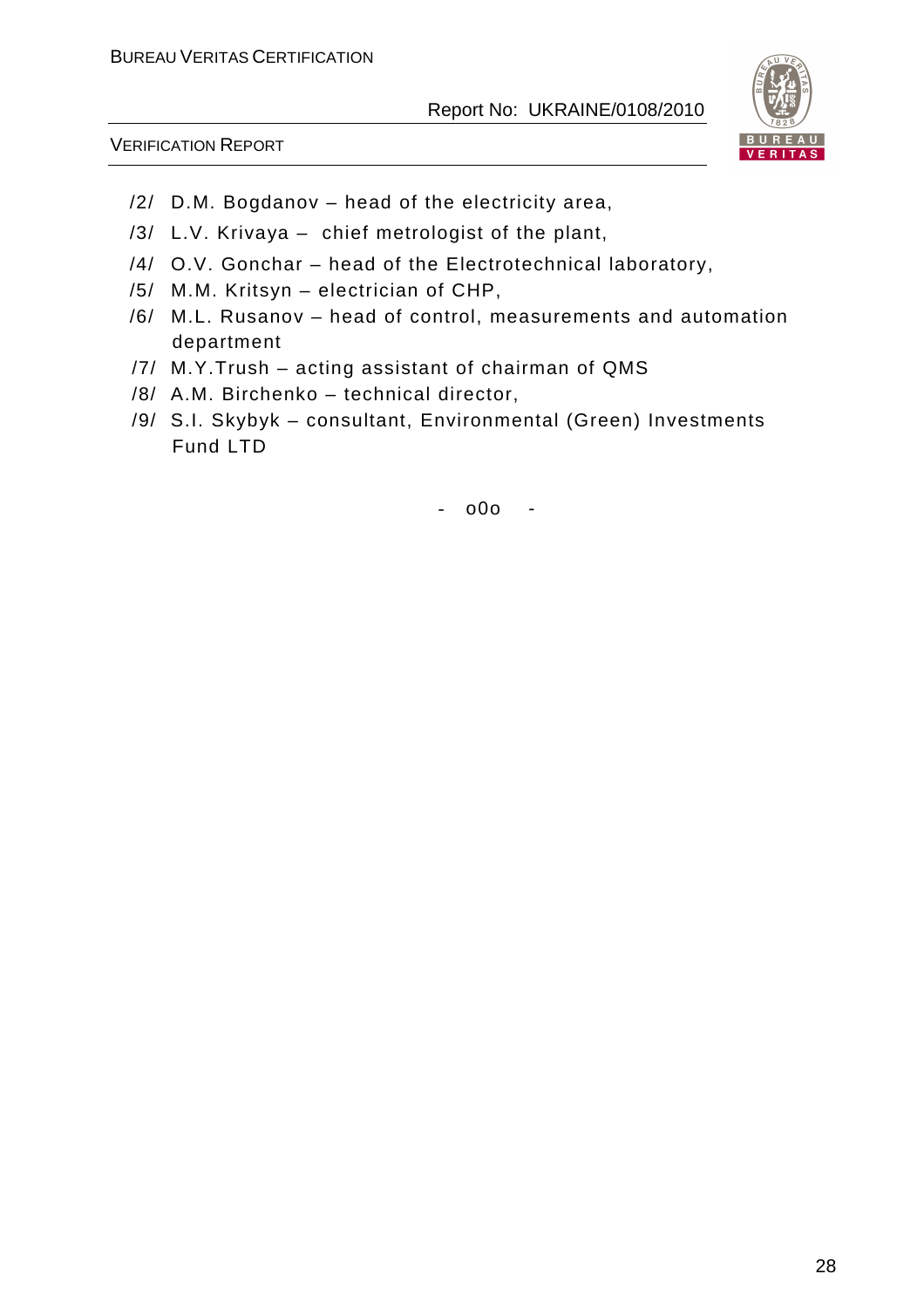/2/ D.M. Bogdanov – head of the electricity area,

/3/ L.V. Krivaya – chief metrologist of the plant,

/4/ O.V. Gonchar – head of the Electrotechnical laboratory,

/5/ M.M. Kritsyn – electrician of CHP,

/6/ M.L. Rusanov – head of control, measurements and automation department

/7/ M.Y.Trush – acting assistant of chairman of QMS

/8/ A.M. Birchenko – technical director,

/9/ S.I. Skybyk – consultant, Environmental (Green) Investments Fund LTD

\- o0o -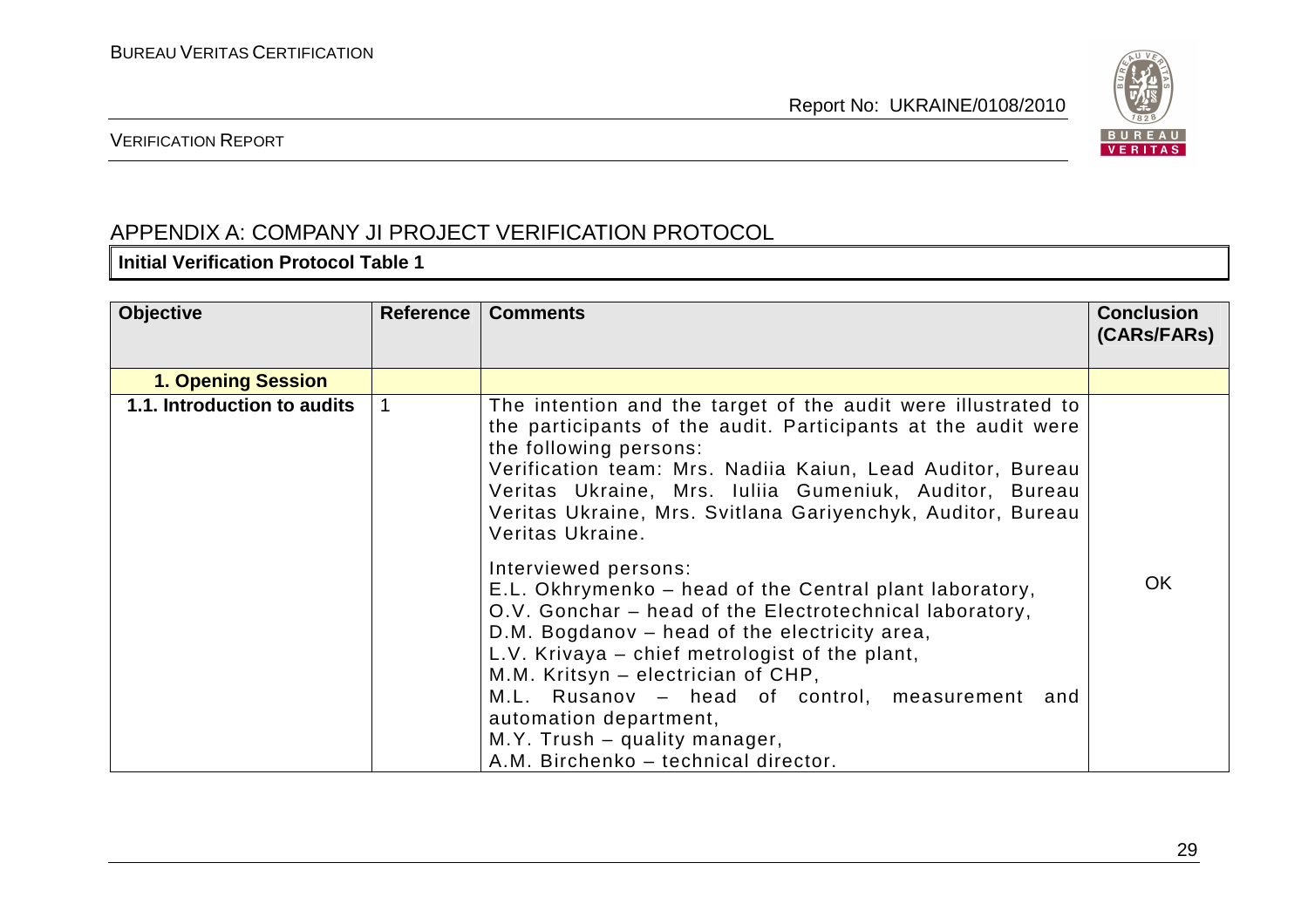## APPENDIX A: COMPANY JI PROJECT VERIFICATION PROTOCOL

**Initial Verification Protocol Table 1**

| Objective | Reference | Comments | Conclusion (CARs/FARs) |
|---|---|---|---|
| **1. Opening Session** | | | |
| **1.1. Introduction to audits** | 1 | The intention and the target of the audit were illustrated to the participants of the audit. Participants at the audit were the following persons:<br>Verification team: Mrs. Nadiia Kaiun, Lead Auditor, Bureau Veritas Ukraine, Mrs. Iuliia Gumeniuk, Auditor, Bureau Veritas Ukraine, Mrs. Svitlana Gariyenchyk, Auditor, Bureau Veritas Ukraine.<br><br>Interviewed persons:<br>E.L. Okhrymenko – head of the Central plant laboratory,<br>O.V. Gonchar – head of the Electrotechnical laboratory,<br>D.M. Bogdanov – head of the electricity area,<br>L.V. Krivaya – chief metrologist of the plant,<br>M.M. Kritsyn – electrician of CHP,<br>M.L. Rusanov – head of control, measurement and automation department,<br>M.Y. Trush – quality manager,<br>A.M. Birchenko – technical director. | OK |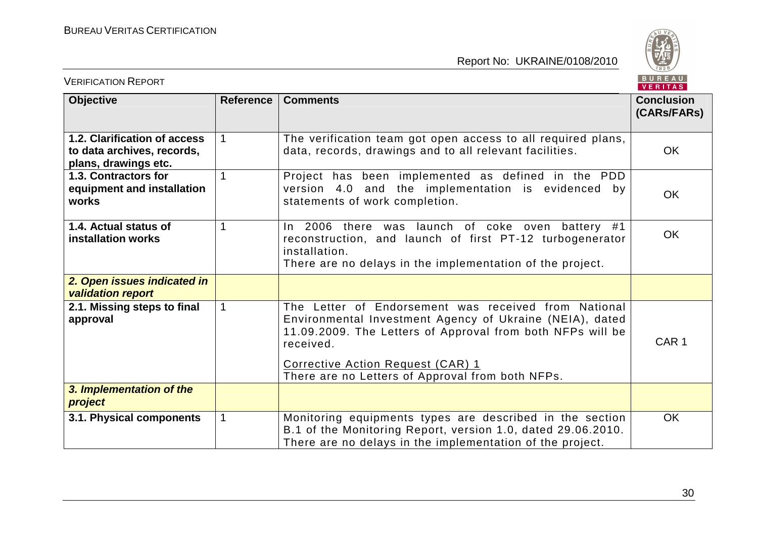| Objective | Reference | Comments | Conclusion (CARs/FARs) |
|---|---|---|---|
| **1.2. Clarification of access to data archives, records, plans, drawings etc.** | 1 | The verification team got open access to all required plans, data, records, drawings and to all relevant facilities. | OK |
| **1.3. Contractors for equipment and installation works** | 1 | Project has been implemented as defined in the PDD version 4.0 and the implementation is evidenced by statements of work completion. | OK |
| **1.4. Actual status of installation works** | 1 | In 2006 there was launch of coke oven battery #1 reconstruction, and launch of first PT-12 turbogenerator installation.<br>There are no delays in the implementation of the project. | OK |
| ***2. Open issues indicated in validation report*** | | | |
| **2.1. Missing steps to final approval** | 1 | The Letter of Endorsement was received from National Environmental Investment Agency of Ukraine (NEIA), dated 11.09.2009. The Letters of Approval from both NFPs will be received.<br><br><u>Corrective Action Request (CAR) 1</u><br>There are no Letters of Approval from both NFPs. | CAR 1 |
| ***3. Implementation of the project*** | | | |
| **3.1. Physical components** | 1 | Monitoring equipments types are described in the section B.1 of the Monitoring Report, version 1.0, dated 29.06.2010. There are no delays in the implementation of the project. | OK |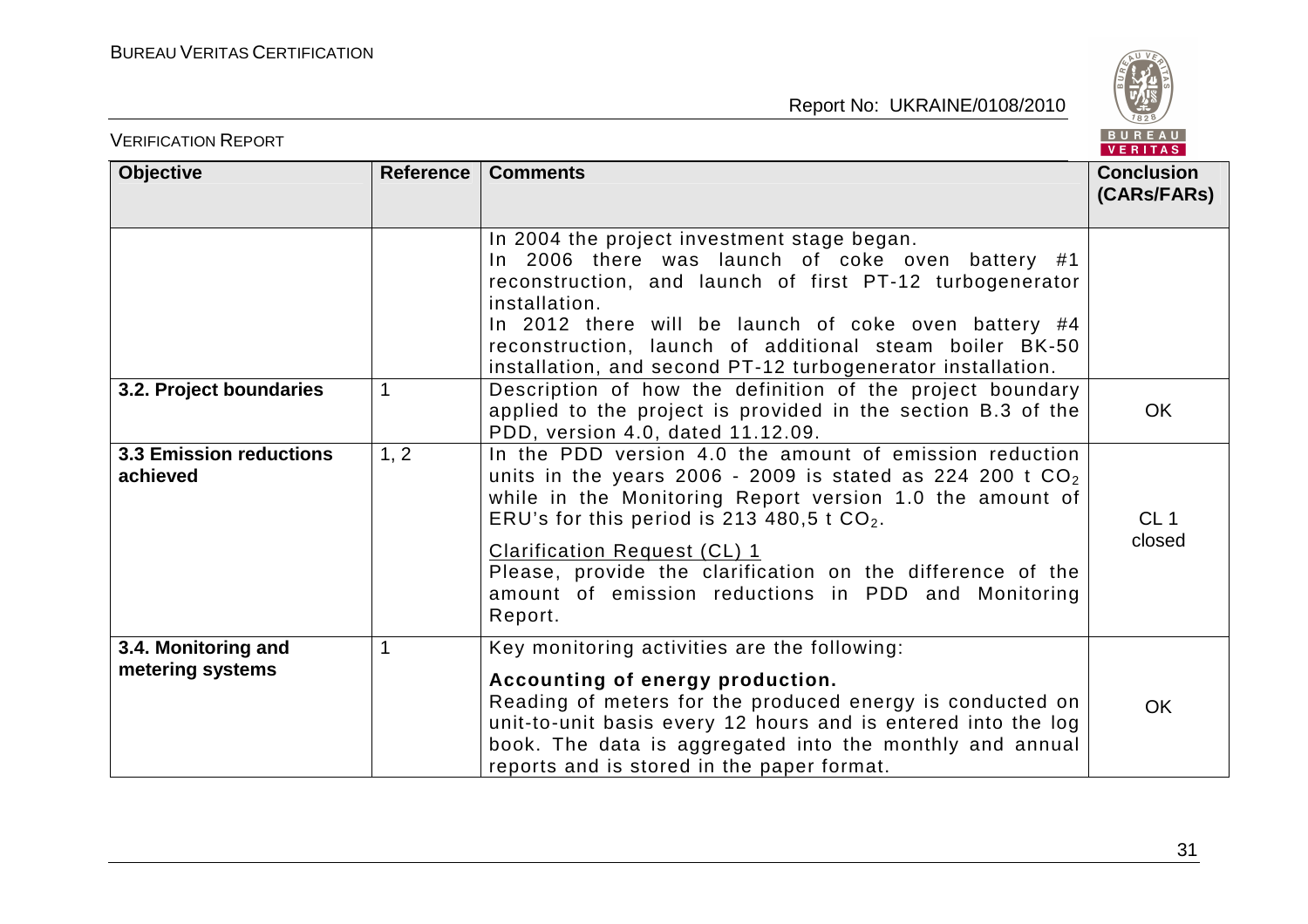| Objective | Reference | Comments | Conclusion (CARs/FARs) |
|---|---|---|---|
| | | In 2004 the project investment stage began.<br>In 2006 there was launch of coke oven battery #1 reconstruction, and launch of first PT-12 turbogenerator installation.<br>In 2012 there will be launch of coke oven battery #4 reconstruction, launch of additional steam boiler BK-50 installation, and second PT-12 turbogenerator installation. | |
| **3.2. Project boundaries** | 1 | Description of how the definition of the project boundary applied to the project is provided in the section B.3 of the PDD, version 4.0, dated 11.12.09. | OK |
| **3.3 Emission reductions achieved** | 1, 2 | In the PDD version 4.0 the amount of emission reduction units in the years 2006 - 2009 is stated as 224 200 t $CO_2$ while in the Monitoring Report version 1.0 the amount of ERU's for this period is 213 480,5 t $CO_2$.<br><br><u>Clarification Request (CL) 1</u><br>Please, provide the clarification on the difference of the amount of emission reductions in PDD and Monitoring Report. | CL 1 closed |
| **3.4. Monitoring and metering systems** | 1 | Key monitoring activities are the following:<br><br>**Accounting of energy production.**<br>Reading of meters for the produced energy is conducted on unit-to-unit basis every 12 hours and is entered into the log book. The data is aggregated into the monthly and annual reports and is stored in the paper format. | OK |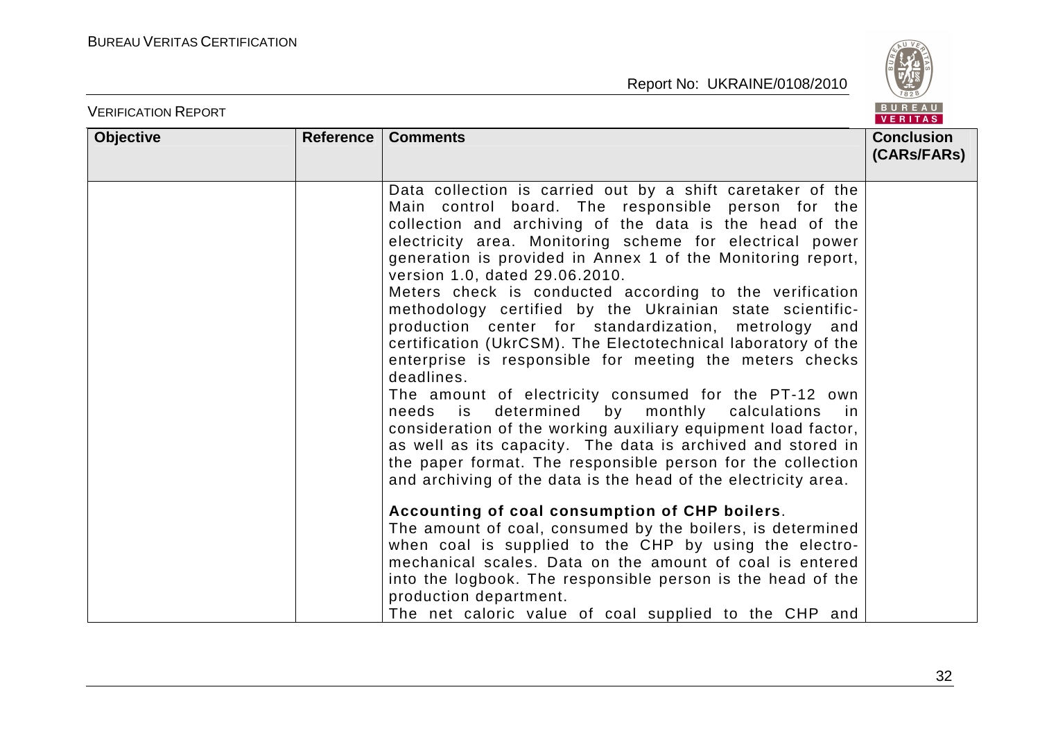| Objective | Reference | Comments | Conclusion (CARs/FARs) |
|---|---|---|---|
| | | Data collection is carried out by a shift caretaker of the Main control board. The responsible person for the collection and archiving of the data is the head of the electricity area. Monitoring scheme for electrical power generation is provided in Annex 1 of the Monitoring report, version 1.0, dated 29.06.2010.<br>Meters check is conducted according to the verification methodology certified by the Ukrainian state scientific-production center for standardization, metrology and certification (UkrCSM). The Electotechnical laboratory of the enterprise is responsible for meeting the meters checks deadlines.<br>The amount of electricity consumed for the PT-12 own needs is determined by monthly calculations in consideration of the working auxiliary equipment load factor, as well as its capacity. The data is archived and stored in the paper format. The responsible person for the collection and archiving of the data is the head of the electricity area.<br><br>**Accounting of coal consumption of CHP boilers**.<br>The amount of coal, consumed by the boilers, is determined when coal is supplied to the CHP by using the electro-mechanical scales. Data on the amount of coal is entered into the logbook. The responsible person is the head of the production department.<br>The net caloric value of coal supplied to the CHP and | |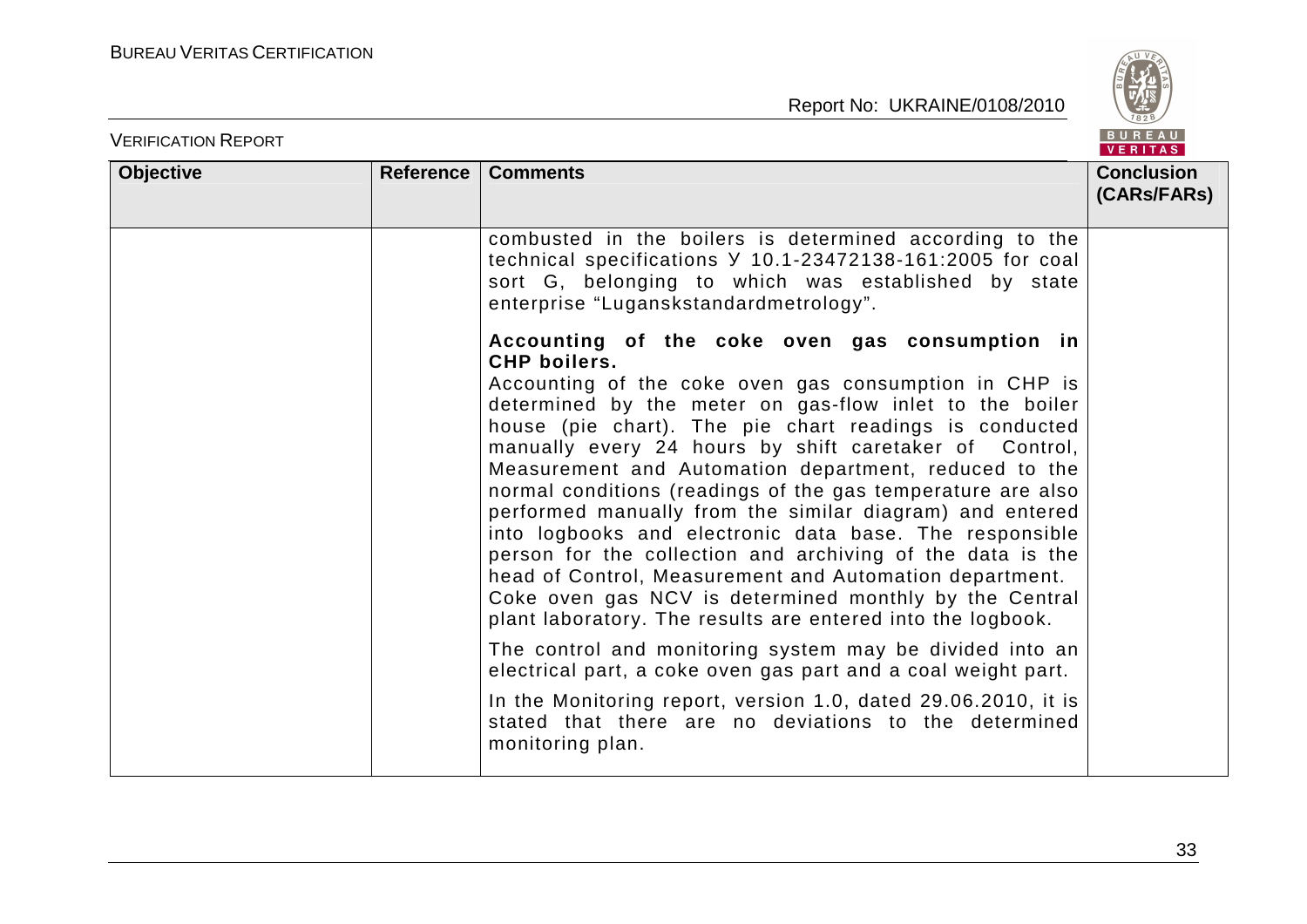| Objective | Reference | Comments | Conclusion (CARs/FARs) |
|---|---|---|---|
| | | combusted in the boilers is determined according to the technical specifications У 10.1-23472138-161:2005 for coal sort G, belonging to which was established by state enterprise "Luganskstandardmetrology".<br><br>**Accounting of the coke oven gas consumption in CHP boilers.**<br>Accounting of the coke oven gas consumption in CHP is determined by the meter on gas-flow inlet to the boiler house (pie chart). The pie chart readings is conducted manually every 24 hours by shift caretaker of Control, Measurement and Automation department, reduced to the normal conditions (readings of the gas temperature are also performed manually from the similar diagram) and entered into logbooks and electronic data base. The responsible person for the collection and archiving of the data is the head of Control, Measurement and Automation department. Coke oven gas NCV is determined monthly by the Central plant laboratory. The results are entered into the logbook.<br><br>The control and monitoring system may be divided into an electrical part, a coke oven gas part and a coal weight part.<br><br>In the Monitoring report, version 1.0, dated 29.06.2010, it is stated that there are no deviations to the determined monitoring plan. | |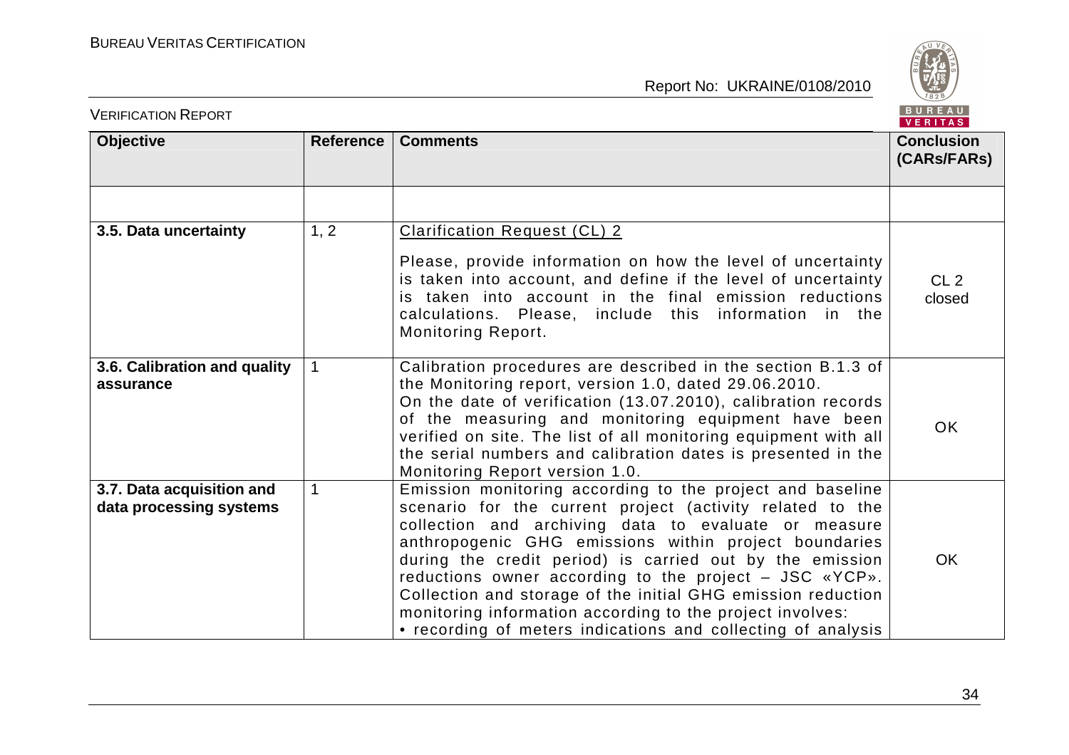| Objective | Reference | Comments | Conclusion (CARs/FARs) |
|---|---|---|---|
| | | | |
| **3.5. Data uncertainty** | 1, 2 | Clarification Request (CL) 2<br><br>Please, provide information on how the level of uncertainty is taken into account, and define if the level of uncertainty is taken into account in the final emission reductions calculations. Please, include this information in the Monitoring Report. | CL 2 closed |
| **3.6. Calibration and quality assurance** | 1 | Calibration procedures are described in the section B.1.3 of the Monitoring report, version 1.0, dated 29.06.2010.<br>On the date of verification (13.07.2010), calibration records of the measuring and monitoring equipment have been verified on site. The list of all monitoring equipment with all the serial numbers and calibration dates is presented in the Monitoring Report version 1.0. | OK |
| **3.7. Data acquisition and data processing systems** | 1 | Emission monitoring according to the project and baseline scenario for the current project (activity related to the collection and archiving data to evaluate or measure anthropogenic GHG emissions within project boundaries during the credit period) is carried out by the emission reductions owner according to the project – JSC «YCP».<br>Collection and storage of the initial GHG emission reduction monitoring information according to the project involves:<br>• recording of meters indications and collecting of analysis | OK |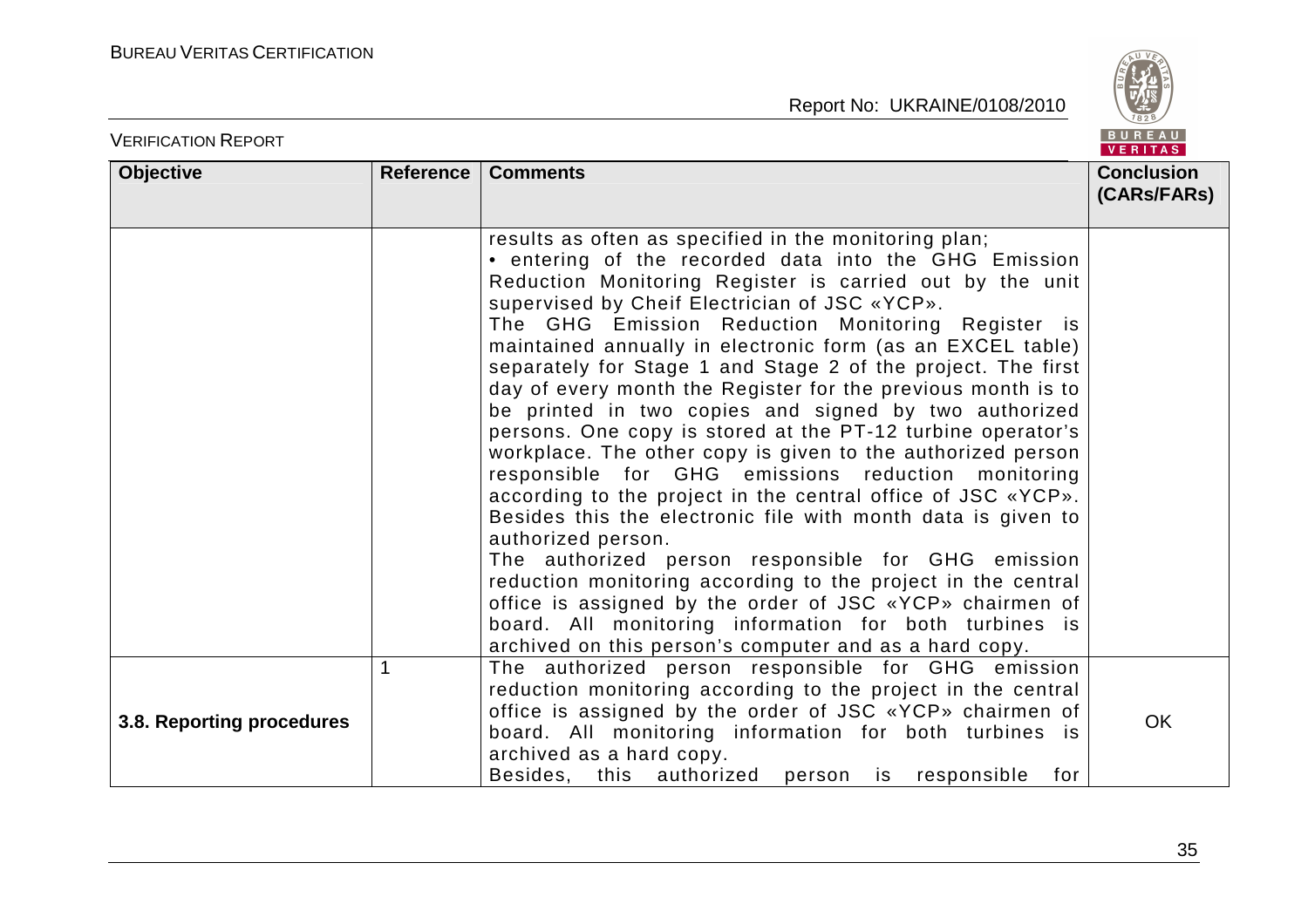| Objective | Reference | Comments | Conclusion (CARs/FARs) |
|---|---|---|---|
| | | results as often as specified in the monitoring plan;<br>• entering of the recorded data into the GHG Emission Reduction Monitoring Register is carried out by the unit supervised by Cheif Electrician of JSC «YCP».<br>The GHG Emission Reduction Monitoring Register is maintained annually in electronic form (as an EXCEL table) separately for Stage 1 and Stage 2 of the project. The first day of every month the Register for the previous month is to be printed in two copies and signed by two authorized persons. One copy is stored at the PT-12 turbine operator's workplace. The other copy is given to the authorized person responsible for GHG emissions reduction monitoring according to the project in the central office of JSC «YCP». Besides this the electronic file with month data is given to authorized person.<br>The authorized person responsible for GHG emission reduction monitoring according to the project in the central office is assigned by the order of JSC «YCP» chairmen of board. All monitoring information for both turbines is archived on this person's computer and as a hard copy. | |
| **3.8. Reporting procedures** | 1 | The authorized person responsible for GHG emission reduction monitoring according to the project in the central office is assigned by the order of JSC «YCP» chairmen of board. All monitoring information for both turbines is archived as a hard copy.<br>Besides, this authorized person is responsible for | OK |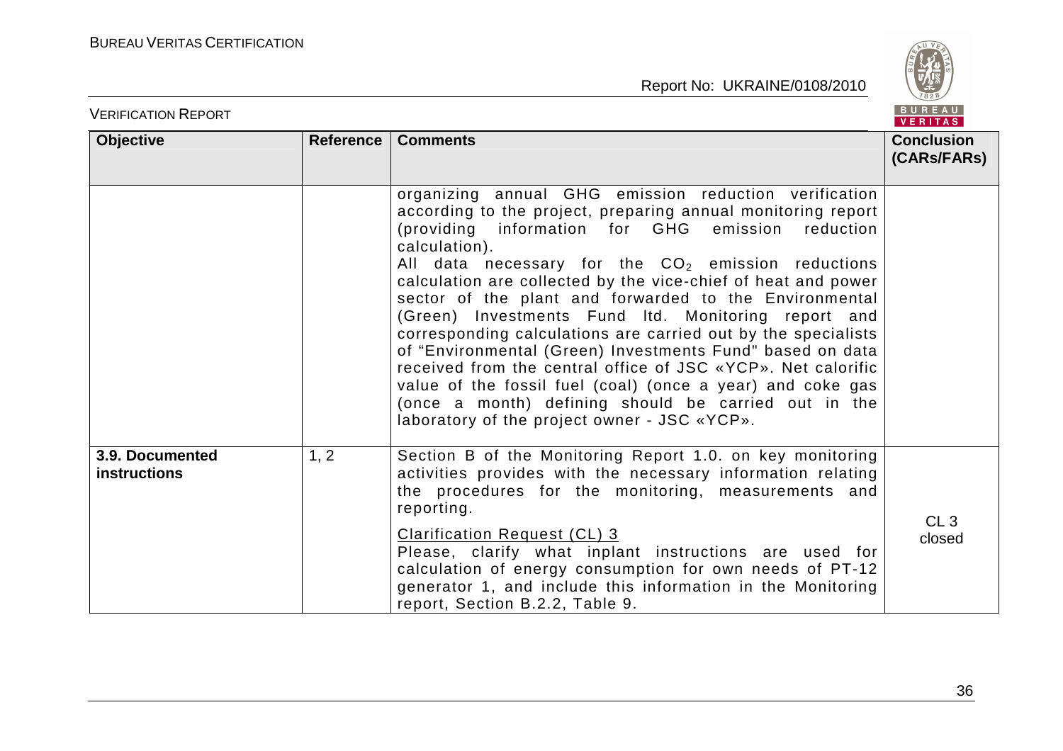| Objective | Reference | Comments | Conclusion (CARs/FARs) |
|---|---|---|---|
| | | organizing annual GHG emission reduction verification according to the project, preparing annual monitoring report (providing information for GHG emission reduction calculation).<br>All data necessary for the $CO_2$ emission reductions calculation are collected by the vice-chief of heat and power sector of the plant and forwarded to the Environmental (Green) Investments Fund ltd. Monitoring report and corresponding calculations are carried out by the specialists of "Environmental (Green) Investments Fund" based on data received from the central office of JSC «YCP». Net calorific value of the fossil fuel (coal) (once a year) and coke gas (once a month) defining should be carried out in the laboratory of the project owner - JSC «YCP». | |
| **3.9. Documented instructions** | 1, 2 | Section B of the Monitoring Report 1.0. on key monitoring activities provides with the necessary information relating the procedures for the monitoring, measurements and reporting.<br><br>Clarification Request (CL) 3<br>Please, clarify what inplant instructions are used for calculation of energy consumption for own needs of PT-12 generator 1, and include this information in the Monitoring report, Section B.2.2, Table 9. | CL 3 closed |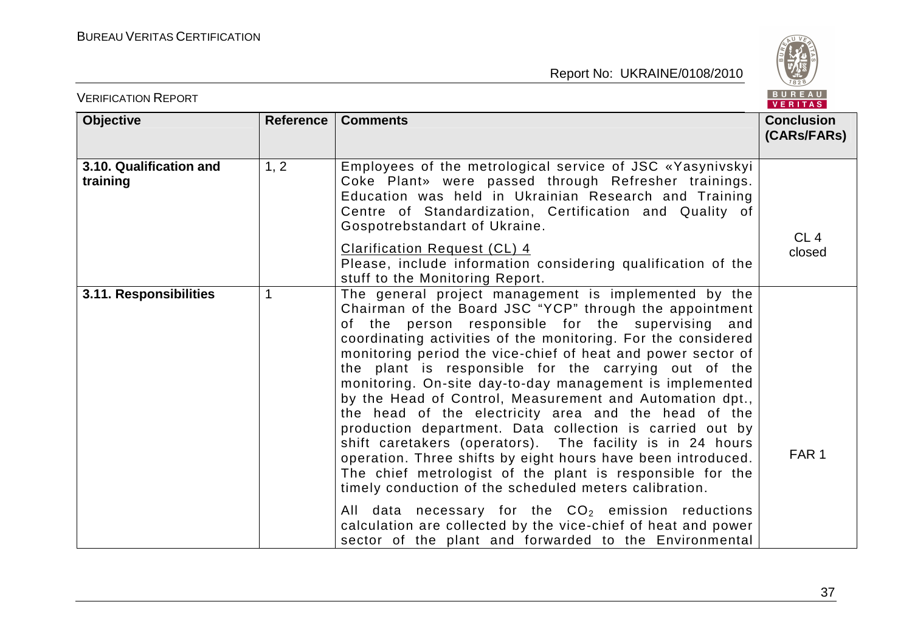| Objective | Reference | Comments | Conclusion (CARs/FARs) |
|---|---|---|---|
| **3.10. Qualification and training** | 1, 2 | Employees of the metrological service of JSC «Yasynivskyi Coke Plant» were passed through Refresher trainings. Education was held in Ukrainian Research and Training Centre of Standardization, Certification and Quality of Gospotrebstandart of Ukraine.<br><br><u>Clarification Request (CL) 4</u><br>Please, include information considering qualification of the stuff to the Monitoring Report. | CL 4 closed |
| **3.11. Responsibilities** | 1 | The general project management is implemented by the Chairman of the Board JSC "YCP" through the appointment of the person responsible for the supervising and coordinating activities of the monitoring. For the considered monitoring period the vice-chief of heat and power sector of the plant is responsible for the carrying out of the monitoring. On-site day-to-day management is implemented by the Head of Control, Measurement and Automation dpt., the head of the electricity area and the head of the production department. Data collection is carried out by shift caretakers (operators). The facility is in 24 hours operation. Three shifts by eight hours have been introduced. The chief metrologist of the plant is responsible for the timely conduction of the scheduled meters calibration.<br><br>All data necessary for the $CO_2$ emission reductions calculation are collected by the vice-chief of heat and power sector of the plant and forwarded to the Environmental | FAR 1 |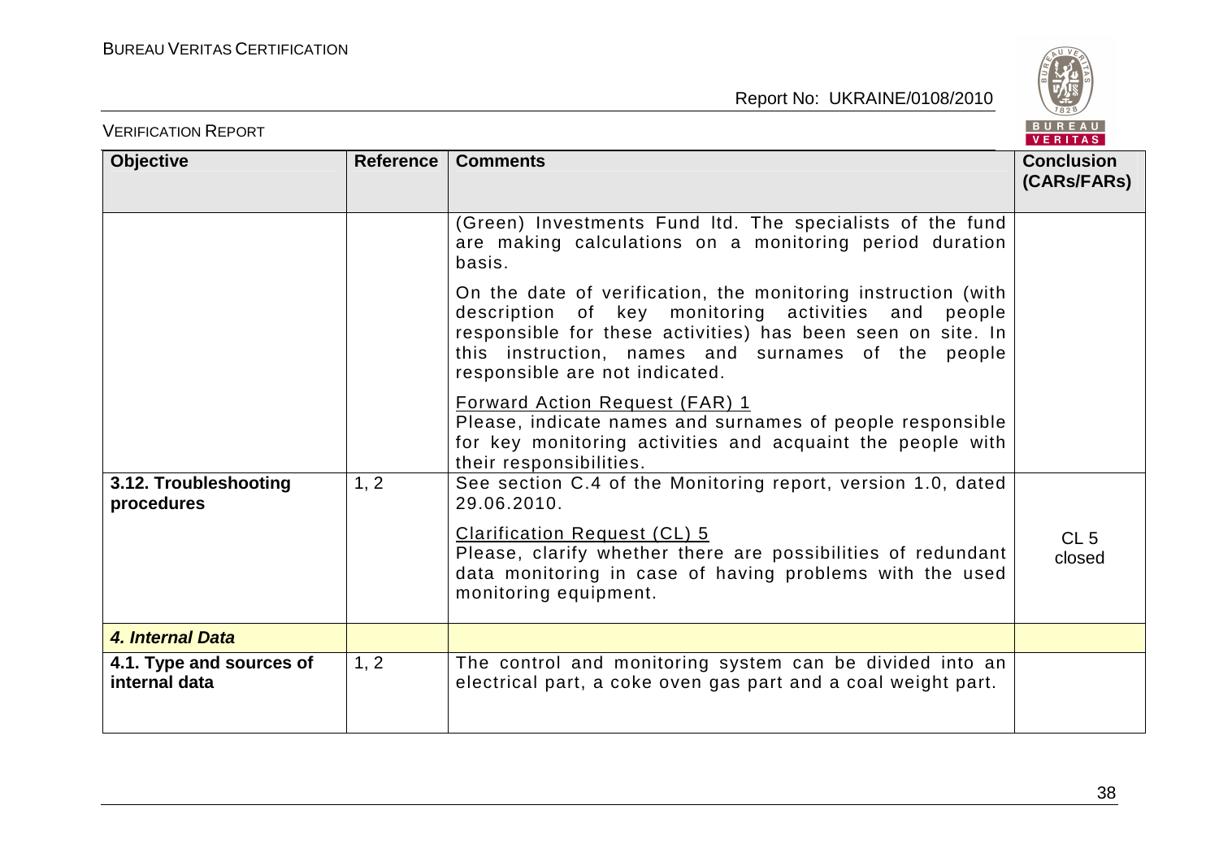| Objective | Reference | Comments | Conclusion (CARs/FARs) |
|---|---|---|---|
| | | (Green) Investments Fund ltd. The specialists of the fund are making calculations on a monitoring period duration basis.<br><br>On the date of verification, the monitoring instruction (with description of key monitoring activities and people responsible for these activities) has been seen on site. In this instruction, names and surnames of the people responsible are not indicated.<br><br><u>Forward Action Request (FAR) 1</u><br>Please, indicate names and surnames of people responsible for key monitoring activities and acquaint the people with their responsibilities. | |
| **3.12. Troubleshooting procedures** | 1, 2 | See section C.4 of the Monitoring report, version 1.0, dated 29.06.2010.<br><br><u>Clarification Request (CL) 5</u><br>Please, clarify whether there are possibilities of redundant data monitoring in case of having problems with the used monitoring equipment. | CL 5 closed |
| ***4. Internal Data*** | | | |
| **4.1. Type and sources of internal data** | 1, 2 | The control and monitoring system can be divided into an electrical part, a coke oven gas part and a coal weight part. | |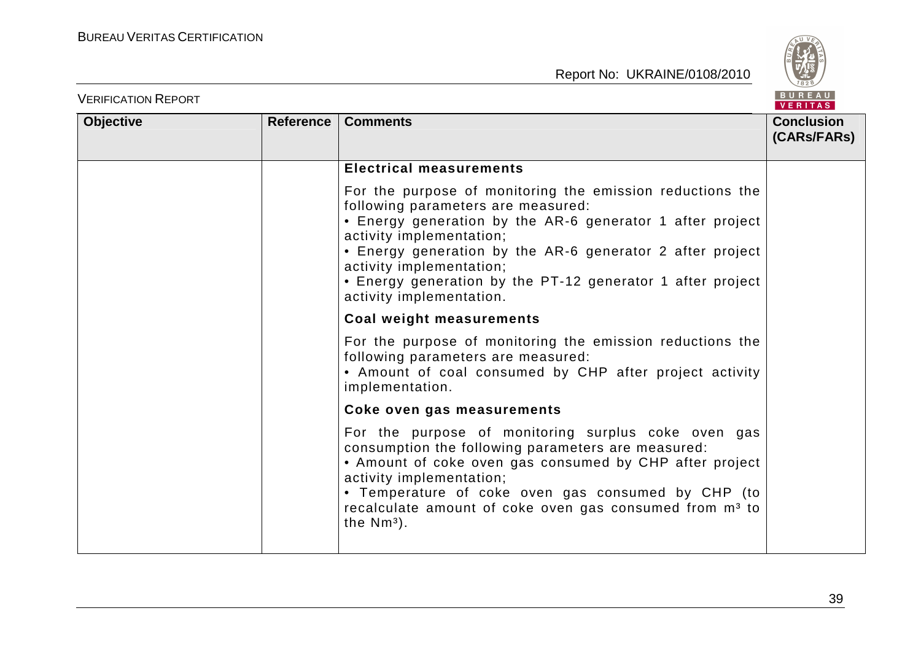| Objective | Reference | Comments | Conclusion (CARs/FARs) |
|---|---|---|---|
| | | **Electrical measurements**<br><br>For the purpose of monitoring the emission reductions the following parameters are measured:<br>• Energy generation by the AR-6 generator 1 after project activity implementation;<br>• Energy generation by the AR-6 generator 2 after project activity implementation;<br>• Energy generation by the PT-12 generator 1 after project activity implementation.<br><br>**Coal weight measurements**<br><br>For the purpose of monitoring the emission reductions the following parameters are measured:<br>• Amount of coal consumed by CHP after project activity implementation.<br><br>**Coke oven gas measurements**<br><br>For the purpose of monitoring surplus coke oven gas consumption the following parameters are measured:<br>• Amount of coke oven gas consumed by CHP after project activity implementation;<br>• Temperature of coke oven gas consumed by CHP (to recalculate amount of coke oven gas consumed from $m^3$ to the $Nm^3$). | |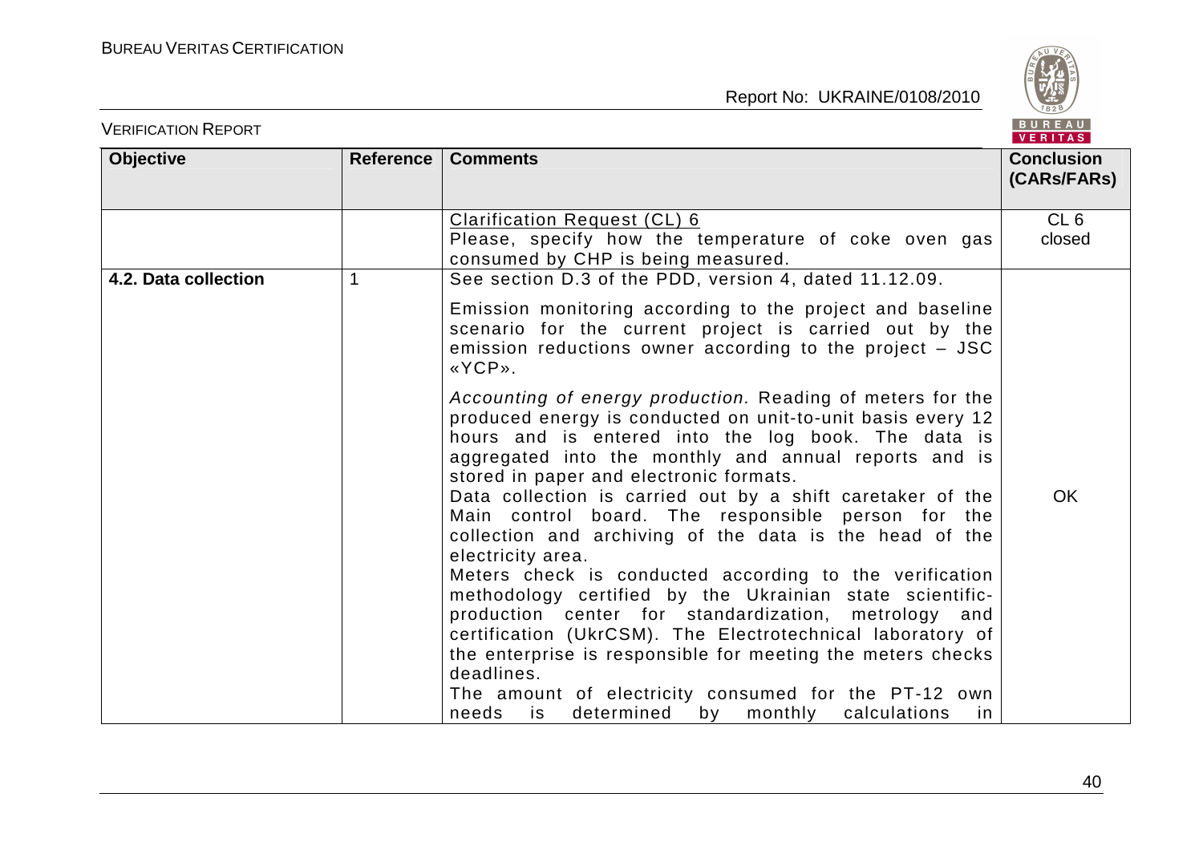| Objective | Reference | Comments | Conclusion (CARs/FARs) |
|---|---|---|---|
| | | <u>Clarification Request (CL) 6</u><br>Please, specify how the temperature of coke oven gas consumed by CHP is being measured. | CL 6 closed |
| **4.2. Data collection** | 1 | See section D.3 of the PDD, version 4, dated 11.12.09.<br><br>Emission monitoring according to the project and baseline scenario for the current project is carried out by the emission reductions owner according to the project – JSC «YCP».<br><br>*Accounting of energy production.* Reading of meters for the produced energy is conducted on unit-to-unit basis every 12 hours and is entered into the log book. The data is aggregated into the monthly and annual reports and is stored in paper and electronic formats.<br>Data collection is carried out by a shift caretaker of the Main control board. The responsible person for the collection and archiving of the data is the head of the electricity area.<br>Meters check is conducted according to the verification methodology certified by the Ukrainian state scientific-production center for standardization, metrology and certification (UkrCSM). The Electrotechnical laboratory of the enterprise is responsible for meeting the meters checks deadlines.<br>The amount of electricity consumed for the PT-12 own needs is determined by monthly calculations in | OK |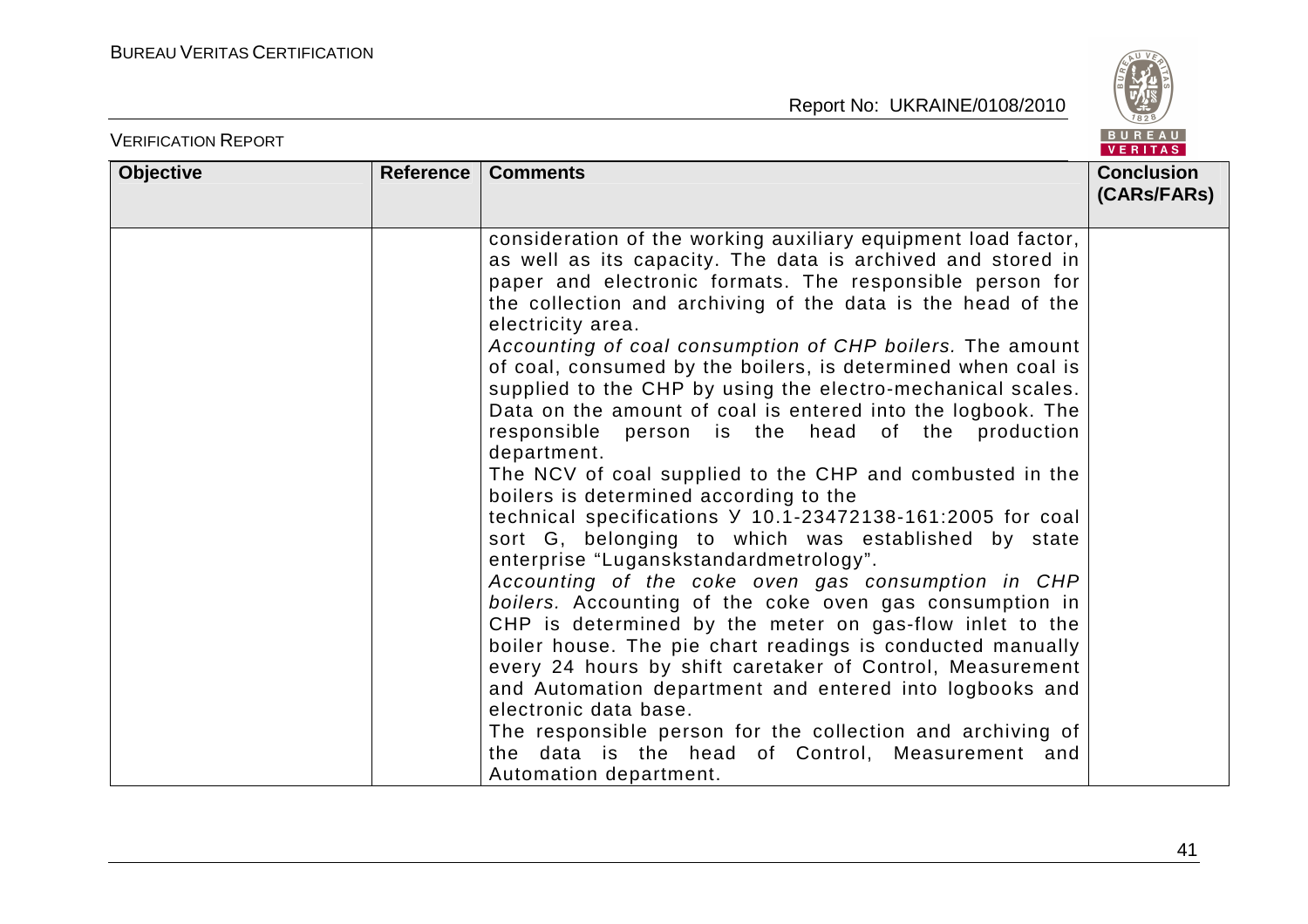| Objective | Reference | Comments | Conclusion (CARs/FARs) |
|---|---|---|---|
| | | consideration of the working auxiliary equipment load factor, as well as its capacity. The data is archived and stored in paper and electronic formats. The responsible person for the collection and archiving of the data is the head of the electricity area.<br>*Accounting of coal consumption of CHP boilers.* The amount of coal, consumed by the boilers, is determined when coal is supplied to the CHP by using the electro-mechanical scales. Data on the amount of coal is entered into the logbook. The responsible person is the head of the production department.<br>The NCV of coal supplied to the CHP and combusted in the boilers is determined according to the technical specifications У 10.1-23472138-161:2005 for coal sort G, belonging to which was established by state enterprise "Luganskstandardmetrology".<br>*Accounting of the coke oven gas consumption in CHP boilers.* Accounting of the coke oven gas consumption in CHP is determined by the meter on gas-flow inlet to the boiler house. The pie chart readings is conducted manually every 24 hours by shift caretaker of Control, Measurement and Automation department and entered into logbooks and electronic data base.<br>The responsible person for the collection and archiving of the data is the head of Control, Measurement and Automation department. | |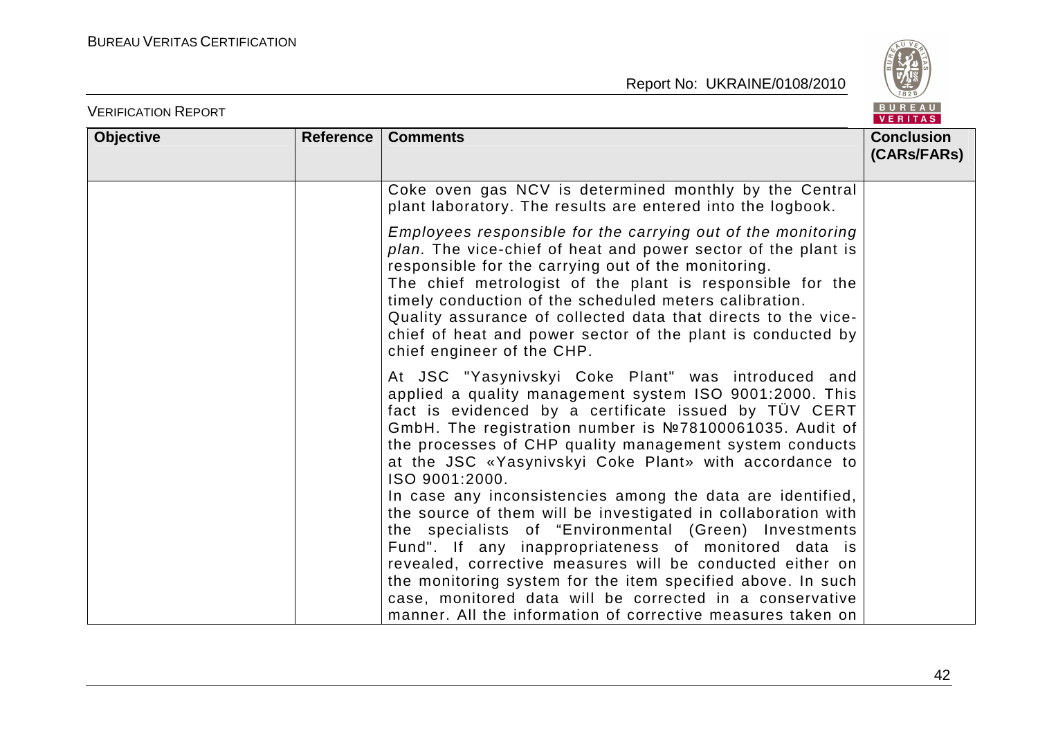| Objective | Reference | Comments | Conclusion (CARs/FARs) |
|---|---|---|---|
| | | Coke oven gas NCV is determined monthly by the Central plant laboratory. The results are entered into the logbook. | |
| | | *Employees responsible for the carrying out of the monitoring plan.* The vice-chief of heat and power sector of the plant is responsible for the carrying out of the monitoring.<br>The chief metrologist of the plant is responsible for the timely conduction of the scheduled meters calibration.<br>Quality assurance of collected data that directs to the vice-chief of heat and power sector of the plant is conducted by chief engineer of the CHP. | |
| | | At JSC "Yasynivskyi Coke Plant" was introduced and applied a quality management system ISO 9001:2000. This fact is evidenced by a certificate issued by TÜV CERT GmbH. The registration number is №78100061035. Audit of the processes of CHP quality management system conducts at the JSC «Yasynivskyi Coke Plant» with accordance to ISO 9001:2000.<br>In case any inconsistencies among the data are identified, the source of them will be investigated in collaboration with the specialists of "Environmental (Green) Investments Fund". If any inappropriateness of monitored data is revealed, corrective measures will be conducted either on the monitoring system for the item specified above. In such case, monitored data will be corrected in a conservative manner. All the information of corrective measures taken on | |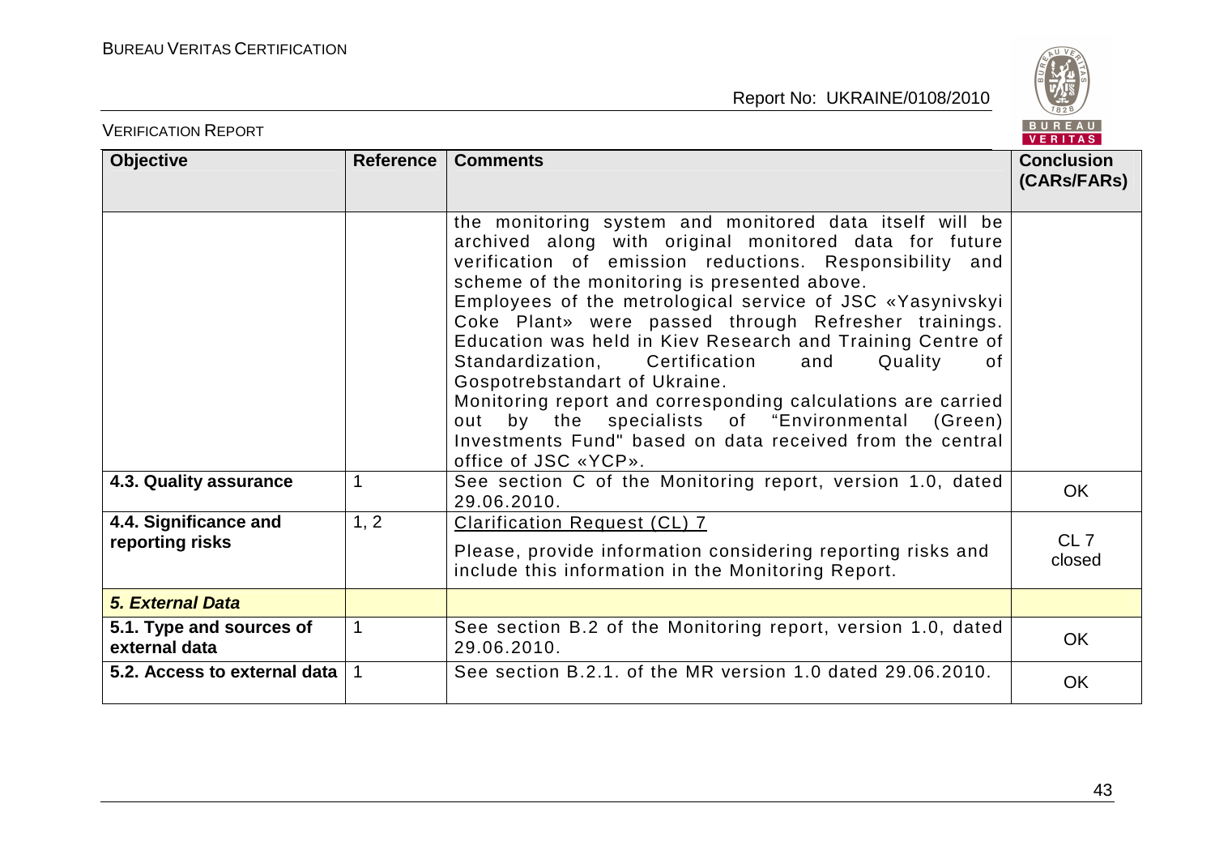| Objective | Reference | Comments | Conclusion (CARs/FARs) |
|---|---|---|---|
| | | the monitoring system and monitored data itself will be archived along with original monitored data for future verification of emission reductions. Responsibility and scheme of the monitoring is presented above.<br>Employees of the metrological service of JSC «Yasynivskyi Coke Plant» were passed through Refresher trainings. Education was held in Kiev Research and Training Centre of Standardization, Certification and Quality of Gospotrebstandart of Ukraine.<br>Monitoring report and corresponding calculations are carried out by the specialists of "Environmental (Green) Investments Fund" based on data received from the central office of JSC «YCP». | |
| **4.3. Quality assurance** | 1 | See section C of the Monitoring report, version 1.0, dated 29.06.2010. | OK |
| **4.4. Significance and reporting risks** | 1, 2 | Clarification Request (CL) 7<br>Please, provide information considering reporting risks and include this information in the Monitoring Report. | CL 7 closed |
| ***5. External Data*** | | | |
| **5.1. Type and sources of external data** | 1 | See section B.2 of the Monitoring report, version 1.0, dated 29.06.2010. | OK |
| **5.2. Access to external data** | 1 | See section B.2.1. of the MR version 1.0 dated 29.06.2010. | OK |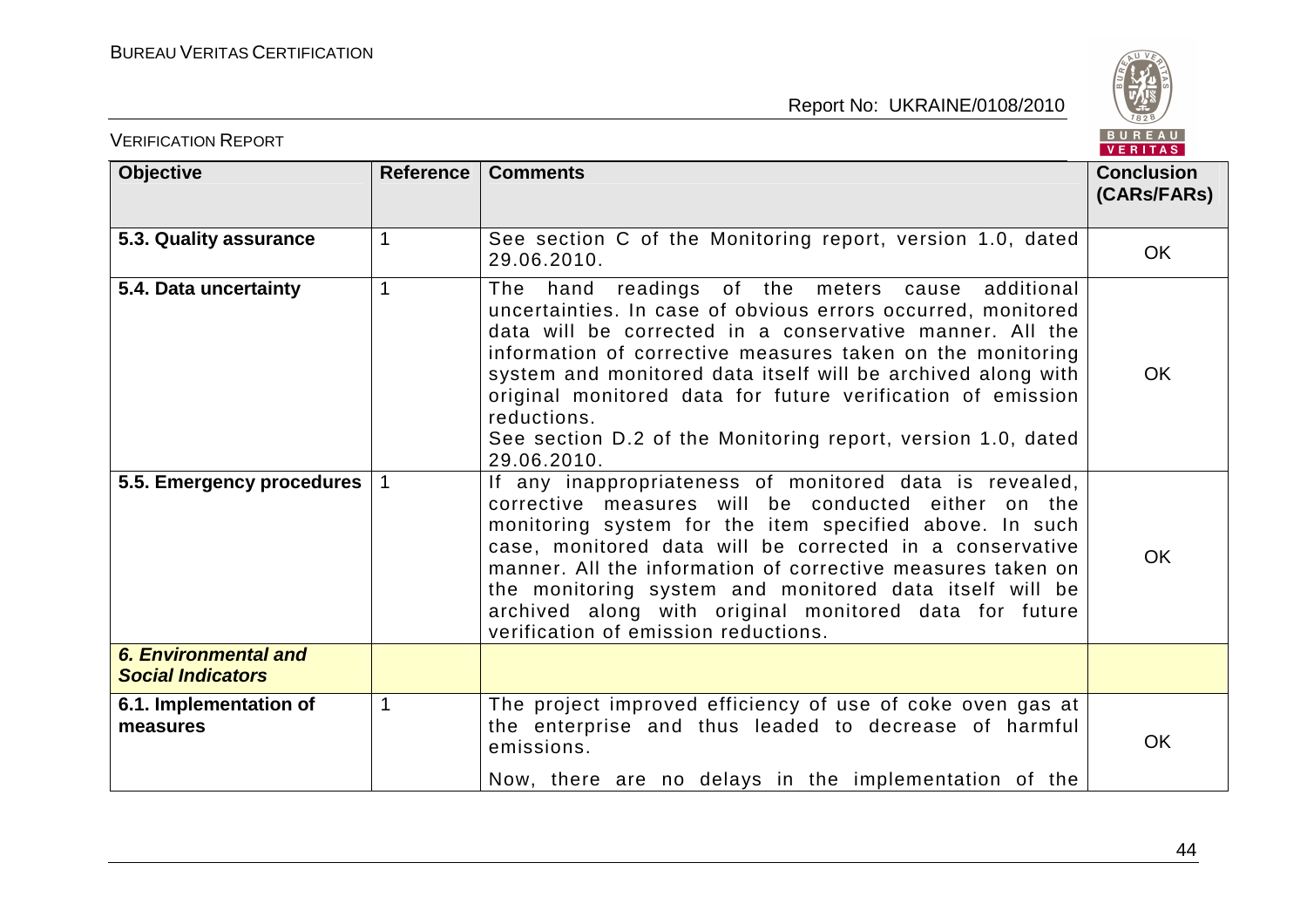| Objective | Reference | Comments | Conclusion (CARs/FARs) |
|---|---|---|---|
| **5.3. Quality assurance** | 1 | See section C of the Monitoring report, version 1.0, dated 29.06.2010. | OK |
| **5.4. Data uncertainty** | 1 | The hand readings of the meters cause additional uncertainties. In case of obvious errors occurred, monitored data will be corrected in a conservative manner. All the information of corrective measures taken on the monitoring system and monitored data itself will be archived along with original monitored data for future verification of emission reductions.<br>See section D.2 of the Monitoring report, version 1.0, dated 29.06.2010. | OK |
| **5.5. Emergency procedures** | 1 | If any inappropriateness of monitored data is revealed, corrective measures will be conducted either on the monitoring system for the item specified above. In such case, monitored data will be corrected in a conservative manner. All the information of corrective measures taken on the monitoring system and monitored data itself will be archived along with original monitored data for future verification of emission reductions. | OK |
| ***6. Environmental and Social Indicators*** | | | |
| **6.1. Implementation of measures** | 1 | The project improved efficiency of use of coke oven gas at the enterprise and thus leaded to decrease of harmful emissions.<br><br>Now, there are no delays in the implementation of the | OK |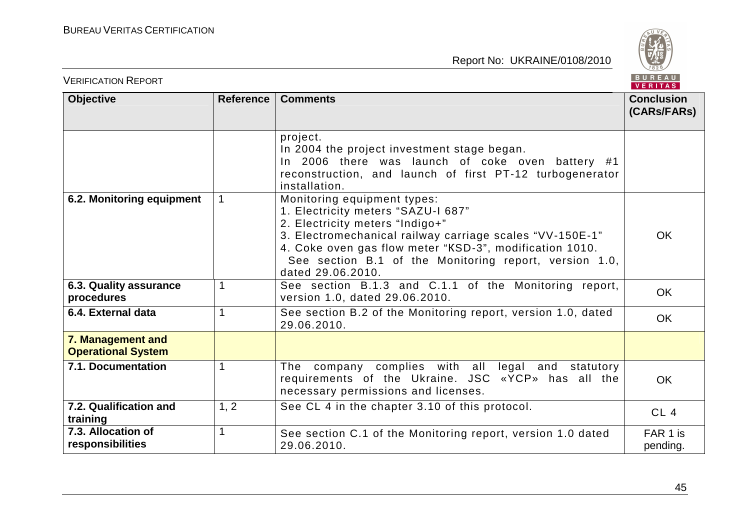| Objective | Reference | Comments | Conclusion (CARs/FARs) |
|---|---|---|---|
| | | project.<br>In 2004 the project investment stage began.<br>In 2006 there was launch of coke oven battery #1 reconstruction, and launch of first PT-12 turbogenerator installation. | |
| **6.2. Monitoring equipment** | 1 | Monitoring equipment types:<br>1. Electricity meters "SAZU-I 687"<br>2. Electricity meters "Indigo+"<br>3. Electromechanical railway carriage scales "VV-150E-1"<br>4. Coke oven gas flow meter "KSD-3", modification 1010.<br>See section B.1 of the Monitoring report, version 1.0, dated 29.06.2010. | OK |
| **6.3. Quality assurance procedures** | 1 | See section B.1.3 and C.1.1 of the Monitoring report, version 1.0, dated 29.06.2010. | OK |
| **6.4. External data** | 1 | See section B.2 of the Monitoring report, version 1.0, dated 29.06.2010. | OK |
| **7. Management and Operational System** | | | |
| **7.1. Documentation** | 1 | The company complies with all legal and statutory requirements of the Ukraine. JSC «YCP» has all the necessary permissions and licenses. | OK |
| **7.2. Qualification and training** | 1, 2 | See CL 4 in the chapter 3.10 of this protocol. | CL 4 |
| **7.3. Allocation of responsibilities** | 1 | See section C.1 of the Monitoring report, version 1.0 dated 29.06.2010. | FAR 1 is pending. |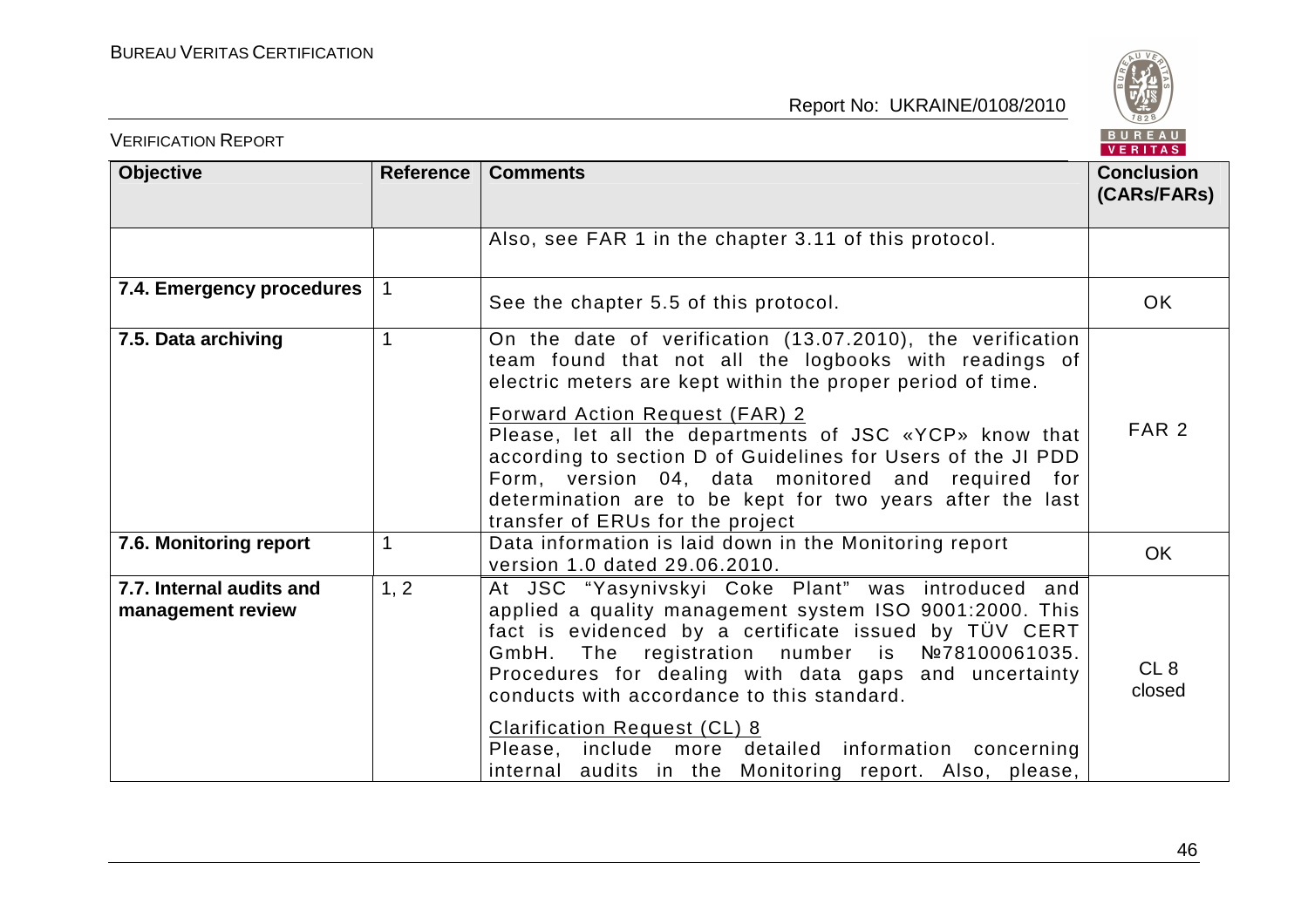| Objective | Reference | Comments | Conclusion (CARs/FARs) |
|---|---|---|---|
| | | Also, see FAR 1 in the chapter 3.11 of this protocol. | |
| **7.4. Emergency procedures** | 1 | See the chapter 5.5 of this protocol. | OK |
| **7.5. Data archiving** | 1 | On the date of verification (13.07.2010), the verification team found that not all the logbooks with readings of electric meters are kept within the proper period of time.<br><br>Forward Action Request (FAR) 2<br>Please, let all the departments of JSC «YCP» know that according to section D of Guidelines for Users of the JI PDD Form, version 04, data monitored and required for determination are to be kept for two years after the last transfer of ERUs for the project | FAR 2 |
| **7.6. Monitoring report** | 1 | Data information is laid down in the Monitoring report version 1.0 dated 29.06.2010. | OK |
| **7.7. Internal audits and management review** | 1, 2 | At JSC "Yasynivskyi Coke Plant" was introduced and applied a quality management system ISO 9001:2000. This fact is evidenced by a certificate issued by TÜV CERT GmbH. The registration number is №78100061035. Procedures for dealing with data gaps and uncertainty conducts with accordance to this standard.<br><br>Clarification Request (CL) 8<br>Please, include more detailed information concerning internal audits in the Monitoring report. Also, please, | CL 8 closed |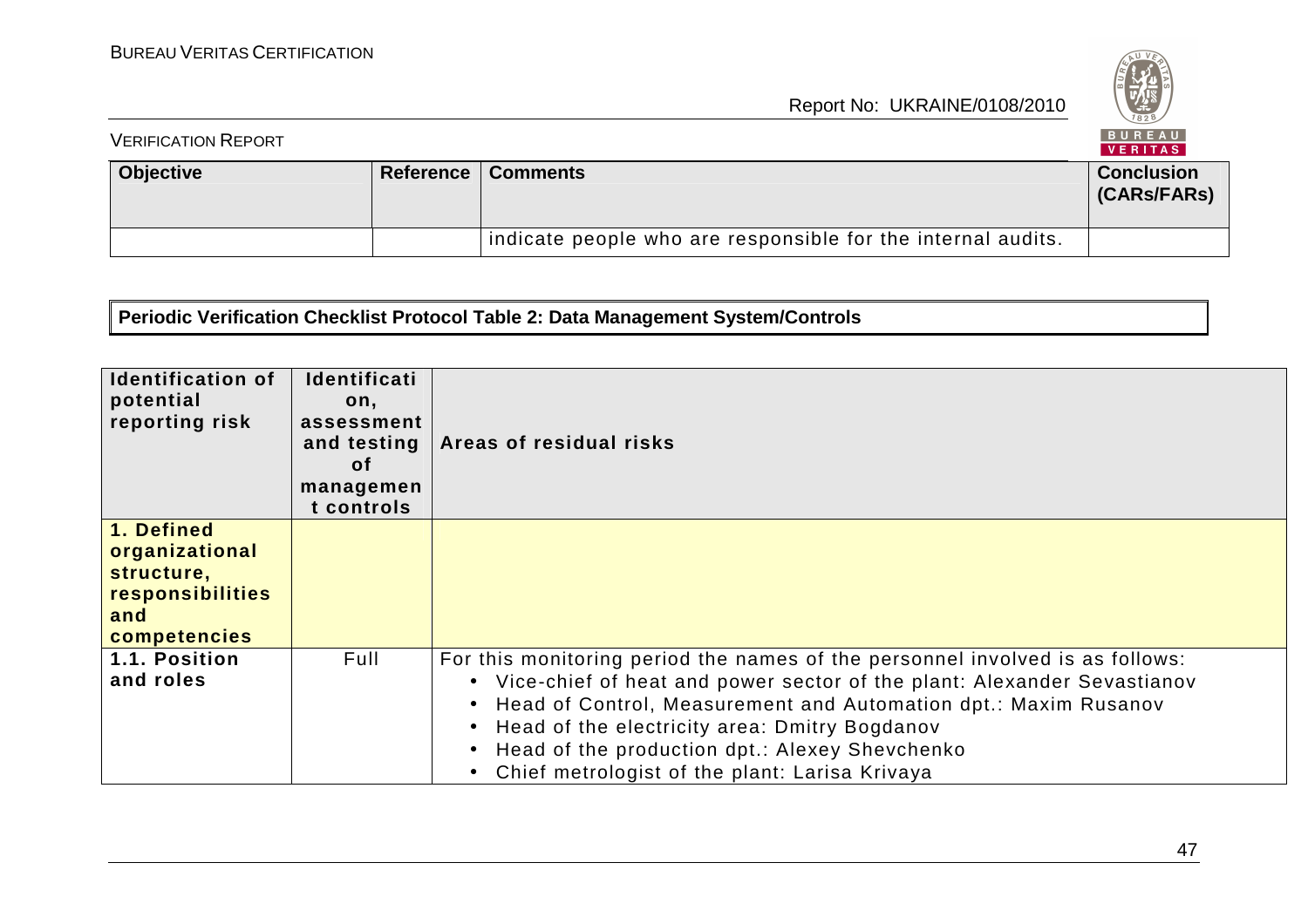| Objective | Reference | Comments | Conclusion (CARs/FARs) |
|---|---|---|---|
| | | indicate people who are responsible for the internal audits. | |

**Periodic Verification Checklist Protocol Table 2: Data Management System/Controls**

| Identification of potential reporting risk | Identification, assessment and testing of management controls | Areas of residual risks |
|---|---|---|
| **1. Defined organizational structure, responsibilities and competencies** | | |
| **1.1. Position and roles** | Full | For this monitoring period the names of the personnel involved is as follows: <br>• Vice-chief of heat and power sector of the plant: Alexander Sevastianov <br>• Head of Control, Measurement and Automation dpt.: Maxim Rusanov <br>• Head of the electricity area: Dmitry Bogdanov <br>• Head of the production dpt.: Alexey Shevchenko <br>• Chief metrologist of the plant: Larisa Krivaya |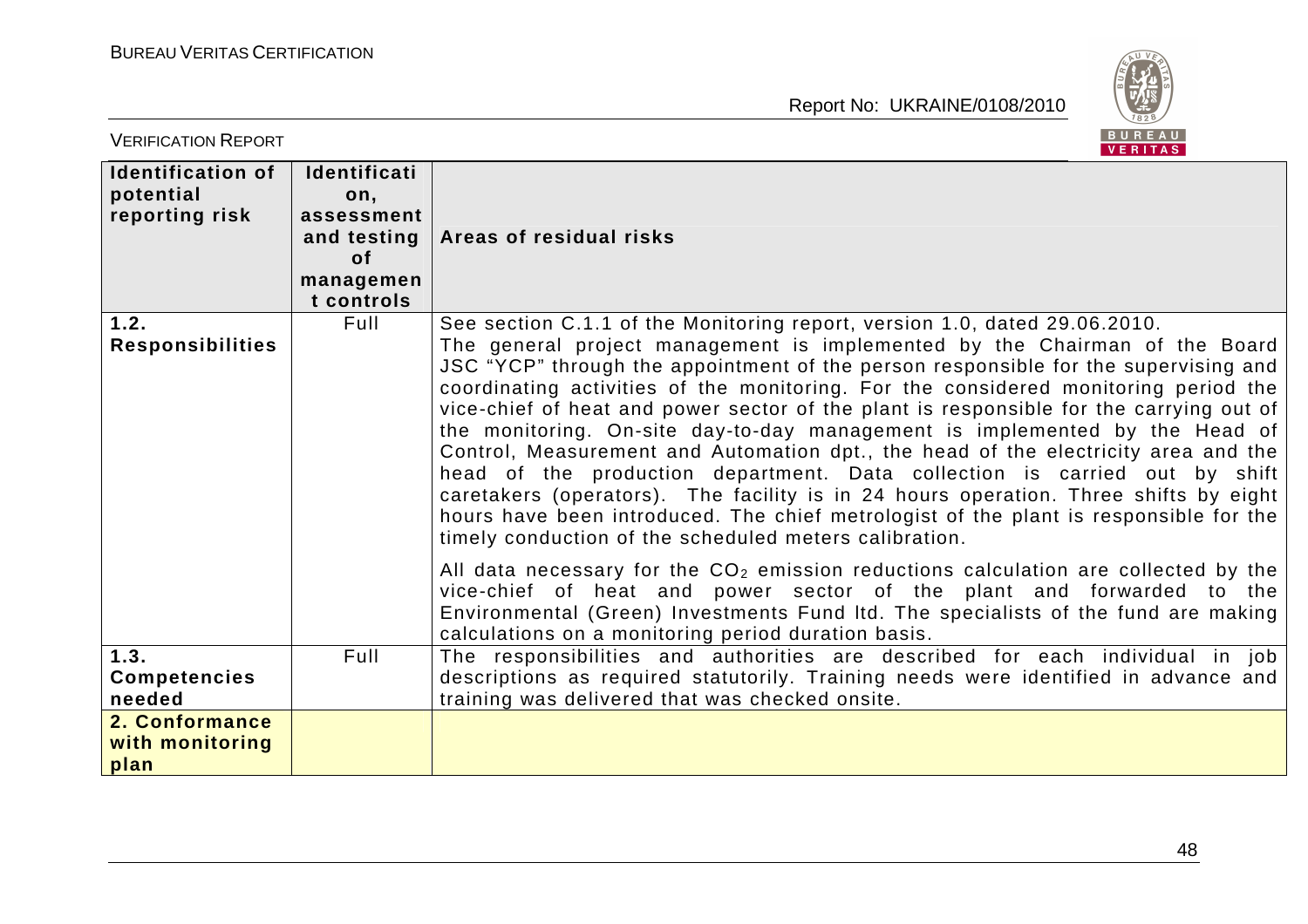| Identification of potential reporting risk | Identification, assessment and testing of management controls | Areas of residual risks |
| --- | --- | --- |
| **1.2. Responsibilities** | Full | See section C.1.1 of the Monitoring report, version 1.0, dated 29.06.2010. The general project management is implemented by the Chairman of the Board JSC "YCP" through the appointment of the person responsible for the supervising and coordinating activities of the monitoring. For the considered monitoring period the vice-chief of heat and power sector of the plant is responsible for the carrying out of the monitoring. On-site day-to-day management is implemented by the Head of Control, Measurement and Automation dpt., the head of the electricity area and the head of the production department. Data collection is carried out by shift caretakers (operators). The facility is in 24 hours operation. Three shifts by eight hours have been introduced. The chief metrologist of the plant is responsible for the timely conduction of the scheduled meters calibration.<br><br>All data necessary for the $CO_2$ emission reductions calculation are collected by the vice-chief of heat and power sector of the plant and forwarded to the Environmental (Green) Investments Fund ltd. The specialists of the fund are making calculations on a monitoring period duration basis. |
| **1.3. Competencies needed** | Full | The responsibilities and authorities are described for each individual in job descriptions as required statutorily. Training needs were identified in advance and training was delivered that was checked onsite. |
| **2. Conformance with monitoring plan** | | |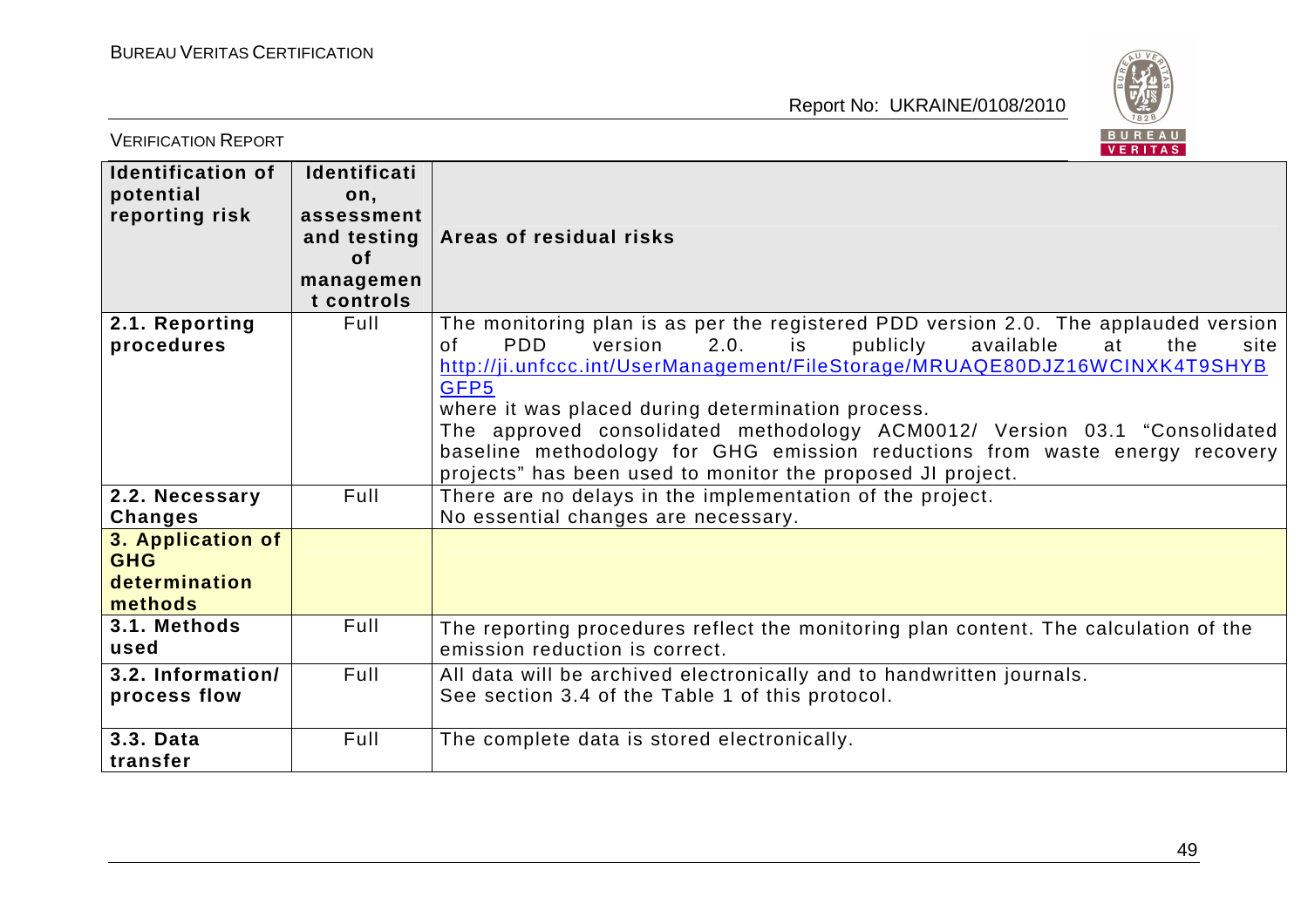| Identification of potential reporting risk | Identification, assessment and testing of management controls | Areas of residual risks |
|---|---|---|
| **2.1. Reporting procedures** | Full | The monitoring plan is as per the registered PDD version 2.0. The applauded version of PDD version 2.0. is publicly available at the site http://ji.unfccc.int/UserManagement/FileStorage/MRUAQE80DJZ16WCINXK4T9SHYBGFP5 where it was placed during determination process. The approved consolidated methodology ACM0012/ Version 03.1 "Consolidated baseline methodology for GHG emission reductions from waste energy recovery projects" has been used to monitor the proposed JI project. |
| **2.2. Necessary Changes** | Full | There are no delays in the implementation of the project. No essential changes are necessary. |
| **3. Application of GHG determination methods** | | |
| **3.1. Methods used** | Full | The reporting procedures reflect the monitoring plan content. The calculation of the emission reduction is correct. |
| **3.2. Information/ process flow** | Full | All data will be archived electronically and to handwritten journals. See section 3.4 of the Table 1 of this protocol. |
| **3.3. Data transfer** | Full | The complete data is stored electronically. |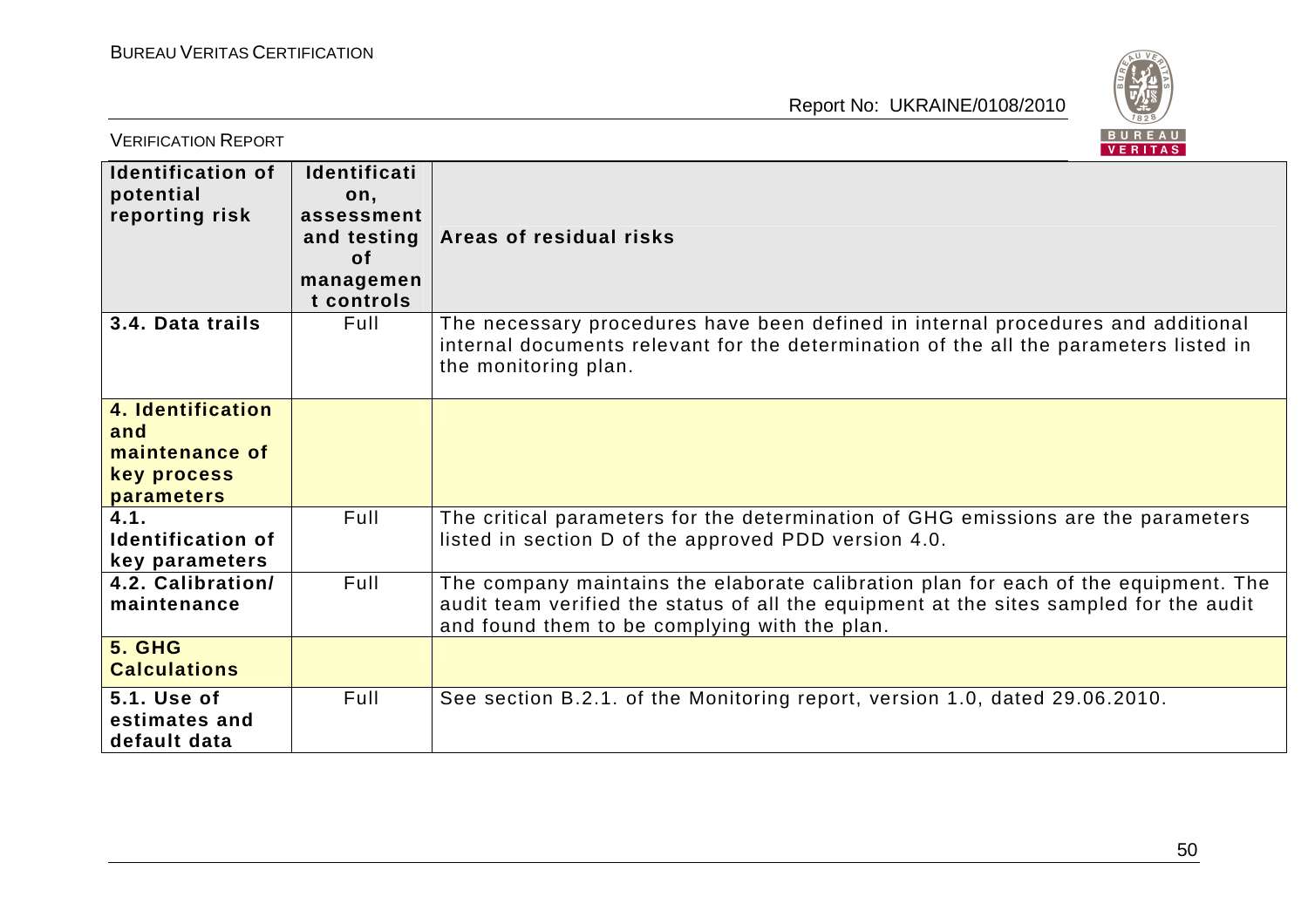| Identification of potential reporting risk | Identification, assessment and testing of management controls | Areas of residual risks |
|---|---|---|
| **3.4. Data trails** | Full | The necessary procedures have been defined in internal procedures and additional internal documents relevant for the determination of the all the parameters listed in the monitoring plan. |
| **4. Identification and maintenance of key process parameters** | | |
| **4.1. Identification of key parameters** | Full | The critical parameters for the determination of GHG emissions are the parameters listed in section D of the approved PDD version 4.0. |
| **4.2. Calibration/ maintenance** | Full | The company maintains the elaborate calibration plan for each of the equipment. The audit team verified the status of all the equipment at the sites sampled for the audit and found them to be complying with the plan. |
| **5. GHG Calculations** | | |
| **5.1. Use of estimates and default data** | Full | See section B.2.1. of the Monitoring report, version 1.0, dated 29.06.2010. |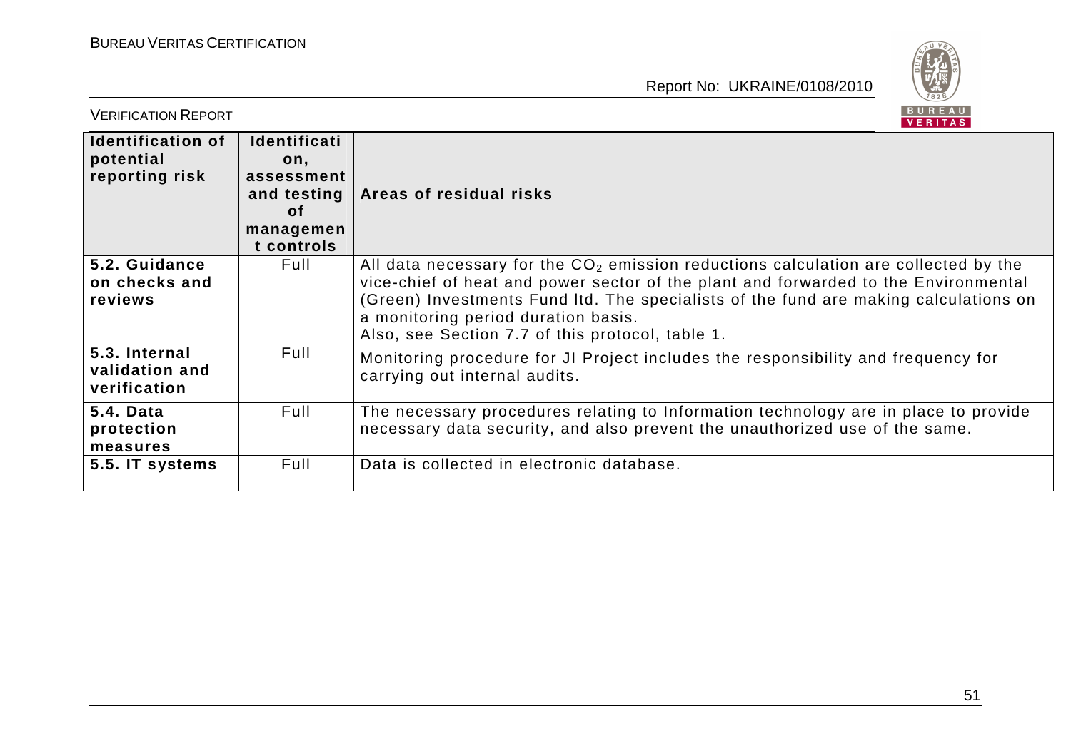| Identification of potential reporting risk | Identification, assessment and testing of management controls | Areas of residual risks |
|---|---|---|
| **5.2. Guidance on checks and reviews** | Full | All data necessary for the $CO_2$ emission reductions calculation are collected by the vice-chief of heat and power sector of the plant and forwarded to the Environmental (Green) Investments Fund ltd. The specialists of the fund are making calculations on a monitoring period duration basis.<br>Also, see Section 7.7 of this protocol, table 1. |
| **5.3. Internal validation and verification** | Full | Monitoring procedure for JI Project includes the responsibility and frequency for carrying out internal audits. |
| **5.4. Data protection measures** | Full | The necessary procedures relating to Information technology are in place to provide necessary data security, and also prevent the unauthorized use of the same. |
| **5.5. IT systems** | Full | Data is collected in electronic database. |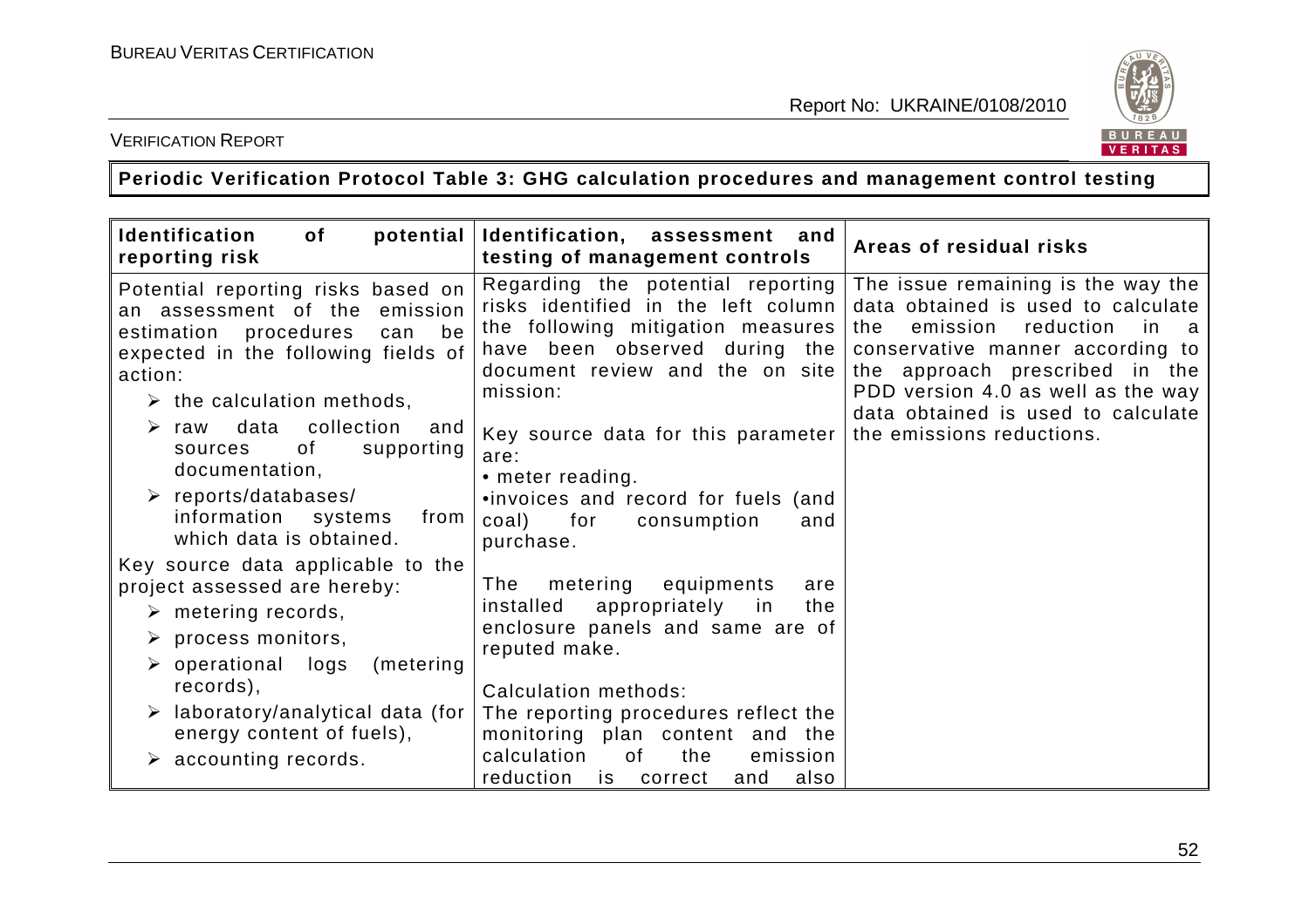**Periodic Verification Protocol Table 3: GHG calculation procedures and management control testing**

| Identification of potential reporting risk | Identification, assessment and testing of management controls | Areas of residual risks |
|---|---|---|
| Potential reporting risks based on an assessment of the emission estimation procedures can be expected in the following fields of action:<br>➢ the calculation methods,<br>➢ raw data collection and sources of supporting documentation,<br>➢ reports/databases/ information systems from which data is obtained.<br>Key source data applicable to the project assessed are hereby:<br>➢ metering records,<br>➢ process monitors,<br>➢ operational logs (metering records),<br>➢ laboratory/analytical data (for energy content of fuels),<br>➢ accounting records. | Regarding the potential reporting risks identified in the left column the following mitigation measures have been observed during the document review and the on site mission:<br><br>Key source data for this parameter are:<br>• meter reading.<br>•invoices and record for fuels (and coal) for consumption and purchase.<br><br>The metering equipments are installed appropriately in the enclosure panels and same are of reputed make.<br><br>Calculation methods:<br>The reporting procedures reflect the monitoring plan content and the calculation of the emission reduction is correct and also | The issue remaining is the way the data obtained is used to calculate the emission reduction in a conservative manner according to the approach prescribed in the PDD version 4.0 as well as the way data obtained is used to calculate the emissions reductions. |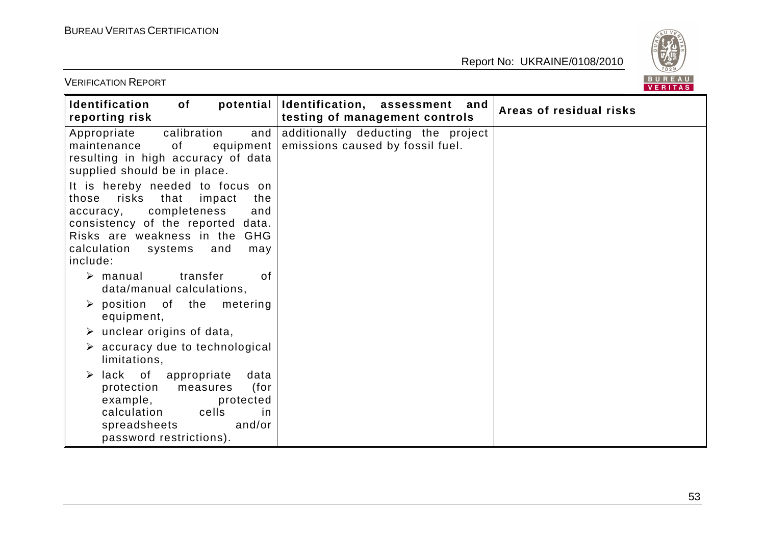| Identification of potential reporting risk | Identification, assessment and testing of management controls | Areas of residual risks |
|---|---|---|
| Appropriate calibration and maintenance of equipment resulting in high accuracy of data supplied should be in place.<br><br>It is hereby needed to focus on those risks that impact the accuracy, completeness and consistency of the reported data. Risks are weakness in the GHG calculation systems and may include:<br><br>➢ manual transfer of data/manual calculations,<br>➢ position of the metering equipment,<br>➢ unclear origins of data,<br>➢ accuracy due to technological limitations,<br>➢ lack of appropriate data protection measures (for example, protected calculation cells in spreadsheets and/or password restrictions). | additionally deducting the project emissions caused by fossil fuel. | |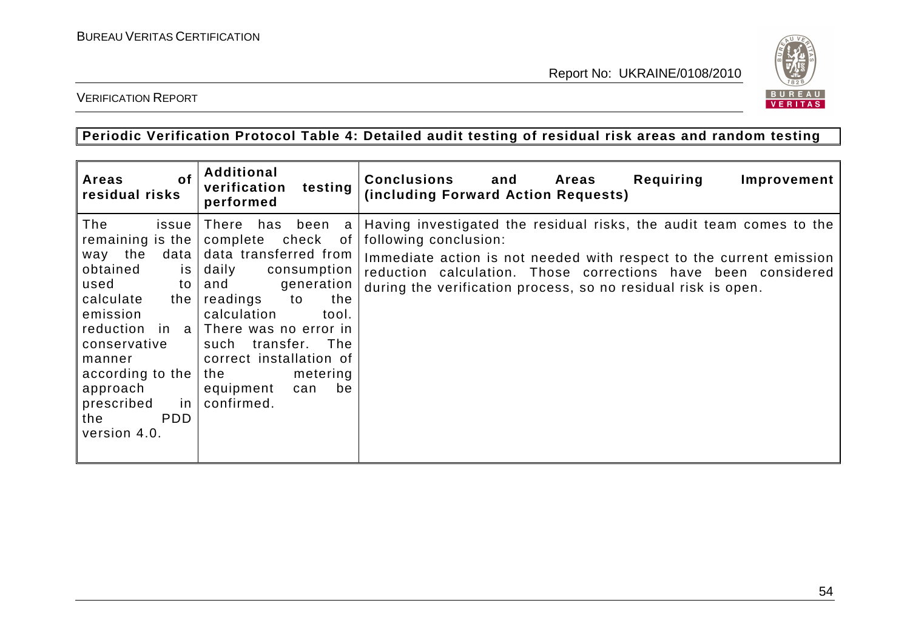**Periodic Verification Protocol Table 4: Detailed audit testing of residual risk areas and random testing**

| Areas of residual risks | Additional verification testing performed | Conclusions and Areas Requiring Improvement (including Forward Action Requests) |
|---|---|---|
| The issue remaining is the way the data obtained is used to calculate the emission reduction in a conservative manner according to the approach prescribed in the PDD version 4.0. | There has been a complete check of data transferred from daily consumption and generation readings to the calculation tool. There was no error in such transfer. The correct installation of the metering equipment can be confirmed. | Having investigated the residual risks, the audit team comes to the following conclusion:<br>Immediate action is not needed with respect to the current emission reduction calculation. Those corrections have been considered during the verification process, so no residual risk is open. |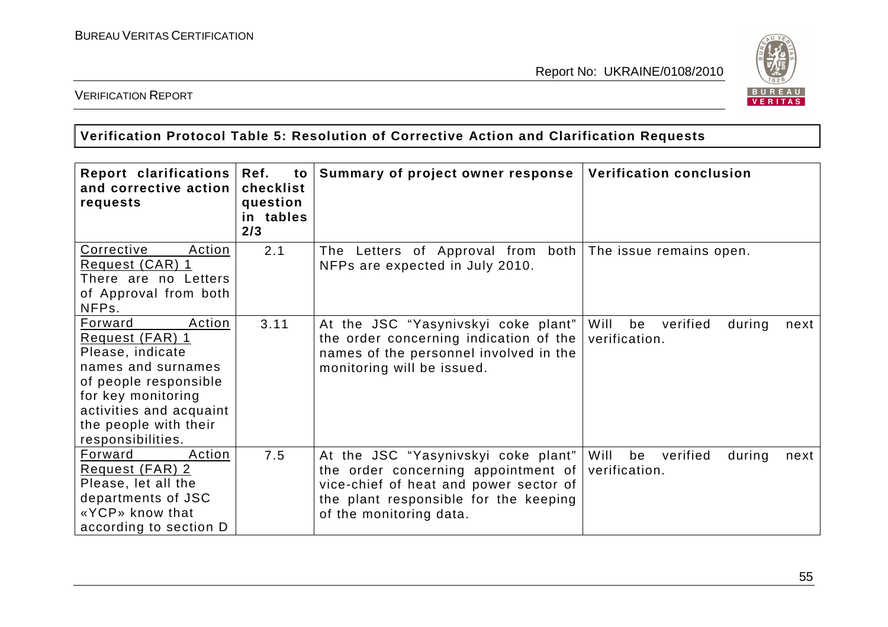**Verification Protocol Table 5: Resolution of Corrective Action and Clarification Requests**

| Report clarifications and corrective action requests | Ref. to checklist question in tables 2/3 | Summary of project owner response | Verification conclusion |
|---|---|---|---|
| Corrective Action Request (CAR) 1<br>There are no Letters of Approval from both NFPs. | 2.1 | The Letters of Approval from both NFPs are expected in July 2010. | The issue remains open. |
| Forward Action Request (FAR) 1<br>Please, indicate names and surnames of people responsible for key monitoring activities and acquaint the people with their responsibilities. | 3.11 | At the JSC "Yasynivskyi coke plant" the order concerning indication of the names of the personnel involved in the monitoring will be issued. | Will be verified during next verification. |
| Forward Action Request (FAR) 2<br>Please, let all the departments of JSC «YCP» know that according to section D | 7.5 | At the JSC "Yasynivskyi coke plant" the order concerning appointment of vice-chief of heat and power sector of the plant responsible for the keeping of the monitoring data. | Will be verified during next verification. |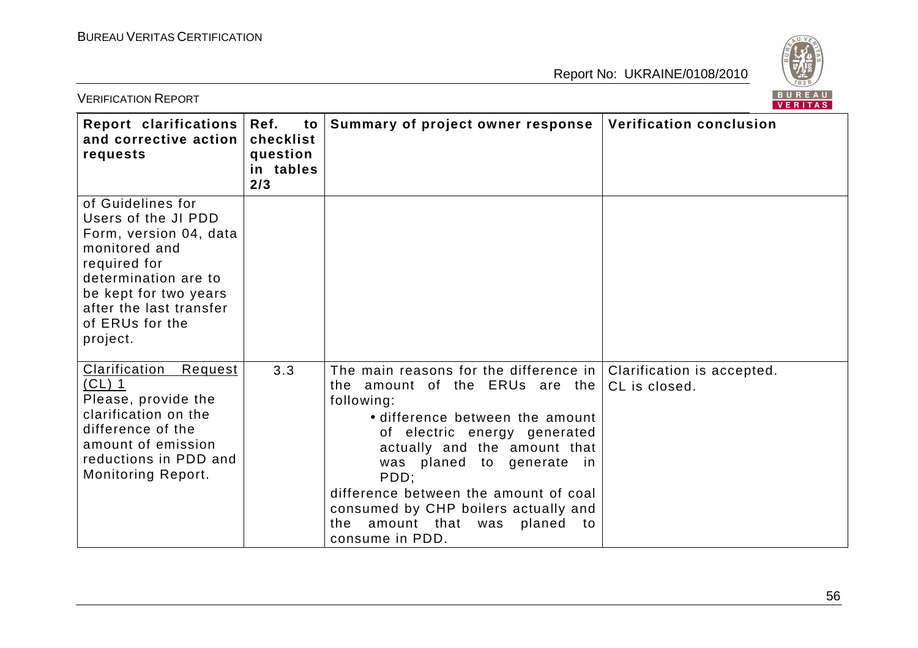| Report clarifications and corrective action requests | Ref. to checklist question in tables 2/3 | Summary of project owner response | Verification conclusion |
|---|---|---|---|
| of Guidelines for Users of the JI PDD Form, version 04, data monitored and required for determination are to be kept for two years after the last transfer of ERUs for the project. | | | |
| Clarification Request (CL) 1<br>Please, provide the clarification on the difference of the amount of emission reductions in PDD and Monitoring Report. | 3.3 | The main reasons for the difference in the amount of the ERUs are the following:<br>• difference between the amount of electric energy generated actually and the amount that was planed to generate in PDD;<br>difference between the amount of coal consumed by CHP boilers actually and the amount that was planed to consume in PDD. | Clarification is accepted.<br>CL is closed. |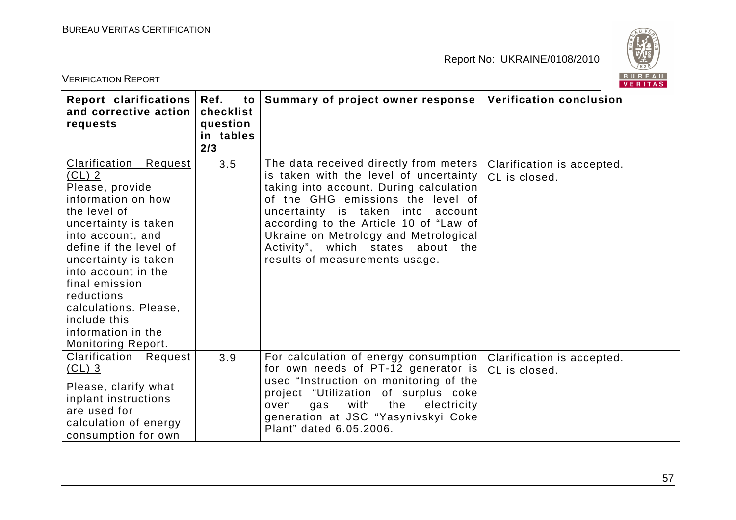| Report clarifications and corrective action requests | Ref. to checklist question in tables 2/3 | Summary of project owner response | Verification conclusion |
|---|---|---|---|
| Clarification Request (CL) 2<br>Please, provide information on how the level of uncertainty is taken into account, and define if the level of uncertainty is taken into account in the final emission reductions calculations. Please, include this information in the Monitoring Report. | 3.5 | The data received directly from meters is taken with the level of uncertainty taking into account. During calculation of the GHG emissions the level of uncertainty is taken into account according to the Article 10 of "Law of Ukraine on Metrology and Metrological Activity", which states about the results of measurements usage. | Clarification is accepted.<br>CL is closed. |
| Clarification Request (CL) 3<br>Please, clarify what inplant instructions are used for calculation of energy consumption for own | 3.9 | For calculation of energy consumption for own needs of PT-12 generator is used "Instruction on monitoring of the project "Utilization of surplus coke oven gas with the electricity generation at JSC "Yasynivskyi Coke Plant" dated 6.05.2006. | Clarification is accepted.<br>CL is closed. |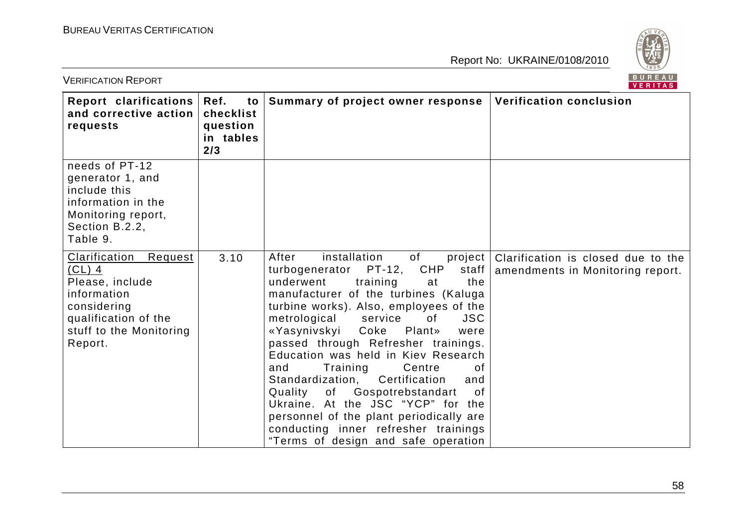| Report clarifications and corrective action requests | Ref. to checklist question in tables 2/3 | Summary of project owner response | Verification conclusion |
|---|---|---|---|
| needs of PT-12 generator 1, and include this information in the Monitoring report, Section B.2.2, Table 9. | | | |
| Clarification Request (CL) 4<br>Please, include information considering qualification of the stuff to the Monitoring Report. | 3.10 | After installation of project turbogenerator PT-12, CHP staff underwent training at the manufacturer of the turbines (Kaluga turbine works). Also, employees of the metrological service of JSC «Yasynivskyi Coke Plant» were passed through Refresher trainings. Education was held in Kiev Research and Training Centre of Standardization, Certification and Quality of Gospotrebstandart of Ukraine. At the JSC "YCP" for the personnel of the plant periodically are conducting inner refresher trainings "Terms of design and safe operation | Clarification is closed due to the amendments in Monitoring report. |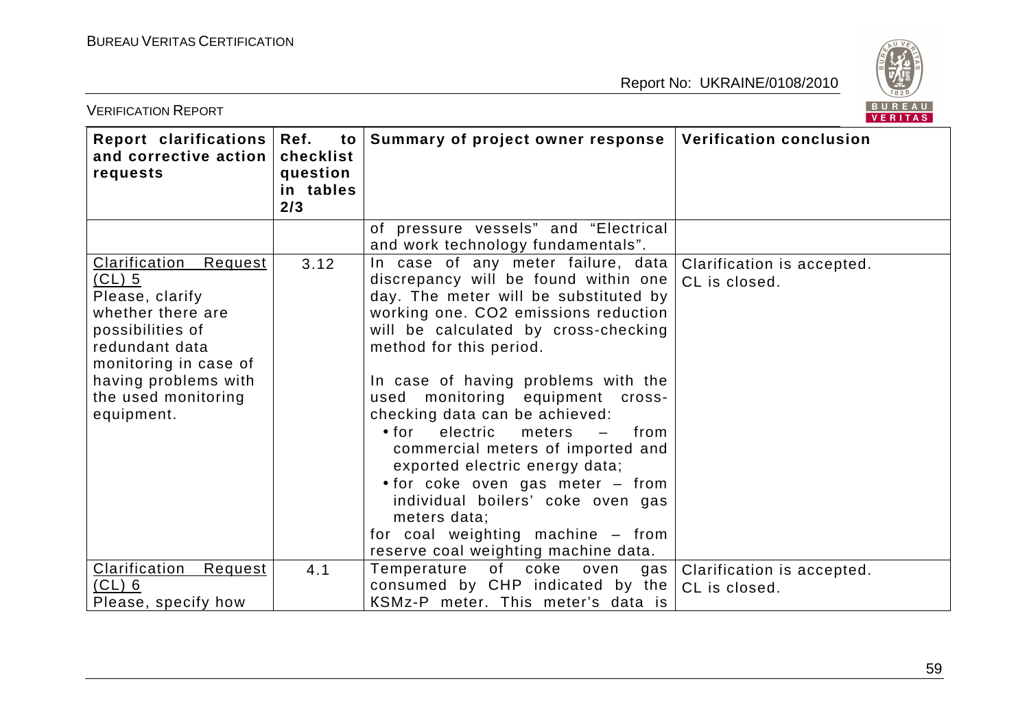| Report clarifications and corrective action requests | Ref. to checklist question in tables 2/3 | Summary of project owner response | Verification conclusion |
|---|---|---|---|
| | | of pressure vessels" and "Electrical and work technology fundamentals". | |
| Clarification Request (CL) 5<br>Please, clarify whether there are possibilities of redundant data monitoring in case of having problems with the used monitoring equipment. | 3.12 | In case of any meter failure, data discrepancy will be found within one day. The meter will be substituted by working one. $CO_2$ emissions reduction will be calculated by cross-checking method for this period.<br><br>In case of having problems with the used monitoring equipment cross-checking data can be achieved:<br>• for electric meters – from commercial meters of imported and exported electric energy data;<br>• for coke oven gas meter – from individual boilers' coke oven gas meters data;<br>for coal weighting machine – from reserve coal weighting machine data. | Clarification is accepted.<br>CL is closed. |
| Clarification Request (CL) 6<br>Please, specify how | 4.1 | Temperature of coke oven gas consumed by CHP indicated by the KSMz-P meter. This meter's data is | Clarification is accepted.<br>CL is closed. |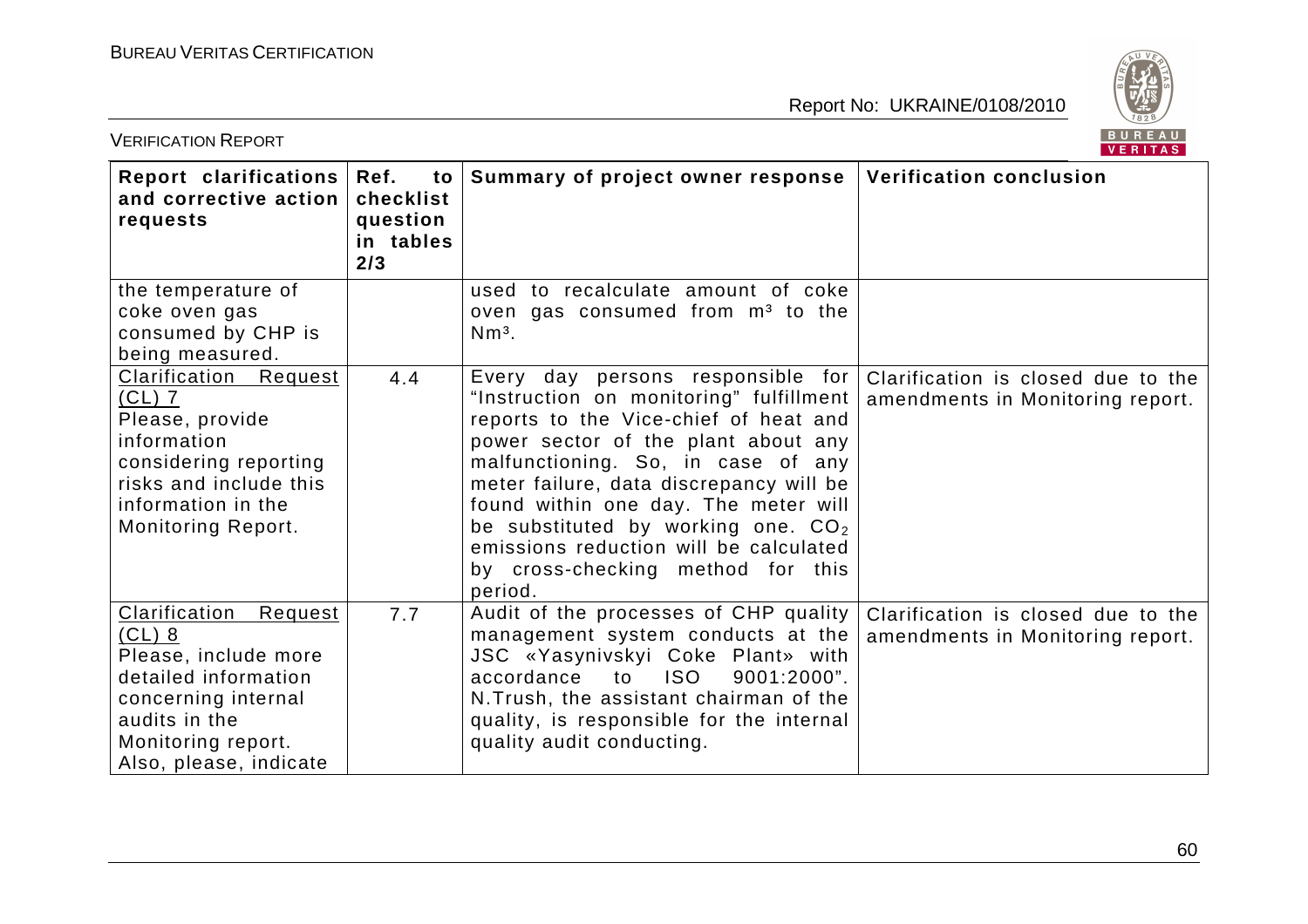| Report clarifications and corrective action requests | Ref. to checklist question in tables 2/3 | Summary of project owner response | Verification conclusion |
|---|---|---|---|
| the temperature of coke oven gas consumed by CHP is being measured. | | used to recalculate amount of coke oven gas consumed from m³ to the Nm³. | |
| Clarification Request (CL) 7<br>Please, provide information considering reporting risks and include this information in the Monitoring Report. | 4.4 | Every day persons responsible for "Instruction on monitoring" fulfillment reports to the Vice-chief of heat and power sector of the plant about any malfunctioning. So, in case of any meter failure, data discrepancy will be found within one day. The meter will be substituted by working one. $CO_2$ emissions reduction will be calculated by cross-checking method for this period. | Clarification is closed due to the amendments in Monitoring report. |
| Clarification Request (CL) 8<br>Please, include more detailed information concerning internal audits in the Monitoring report. Also, please, indicate | 7.7 | Audit of the processes of CHP quality management system conducts at the JSC «Yasynivskyi Coke Plant» with accordance to ISO 9001:2000". N.Trush, the assistant chairman of the quality, is responsible for the internal quality audit conducting. | Clarification is closed due to the amendments in Monitoring report. |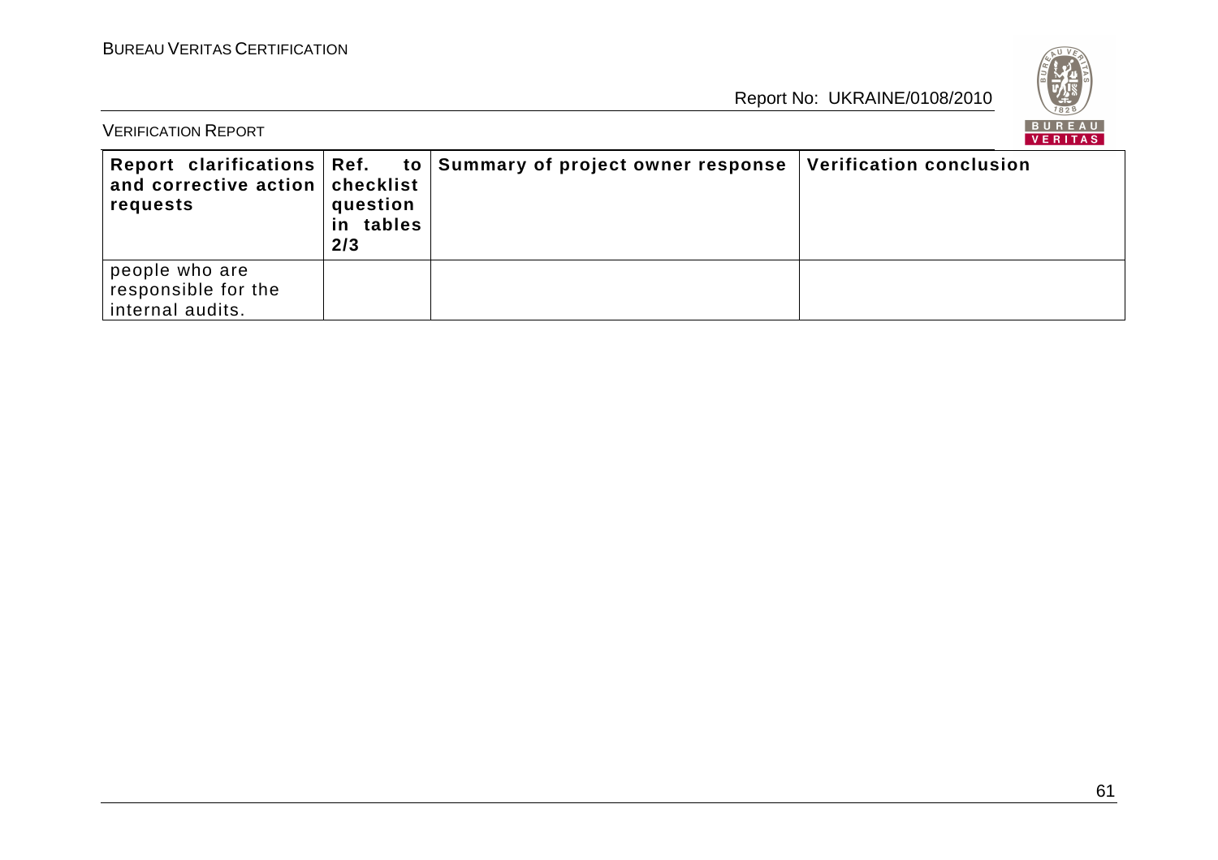| Report clarifications and corrective action requests | Ref. to checklist question in tables 2/3 | Summary of project owner response | Verification conclusion |
|---|---|---|---|
| people who are responsible for the internal audits. | | | |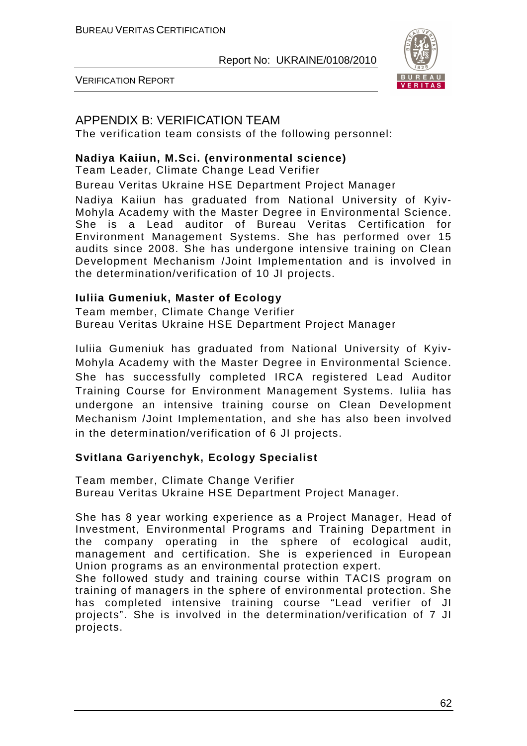## APPENDIX B: VERIFICATION TEAM

The verification team consists of the following personnel:

**Nadiya Kaiiun, M.Sci. (environmental science)**

Team Leader, Climate Change Lead Verifier

Bureau Veritas Ukraine HSE Department Project Manager

Nadiya Kaiiun has graduated from National University of Kyiv-Mohyla Academy with the Master Degree in Environmental Science. She is a Lead auditor of Bureau Veritas Certification for Environment Management Systems. She has performed over 15 audits since 2008. She has undergone intensive training on Clean Development Mechanism /Joint Implementation and is involved in the determination/verification of 10 JI projects.

**Iuliia Gumeniuk, Master of Ecology**

Team member, Climate Change Verifier
Bureau Veritas Ukraine HSE Department Project Manager

Iuliia Gumeniuk has graduated from National University of Kyiv-Mohyla Academy with the Master Degree in Environmental Science. She has successfully completed IRCA registered Lead Auditor Training Course for Environment Management Systems. Iuliia has undergone an intensive training course on Clean Development Mechanism /Joint Implementation, and she has also been involved in the determination/verification of 6 JI projects.

**Svitlana Gariyenchyk, Ecology Specialist**

Team member, Climate Change Verifier
Bureau Veritas Ukraine HSE Department Project Manager.

She has 8 year working experience as a Project Manager, Head of Investment, Environmental Programs and Training Department in the company operating in the sphere of ecological audit, management and certification. She is experienced in European Union programs as an environmental protection expert.
She followed study and training course within TACIS program on training of managers in the sphere of environmental protection. She has completed intensive training course "Lead verifier of JI projects". She is involved in the determination/verification of 7 JI projects.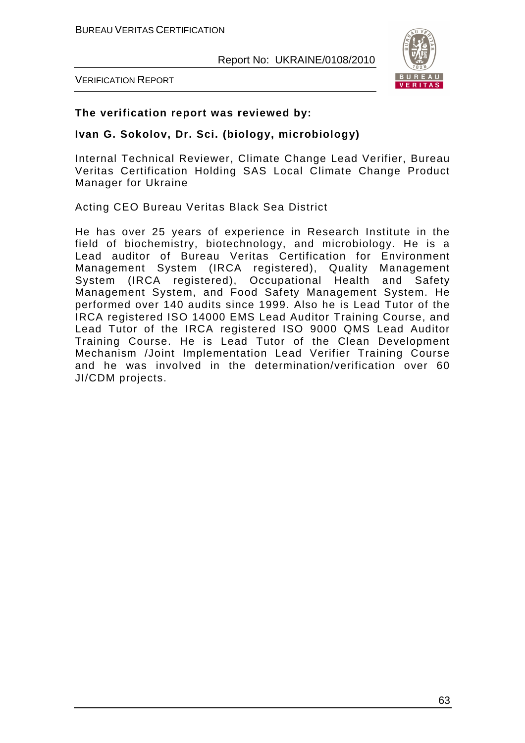**The verification report was reviewed by:**

**Ivan G. Sokolov, Dr. Sci. (biology, microbiology)**

Internal Technical Reviewer, Climate Change Lead Verifier, Bureau Veritas Certification Holding SAS Local Climate Change Product Manager for Ukraine

Acting CEO Bureau Veritas Black Sea District

He has over 25 years of experience in Research Institute in the field of biochemistry, biotechnology, and microbiology. He is a Lead auditor of Bureau Veritas Certification for Environment Management System (IRCA registered), Quality Management System (IRCA registered), Occupational Health and Safety Management System, and Food Safety Management System. He performed over 140 audits since 1999. Also he is Lead Tutor of the IRCA registered ISO 14000 EMS Lead Auditor Training Course, and Lead Tutor of the IRCA registered ISO 9000 QMS Lead Auditor Training Course. He is Lead Tutor of the Clean Development Mechanism /Joint Implementation Lead Verifier Training Course and he was involved in the determination/verification over 60 JI/CDM projects.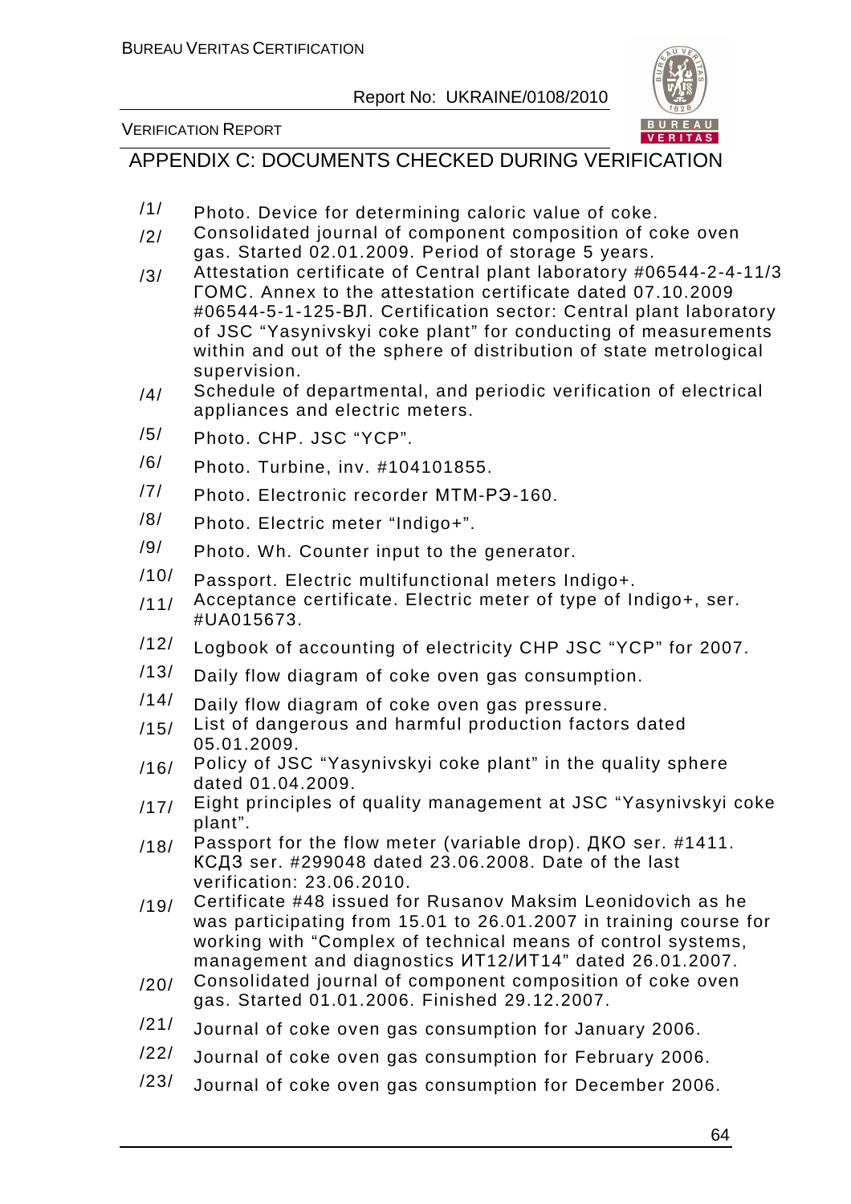## APPENDIX C: DOCUMENTS CHECKED DURING VERIFICATION

/1/ Photo. Device for determining caloric value of coke.

/2/ Consolidated journal of component composition of coke oven gas. Started 02.01.2009. Period of storage 5 years.

/3/ Attestation certificate of Central plant laboratory #06544-2-4-11/3 ГОМС. Annex to the attestation certificate dated 07.10.2009 #06544-5-1-125-ВЛ. Certification sector: Central plant laboratory of JSC "Yasynivskyi coke plant" for conducting of measurements within and out of the sphere of distribution of state metrological supervision.

/4/ Schedule of departmental, and periodic verification of electrical appliances and electric meters.

/5/ Photo. CHP. JSC "YCP".

/6/ Photo. Turbine, inv. #104101855.

/7/ Photo. Electronic recorder МТМ-РЭ-160.

/8/ Photo. Electric meter "Indigo+".

/9/ Photo. Wh. Counter input to the generator.

/10/ Passport. Electric multifunctional meters Indigo+.

/11/ Acceptance certificate. Electric meter of type of Indigo+, ser. #UA015673.

/12/ Logbook of accounting of electricity CHP JSC "YCP" for 2007.

/13/ Daily flow diagram of coke oven gas consumption.

/14/ Daily flow diagram of coke oven gas pressure.

/15/ List of dangerous and harmful production factors dated 05.01.2009.

/16/ Policy of JSC "Yasynivskyi coke plant" in the quality sphere dated 01.04.2009.

/17/ Eight principles of quality management at JSC "Yasynivskyi coke plant".

/18/ Passport for the flow meter (variable drop). ДКО ser. #1411. КСДЗ ser. #299048 dated 23.06.2008. Date of the last verification: 23.06.2010.

/19/ Certificate #48 issued for Rusanov Maksim Leonidovich as he was participating from 15.01 to 26.01.2007 in training course for working with "Complex of technical means of control systems, management and diagnostics ИТ12/ИТ14" dated 26.01.2007.

/20/ Consolidated journal of component composition of coke oven gas. Started 01.01.2006. Finished 29.12.2007.

/21/ Journal of coke oven gas consumption for January 2006.

/22/ Journal of coke oven gas consumption for February 2006.

/23/ Journal of coke oven gas consumption for December 2006.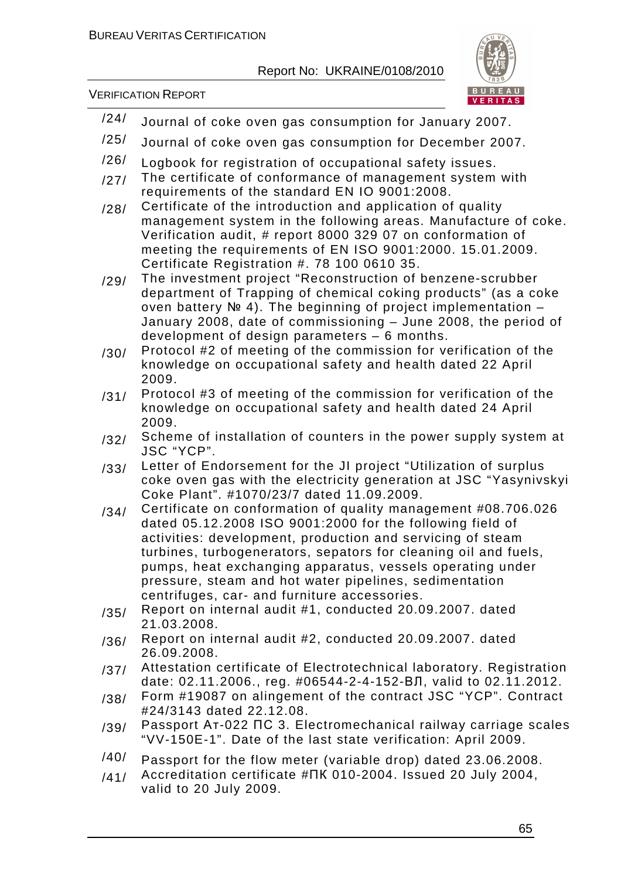/24/ Journal of coke oven gas consumption for January 2007.

/25/ Journal of coke oven gas consumption for December 2007.

/26/ Logbook for registration of occupational safety issues.

/27/ The certificate of conformance of management system with requirements of the standard EN IO 9001:2008.

/28/ Certificate of the introduction and application of quality management system in the following areas. Manufacture of coke. Verification audit, # report 8000 329 07 on conformation of meeting the requirements of EN ISO 9001:2000. 15.01.2009. Certificate Registration #. 78 100 0610 35.

/29/ The investment project "Reconstruction of benzene-scrubber department of Trapping of chemical coking products" (as a coke oven battery № 4). The beginning of project implementation – January 2008, date of commissioning – June 2008, the period of development of design parameters – 6 months.

/30/ Protocol #2 of meeting of the commission for verification of the knowledge on occupational safety and health dated 22 April 2009.

/31/ Protocol #3 of meeting of the commission for verification of the knowledge on occupational safety and health dated 24 April 2009.

/32/ Scheme of installation of counters in the power supply system at JSC "YCP".

/33/ Letter of Endorsement for the JI project "Utilization of surplus coke oven gas with the electricity generation at JSC "Yasynivskyi Coke Plant". #1070/23/7 dated 11.09.2009.

/34/ Certificate on conformation of quality management #08.706.026 dated 05.12.2008 ISO 9001:2000 for the following field of activities: development, production and servicing of steam turbines, turbogenerators, sepators for cleaning oil and fuels, pumps, heat exchanging apparatus, vessels operating under pressure, steam and hot water pipelines, sedimentation centrifuges, car- and furniture accessories.

/35/ Report on internal audit #1, conducted 20.09.2007. dated 21.03.2008.

/36/ Report on internal audit #2, conducted 20.09.2007. dated 26.09.2008.

/37/ Attestation certificate of Electrotechnical laboratory. Registration date: 02.11.2006., reg. #06544-2-4-152-ВЛ, valid to 02.11.2012.

/38/ Form #19087 on alingement of the contract JSC "YCP". Contract #24/3143 dated 22.12.08.

/39/ Passport Ат-022 ПС 3. Electromechanical railway carriage scales "VV-150E-1". Date of the last state verification: April 2009.

/40/ Passport for the flow meter (variable drop) dated 23.06.2008.

/41/ Accreditation certificate #ПК 010-2004. Issued 20 July 2004, valid to 20 July 2009.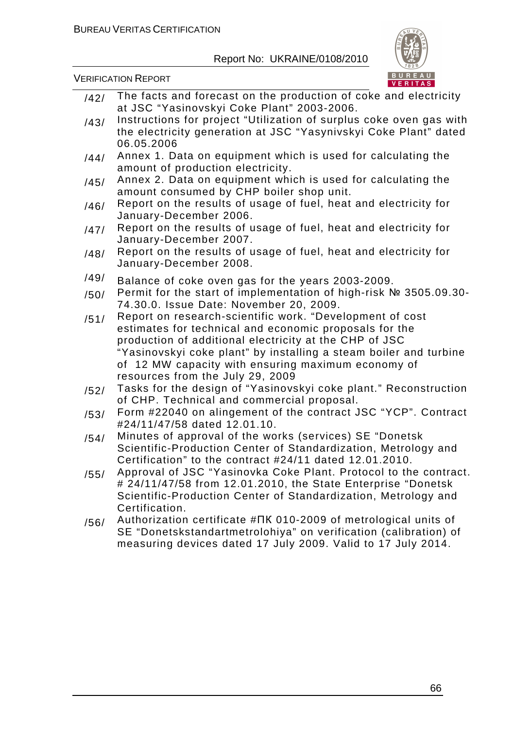/42/ The facts and forecast on the production of coke and electricity at JSC "Yasinovskyi Coke Plant" 2003-2006.

/43/ Instructions for project "Utilization of surplus coke oven gas with the electricity generation at JSC "Yasynivskyi Coke Plant" dated 06.05.2006

/44/ Annex 1. Data on equipment which is used for calculating the amount of production electricity.

/45/ Annex 2. Data on equipment which is used for calculating the amount consumed by CHP boiler shop unit.

/46/ Report on the results of usage of fuel, heat and electricity for January-December 2006.

/47/ Report on the results of usage of fuel, heat and electricity for January-December 2007.

/48/ Report on the results of usage of fuel, heat and electricity for January-December 2008.

/49/ Balance of coke oven gas for the years 2003-2009.

/50/ Permit for the start of implementation of high-risk № 3505.09.30-74.30.0. Issue Date: November 20, 2009.

/51/ Report on research-scientific work. "Development of cost estimates for technical and economic proposals for the production of additional electricity at the CHP of JSC "Yasinovskyi coke plant" by installing a steam boiler and turbine of 12 MW capacity with ensuring maximum economy of resources from the July 29, 2009

/52/ Tasks for the design of "Yasinovskyi coke plant." Reconstruction of CHP. Technical and commercial proposal.

/53/ Form #22040 on alingement of the contract JSC "YCP". Contract #24/11/47/58 dated 12.01.10.

/54/ Minutes of approval of the works (services) SE "Donetsk Scientific-Production Center of Standardization, Metrology and Certification" to the contract #24/11 dated 12.01.2010.

/55/ Approval of JSC "Yasinovka Coke Plant. Protocol to the contract. # 24/11/47/58 from 12.01.2010, the State Enterprise "Donetsk Scientific-Production Center of Standardization, Metrology and Certification.

/56/ Authorization certificate #ПК 010-2009 of metrological units of SE "Donetskstandartmetrolohiya" on verification (calibration) of measuring devices dated 17 July 2009. Valid to 17 July 2014.